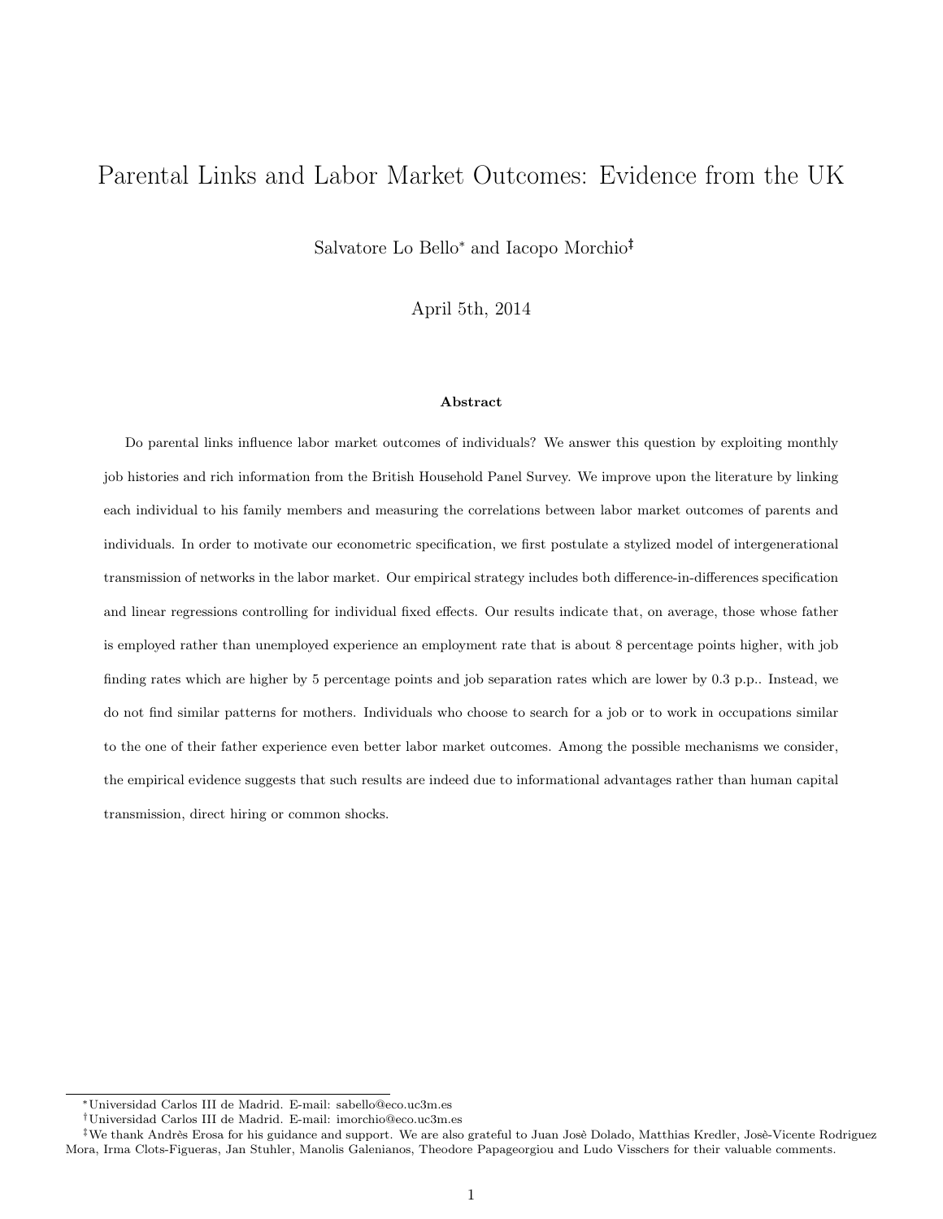# Parental Links and Labor Market Outcomes: Evidence from the UK

Salvatore Lo Bello* and Iacopo Morchio†‡

April 5th, 2014

### Abstract

Do parental links influence labor market outcomes of individuals? We answer this question by exploiting monthly job histories and rich information from the British Household Panel Survey. We improve upon the literature by linking each individual to his family members and measuring the correlations between labor market outcomes of parents and individuals. In order to motivate our econometric specification, we first postulate a stylized model of intergenerational transmission of networks in the labor market. Our empirical strategy includes both difference-in-differences specification and linear regressions controlling for individual fixed effects. Our results indicate that, on average, those whose father is employed rather than unemployed experience an employment rate that is about 8 percentage points higher, with job finding rates which are higher by 5 percentage points and job separation rates which are lower by 0.3 p.p.. Instead, we do not find similar patterns for mothers. Individuals who choose to search for a job or to work in occupations similar to the one of their father experience even better labor market outcomes. Among the possible mechanisms we consider, the empirical evidence suggests that such results are indeed due to informational advantages rather than human capital transmission, direct hiring or common shocks.

---

*Universidad Carlos III de Madrid. E-mail: sabello@eco.uc3m.es

†Universidad Carlos III de Madrid. E-mail: imorchio@eco.uc3m.es

‡We thank Andrès Erosa for his guidance and support. We are also grateful to Juan Josè Dolado, Matthias Kredler, Josè-Vicente Rodriguez Mora, Irma Clots-Figueras, Jan Stuhler, Manolis Galenianos, Theodore Papageorgiou and Ludo Visschers for their valuable comments.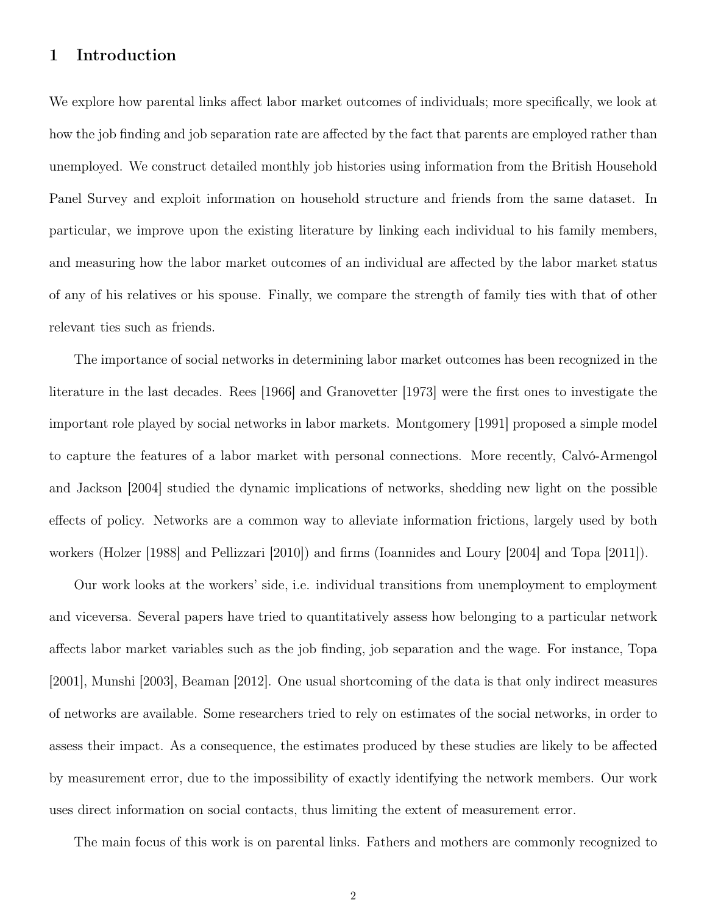# 1 Introduction

We explore how parental links affect labor market outcomes of individuals; more specifically, we look at how the job finding and job separation rate are affected by the fact that parents are employed rather than unemployed. We construct detailed monthly job histories using information from the British Household Panel Survey and exploit information on household structure and friends from the same dataset. In particular, we improve upon the existing literature by linking each individual to his family members, and measuring how the labor market outcomes of an individual are affected by the labor market status of any of his relatives or his spouse. Finally, we compare the strength of family ties with that of other relevant ties such as friends.

The importance of social networks in determining labor market outcomes has been recognized in the literature in the last decades. Rees [1966] and Granovetter [1973] were the first ones to investigate the important role played by social networks in labor markets. Montgomery [1991] proposed a simple model to capture the features of a labor market with personal connections. More recently, Calvó-Armengol and Jackson [2004] studied the dynamic implications of networks, shedding new light on the possible effects of policy. Networks are a common way to alleviate information frictions, largely used by both workers (Holzer [1988] and Pellizzari [2010]) and firms (Ioannides and Loury [2004] and Topa [2011]).

Our work looks at the workers' side, i.e. individual transitions from unemployment to employment and viceversa. Several papers have tried to quantitatively assess how belonging to a particular network affects labor market variables such as the job finding, job separation and the wage. For instance, Topa [2001], Munshi [2003], Beaman [2012]. One usual shortcoming of the data is that only indirect measures of networks are available. Some researchers tried to rely on estimates of the social networks, in order to assess their impact. As a consequence, the estimates produced by these studies are likely to be affected by measurement error, due to the impossibility of exactly identifying the network members. Our work uses direct information on social contacts, thus limiting the extent of measurement error.

The main focus of this work is on parental links. Fathers and mothers are commonly recognized to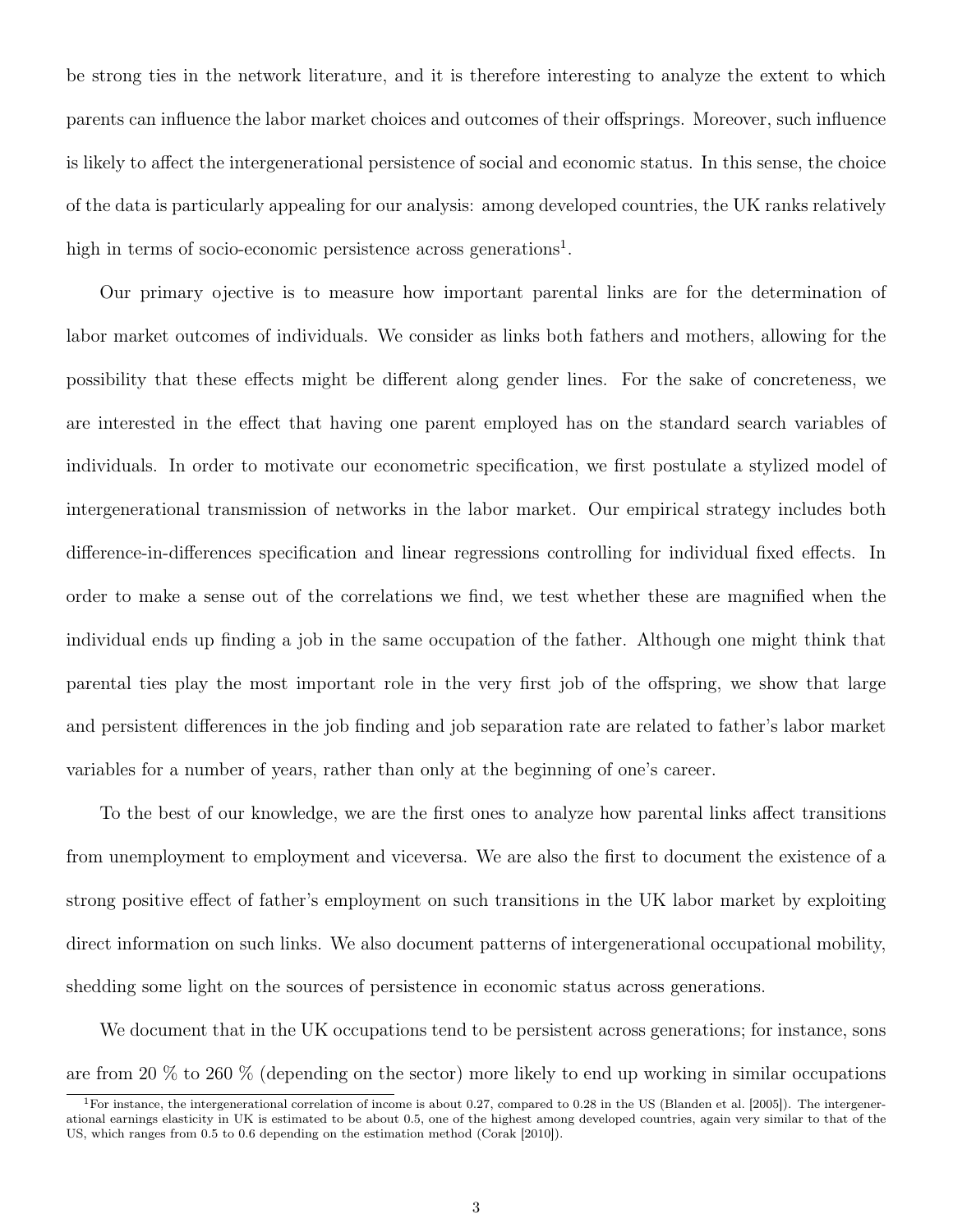be strong ties in the network literature, and it is therefore interesting to analyze the extent to which parents can influence the labor market choices and outcomes of their offsprings. Moreover, such influence is likely to affect the intergenerational persistence of social and economic status. In this sense, the choice of the data is particularly appealing for our analysis: among developed countries, the UK ranks relatively high in terms of socio-economic persistence across generations[1].

Our primary ojective is to measure how important parental links are for the determination of labor market outcomes of individuals. We consider as links both fathers and mothers, allowing for the possibility that these effects might be different along gender lines. For the sake of concreteness, we are interested in the effect that having one parent employed has on the standard search variables of individuals. In order to motivate our econometric specification, we first postulate a stylized model of intergenerational transmission of networks in the labor market. Our empirical strategy includes both difference-in-differences specification and linear regressions controlling for individual fixed effects. In order to make a sense out of the correlations we find, we test whether these are magnified when the individual ends up finding a job in the same occupation of the father. Although one might think that parental ties play the most important role in the very first job of the offspring, we show that large and persistent differences in the job finding and job separation rate are related to father's labor market variables for a number of years, rather than only at the beginning of one's career.

To the best of our knowledge, we are the first ones to analyze how parental links affect transitions from unemployment to employment and viceversa. We are also the first to document the existence of a strong positive effect of father's employment on such transitions in the UK labor market by exploiting direct information on such links. We also document patterns of intergenerational occupational mobility, shedding some light on the sources of persistence in economic status across generations.

We document that in the UK occupations tend to be persistent across generations; for instance, sons are from 20 % to 260 % (depending on the sector) more likely to end up working in similar occupations

[1] For instance, the intergenerational correlation of income is about 0.27, compared to 0.28 in the US (Blanden et al. [2005]). The intergenerational earnings elasticity in UK is estimated to be about 0.5, one of the highest among developed countries, again very similar to that of the US, which ranges from 0.5 to 0.6 depending on the estimation method (Corak [2010]).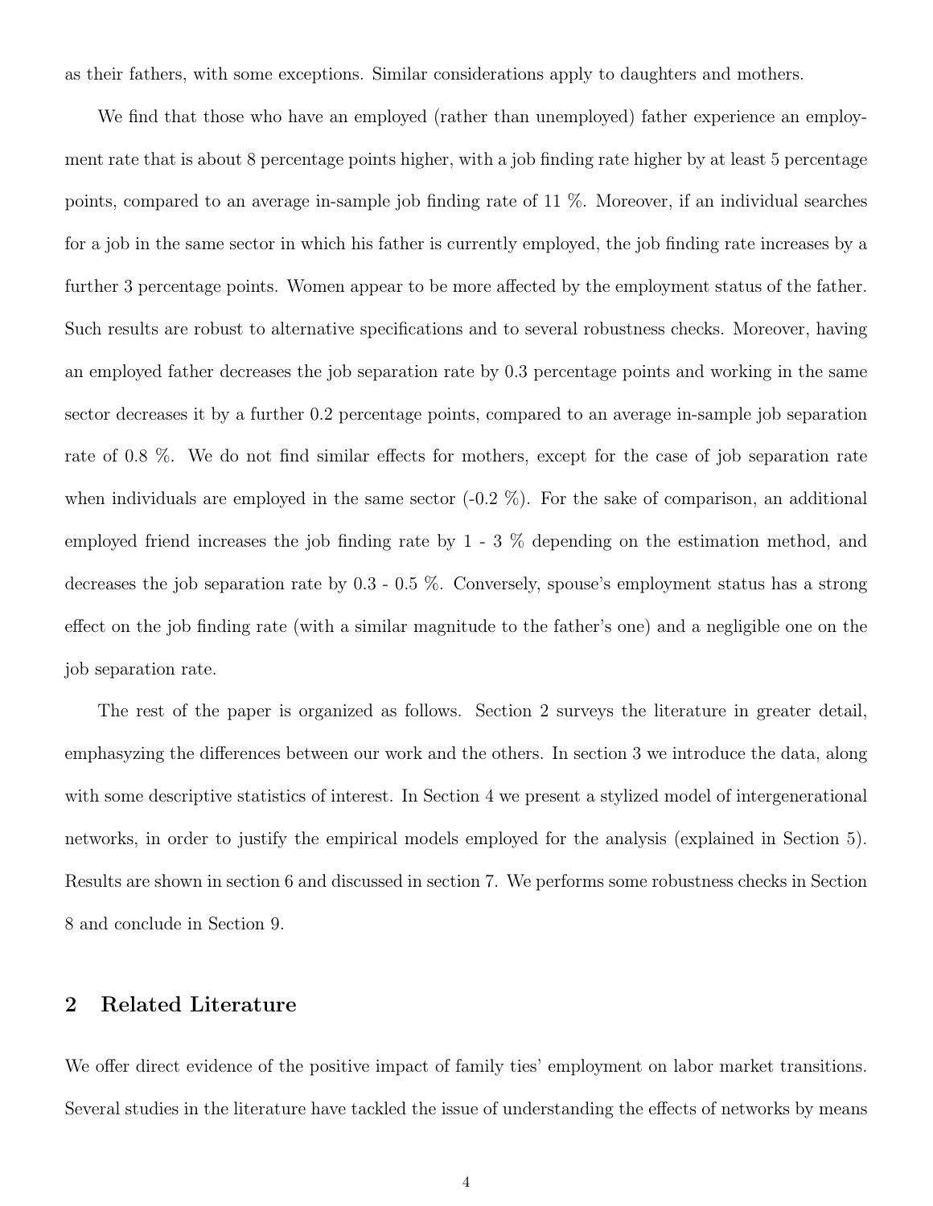as their fathers, with some exceptions. Similar considerations apply to daughters and mothers.

We find that those who have an employed (rather than unemployed) father experience an employment rate that is about 8 percentage points higher, with a job finding rate higher by at least 5 percentage points, compared to an average in-sample job finding rate of 11 %. Moreover, if an individual searches for a job in the same sector in which his father is currently employed, the job finding rate increases by a further 3 percentage points. Women appear to be more affected by the employment status of the father. Such results are robust to alternative specifications and to several robustness checks. Moreover, having an employed father decreases the job separation rate by 0.3 percentage points and working in the same sector decreases it by a further 0.2 percentage points, compared to an average in-sample job separation rate of 0.8 %. We do not find similar effects for mothers, except for the case of job separation rate when individuals are employed in the same sector (-0.2 %). For the sake of comparison, an additional employed friend increases the job finding rate by 1 - 3 % depending on the estimation method, and decreases the job separation rate by 0.3 - 0.5 %. Conversely, spouse's employment status has a strong effect on the job finding rate (with a similar magnitude to the father's one) and a negligible one on the job separation rate.

The rest of the paper is organized as follows. Section 2 surveys the literature in greater detail, emphasyzing the differences between our work and the others. In section 3 we introduce the data, along with some descriptive statistics of interest. In Section 4 we present a stylized model of intergenerational networks, in order to justify the empirical models employed for the analysis (explained in Section 5). Results are shown in section 6 and discussed in section 7. We performs some robustness checks in Section 8 and conclude in Section 9.

## 2 Related Literature

We offer direct evidence of the positive impact of family ties' employment on labor market transitions. Several studies in the literature have tackled the issue of understanding the effects of networks by means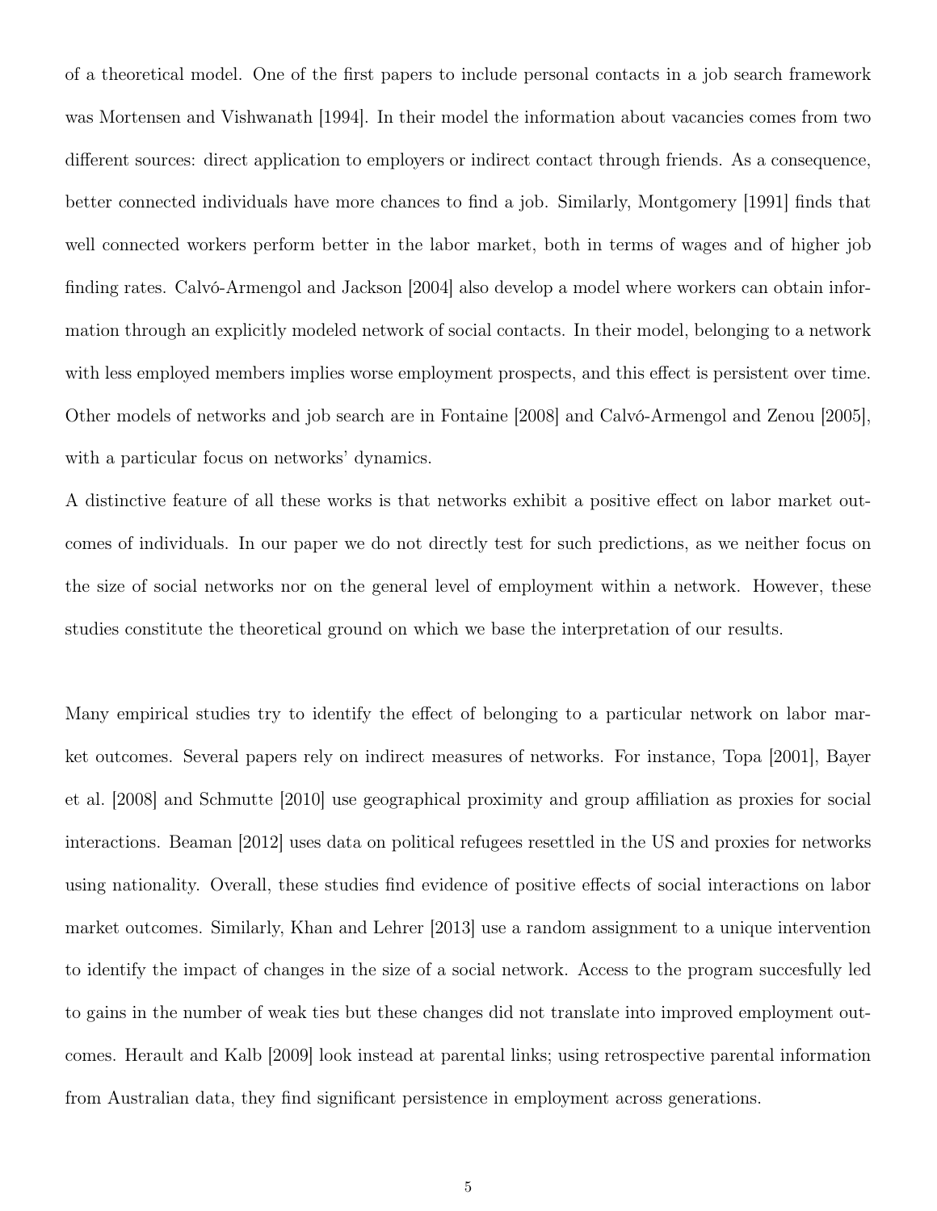of a theoretical model. One of the first papers to include personal contacts in a job search framework was Mortensen and Vishwanath [1994]. In their model the information about vacancies comes from two different sources: direct application to employers or indirect contact through friends. As a consequence, better connected individuals have more chances to find a job. Similarly, Montgomery [1991] finds that well connected workers perform better in the labor market, both in terms of wages and of higher job finding rates. Calvó-Armengol and Jackson [2004] also develop a model where workers can obtain information through an explicitly modeled network of social contacts. In their model, belonging to a network with less employed members implies worse employment prospects, and this effect is persistent over time. Other models of networks and job search are in Fontaine [2008] and Calvó-Armengol and Zenou [2005], with a particular focus on networks' dynamics.

A distinctive feature of all these works is that networks exhibit a positive effect on labor market outcomes of individuals. In our paper we do not directly test for such predictions, as we neither focus on the size of social networks nor on the general level of employment within a network. However, these studies constitute the theoretical ground on which we base the interpretation of our results.

Many empirical studies try to identify the effect of belonging to a particular network on labor market outcomes. Several papers rely on indirect measures of networks. For instance, Topa [2001], Bayer et al. [2008] and Schmutte [2010] use geographical proximity and group affiliation as proxies for social interactions. Beaman [2012] uses data on political refugees resettled in the US and proxies for networks using nationality. Overall, these studies find evidence of positive effects of social interactions on labor market outcomes. Similarly, Khan and Lehrer [2013] use a random assignment to a unique intervention to identify the impact of changes in the size of a social network. Access to the program succesfully led to gains in the number of weak ties but these changes did not translate into improved employment outcomes. Herault and Kalb [2009] look instead at parental links; using retrospective parental information from Australian data, they find significant persistence in employment across generations.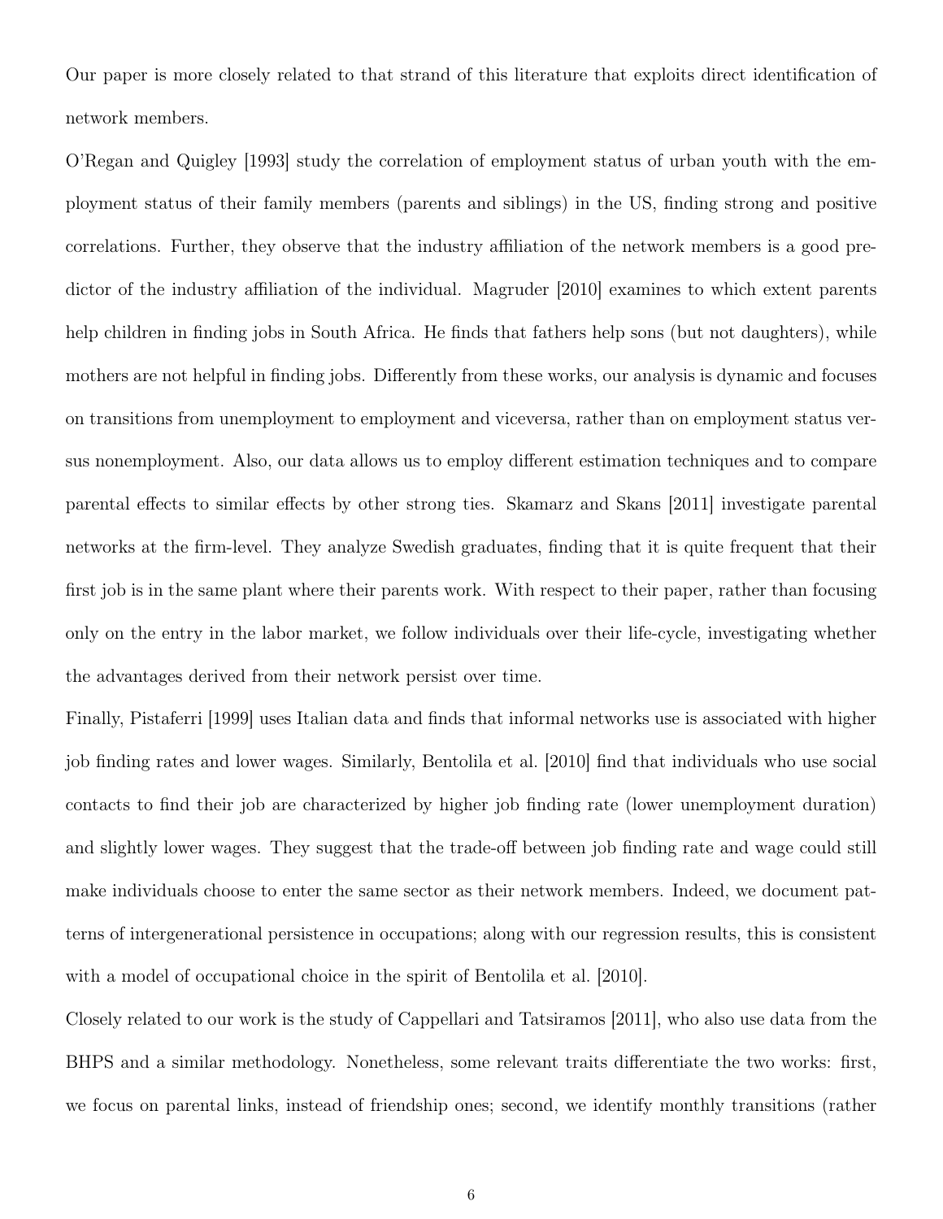Our paper is more closely related to that strand of this literature that exploits direct identification of network members.

O'Regan and Quigley [1993] study the correlation of employment status of urban youth with the employment status of their family members (parents and siblings) in the US, finding strong and positive correlations. Further, they observe that the industry affiliation of the network members is a good predictor of the industry affiliation of the individual. Magruder [2010] examines to which extent parents help children in finding jobs in South Africa. He finds that fathers help sons (but not daughters), while mothers are not helpful in finding jobs. Differently from these works, our analysis is dynamic and focuses on transitions from unemployment to employment and viceversa, rather than on employment status versus nonemployment. Also, our data allows us to employ different estimation techniques and to compare parental effects to similar effects by other strong ties. Skamarz and Skans [2011] investigate parental networks at the firm-level. They analyze Swedish graduates, finding that it is quite frequent that their first job is in the same plant where their parents work. With respect to their paper, rather than focusing only on the entry in the labor market, we follow individuals over their life-cycle, investigating whether the advantages derived from their network persist over time.

Finally, Pistaferri [1999] uses Italian data and finds that informal networks use is associated with higher job finding rates and lower wages. Similarly, Bentolila et al. [2010] find that individuals who use social contacts to find their job are characterized by higher job finding rate (lower unemployment duration) and slightly lower wages. They suggest that the trade-off between job finding rate and wage could still make individuals choose to enter the same sector as their network members. Indeed, we document patterns of intergenerational persistence in occupations; along with our regression results, this is consistent with a model of occupational choice in the spirit of Bentolila et al. [2010].

Closely related to our work is the study of Cappellari and Tatsiramos [2011], who also use data from the BHPS and a similar methodology. Nonetheless, some relevant traits differentiate the two works: first, we focus on parental links, instead of friendship ones; second, we identify monthly transitions (rather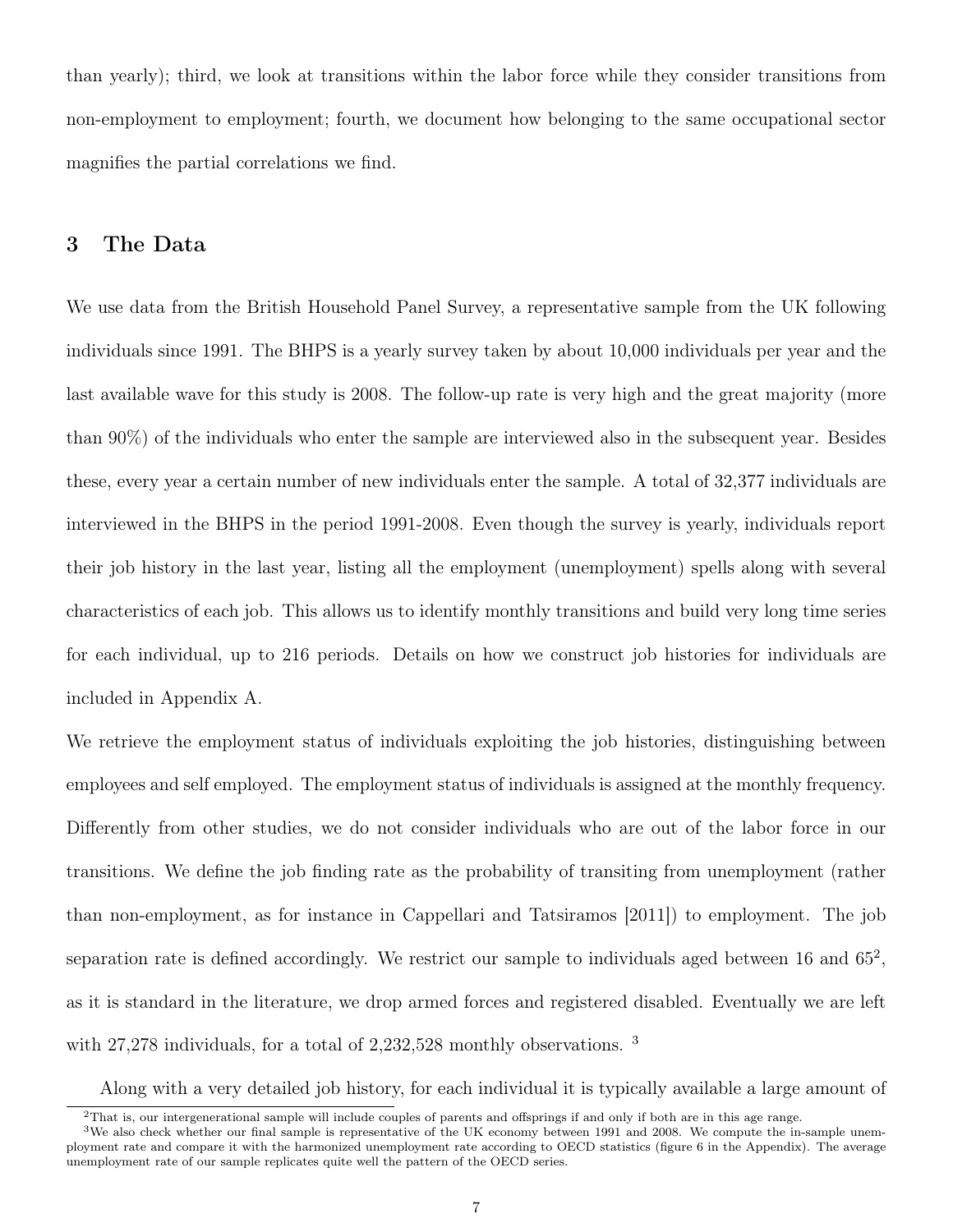than yearly); third, we look at transitions within the labor force while they consider transitions from non-employment to employment; fourth, we document how belonging to the same occupational sector magnifies the partial correlations we find.

## 3 The Data

We use data from the British Household Panel Survey, a representative sample from the UK following individuals since 1991. The BHPS is a yearly survey taken by about 10,000 individuals per year and the last available wave for this study is 2008. The follow-up rate is very high and the great majority (more than 90%) of the individuals who enter the sample are interviewed also in the subsequent year. Besides these, every year a certain number of new individuals enter the sample. A total of 32,377 individuals are interviewed in the BHPS in the period 1991-2008. Even though the survey is yearly, individuals report their job history in the last year, listing all the employment (unemployment) spells along with several characteristics of each job. This allows us to identify monthly transitions and build very long time series for each individual, up to 216 periods. Details on how we construct job histories for individuals are included in Appendix A.

We retrieve the employment status of individuals exploiting the job histories, distinguishing between employees and self employed. The employment status of individuals is assigned at the monthly frequency. Differently from other studies, we do not consider individuals who are out of the labor force in our transitions. We define the job finding rate as the probability of transiting from unemployment (rather than non-employment, as for instance in Cappellari and Tatsiramos [2011]) to employment. The job separation rate is defined accordingly. We restrict our sample to individuals aged between 16 and 65[2], as it is standard in the literature, we drop armed forces and registered disabled. Eventually we are left with 27,278 individuals, for a total of 2,232,528 monthly observations. [3]

Along with a very detailed job history, for each individual it is typically available a large amount of

[2] That is, our intergenerational sample will include couples of parents and offsprings if and only if both are in this age range.

[3] We also check whether our final sample is representative of the UK economy between 1991 and 2008. We compute the in-sample unemployment rate and compare it with the harmonized unemployment rate according to OECD statistics (figure 6 in the Appendix). The average unemployment rate of our sample replicates quite well the pattern of the OECD series.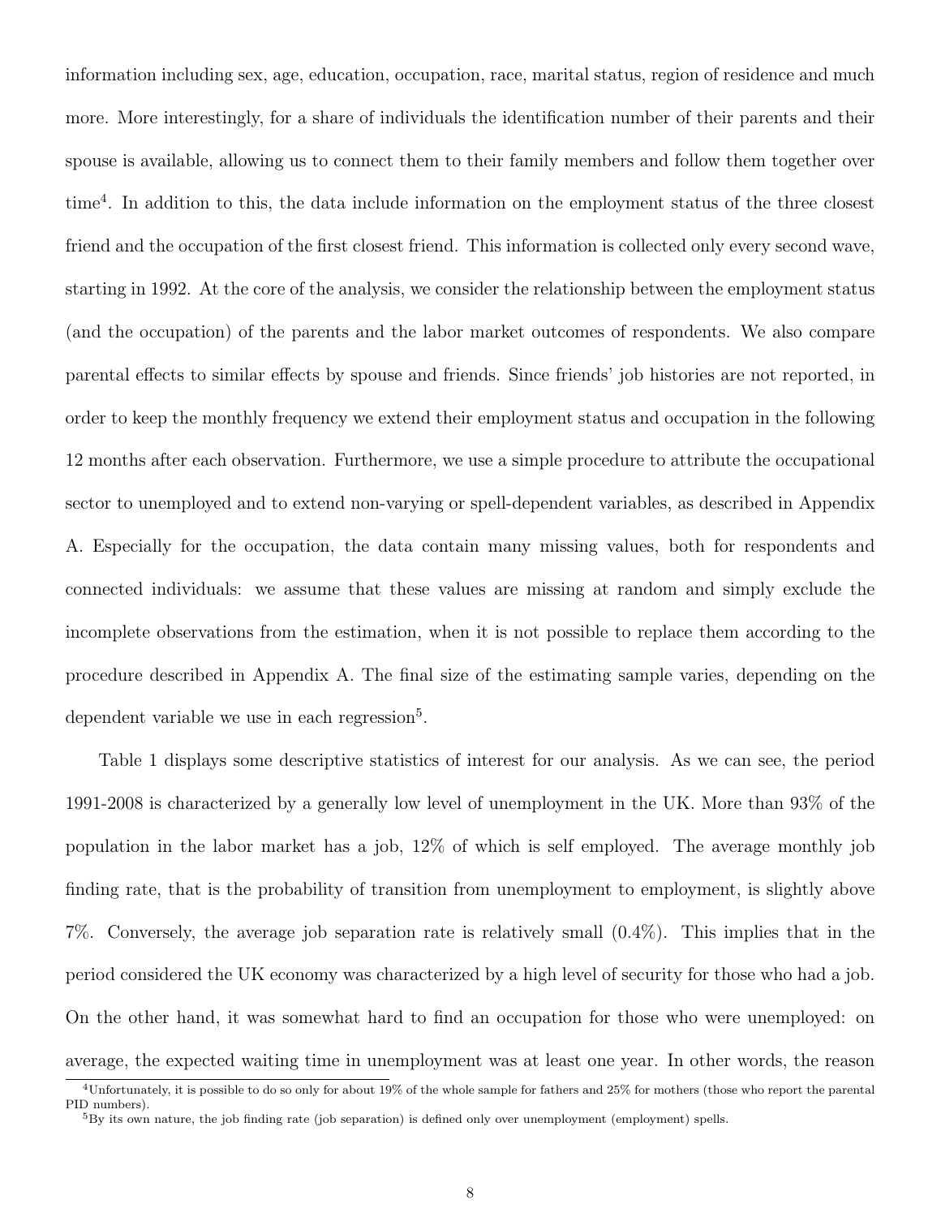information including sex, age, education, occupation, race, marital status, region of residence and much more. More interestingly, for a share of individuals the identification number of their parents and their spouse is available, allowing us to connect them to their family members and follow them together over time[4]. In addition to this, the data include information on the employment status of the three closest friend and the occupation of the first closest friend. This information is collected only every second wave, starting in 1992. At the core of the analysis, we consider the relationship between the employment status (and the occupation) of the parents and the labor market outcomes of respondents. We also compare parental effects to similar effects by spouse and friends. Since friends' job histories are not reported, in order to keep the monthly frequency we extend their employment status and occupation in the following 12 months after each observation. Furthermore, we use a simple procedure to attribute the occupational sector to unemployed and to extend non-varying or spell-dependent variables, as described in Appendix A. Especially for the occupation, the data contain many missing values, both for respondents and connected individuals: we assume that these values are missing at random and simply exclude the incomplete observations from the estimation, when it is not possible to replace them according to the procedure described in Appendix A. The final size of the estimating sample varies, depending on the dependent variable we use in each regression[5].

Table 1 displays some descriptive statistics of interest for our analysis. As we can see, the period 1991-2008 is characterized by a generally low level of unemployment in the UK. More than 93% of the population in the labor market has a job, 12% of which is self employed. The average monthly job finding rate, that is the probability of transition from unemployment to employment, is slightly above 7%. Conversely, the average job separation rate is relatively small (0.4%). This implies that in the period considered the UK economy was characterized by a high level of security for those who had a job. On the other hand, it was somewhat hard to find an occupation for those who were unemployed: on average, the expected waiting time in unemployment was at least one year. In other words, the reason

[4] Unfortunately, it is possible to do so only for about 19% of the whole sample for fathers and 25% for mothers (those who report the parental PID numbers).

[5] By its own nature, the job finding rate (job separation) is defined only over unemployment (employment) spells.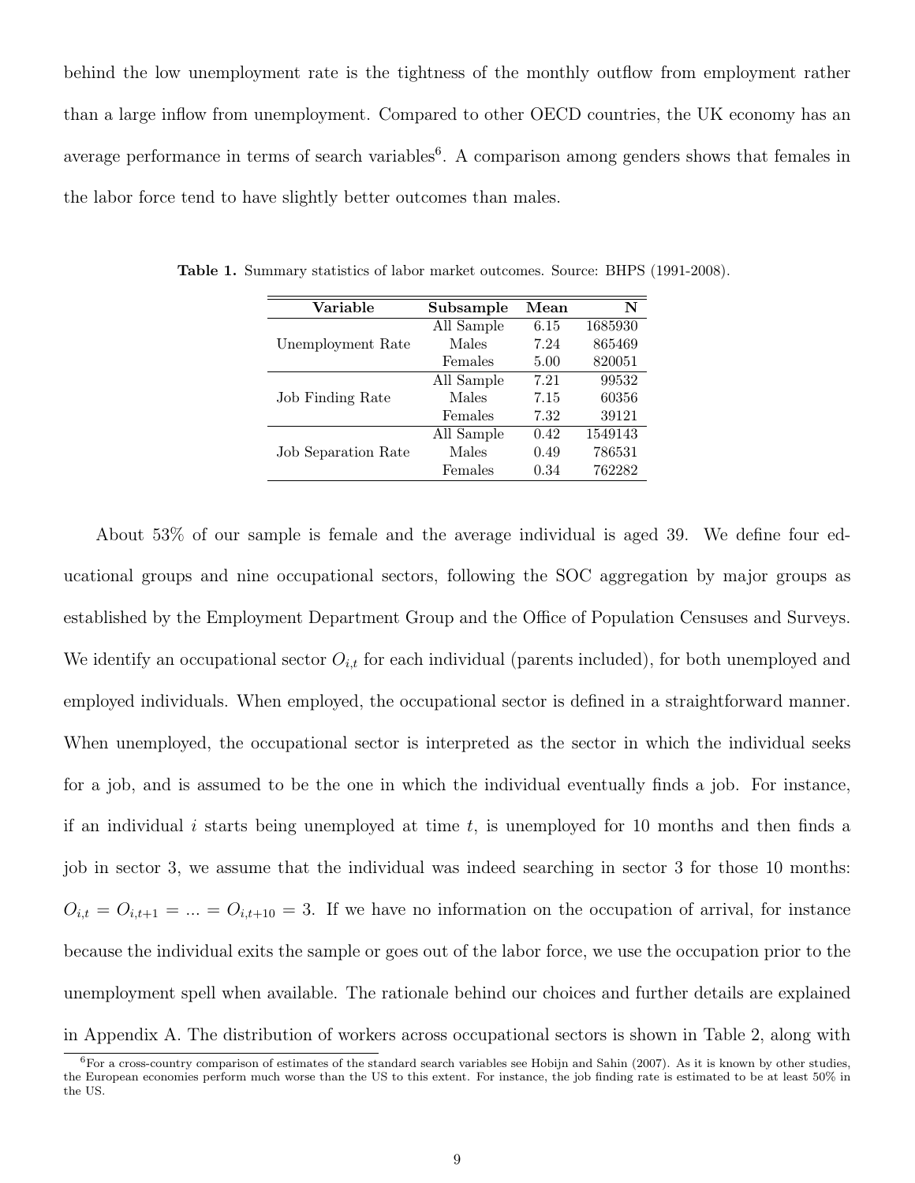behind the low unemployment rate is the tightness of the monthly outflow from employment rather than a large inflow from unemployment. Compared to other OECD countries, the UK economy has an average performance in terms of search variables[6]. A comparison among genders shows that females in the labor force tend to have slightly better outcomes than males.

**Table 1.** Summary statistics of labor market outcomes. Source: BHPS (1991-2008).

| Variable | Subsample | Mean | N |
|---|---|---|---|
| Unemployment Rate | All Sample | 6.15 | 1685930 |
| | Males | 7.24 | 865469 |
| | Females | 5.00 | 820051 |
| Job Finding Rate | All Sample | 7.21 | 99532 |
| | Males | 7.15 | 60356 |
| | Females | 7.32 | 39121 |
| Job Separation Rate | All Sample | 0.42 | 1549143 |
| | Males | 0.49 | 786531 |
| | Females | 0.34 | 762282 |

About 53% of our sample is female and the average individual is aged 39. We define four educational groups and nine occupational sectors, following the SOC aggregation by major groups as established by the Employment Department Group and the Office of Population Censuses and Surveys. We identify an occupational sector $O_{i,t}$ for each individual (parents included), for both unemployed and employed individuals. When employed, the occupational sector is defined in a straightforward manner. When unemployed, the occupational sector is interpreted as the sector in which the individual seeks for a job, and is assumed to be the one in which the individual eventually finds a job. For instance, if an individual $i$ starts being unemployed at time $t$, is unemployed for 10 months and then finds a job in sector 3, we assume that the individual was indeed searching in sector 3 for those 10 months: $O_{i,t} = O_{i,t+1} = ... = O_{i,t+10} = 3$. If we have no information on the occupation of arrival, for instance because the individual exits the sample or goes out of the labor force, we use the occupation prior to the unemployment spell when available. The rationale behind our choices and further details are explained in Appendix A. The distribution of workers across occupational sectors is shown in Table 2, along with

[6] For a cross-country comparison of estimates of the standard search variables see Hobijn and Sahin (2007). As it is known by other studies, the European economies perform much worse than the US to this extent. For instance, the job finding rate is estimated to be at least 50% in the US.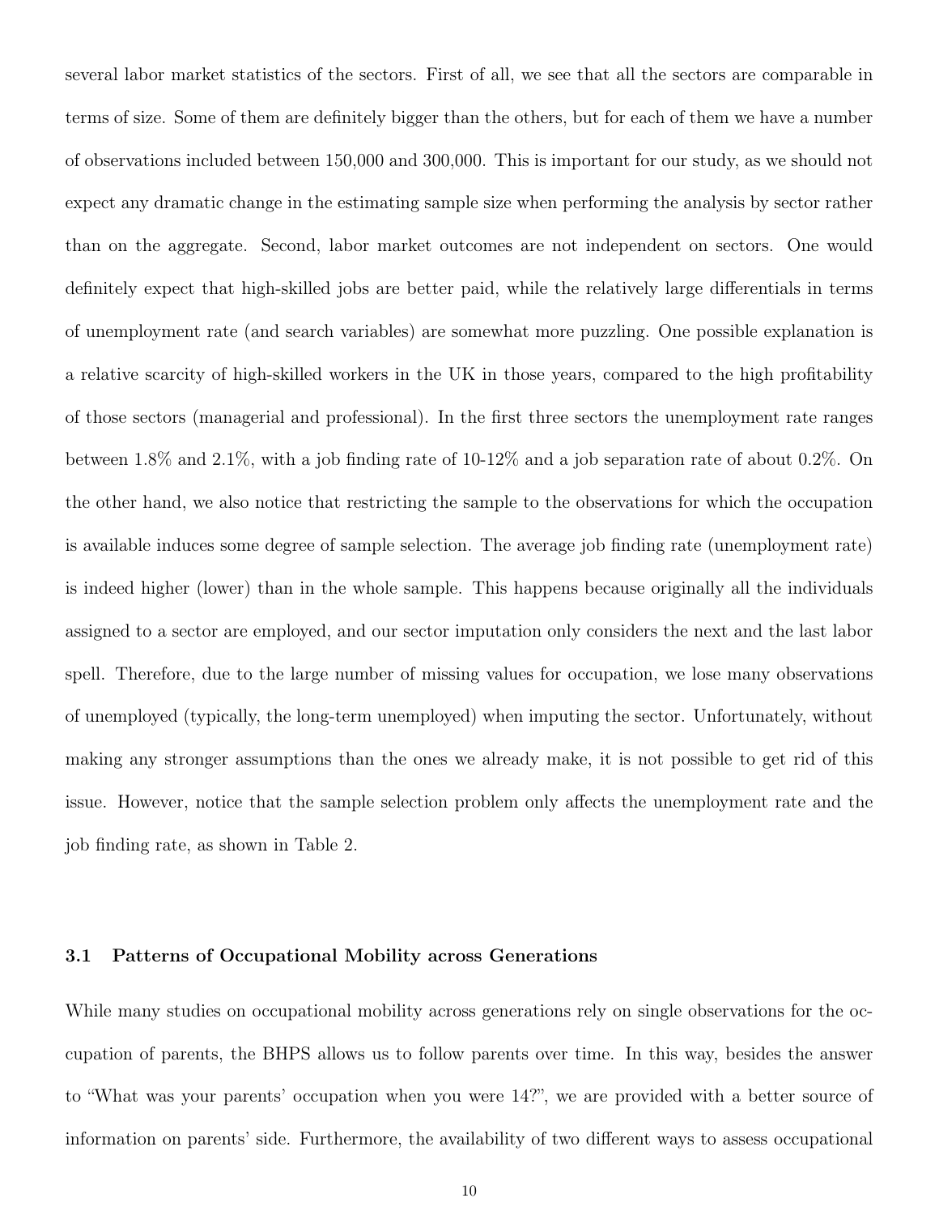several labor market statistics of the sectors. First of all, we see that all the sectors are comparable in terms of size. Some of them are definitely bigger than the others, but for each of them we have a number of observations included between 150,000 and 300,000. This is important for our study, as we should not expect any dramatic change in the estimating sample size when performing the analysis by sector rather than on the aggregate. Second, labor market outcomes are not independent on sectors. One would definitely expect that high-skilled jobs are better paid, while the relatively large differentials in terms of unemployment rate (and search variables) are somewhat more puzzling. One possible explanation is a relative scarcity of high-skilled workers in the UK in those years, compared to the high profitability of those sectors (managerial and professional). In the first three sectors the unemployment rate ranges between 1.8% and 2.1%, with a job finding rate of 10-12% and a job separation rate of about 0.2%. On the other hand, we also notice that restricting the sample to the observations for which the occupation is available induces some degree of sample selection. The average job finding rate (unemployment rate) is indeed higher (lower) than in the whole sample. This happens because originally all the individuals assigned to a sector are employed, and our sector imputation only considers the next and the last labor spell. Therefore, due to the large number of missing values for occupation, we lose many observations of unemployed (typically, the long-term unemployed) when imputing the sector. Unfortunately, without making any stronger assumptions than the ones we already make, it is not possible to get rid of this issue. However, notice that the sample selection problem only affects the unemployment rate and the job finding rate, as shown in Table 2.

### 3.1 Patterns of Occupational Mobility across Generations

While many studies on occupational mobility across generations rely on single observations for the occupation of parents, the BHPS allows us to follow parents over time. In this way, besides the answer to "What was your parents' occupation when you were 14?", we are provided with a better source of information on parents' side. Furthermore, the availability of two different ways to assess occupational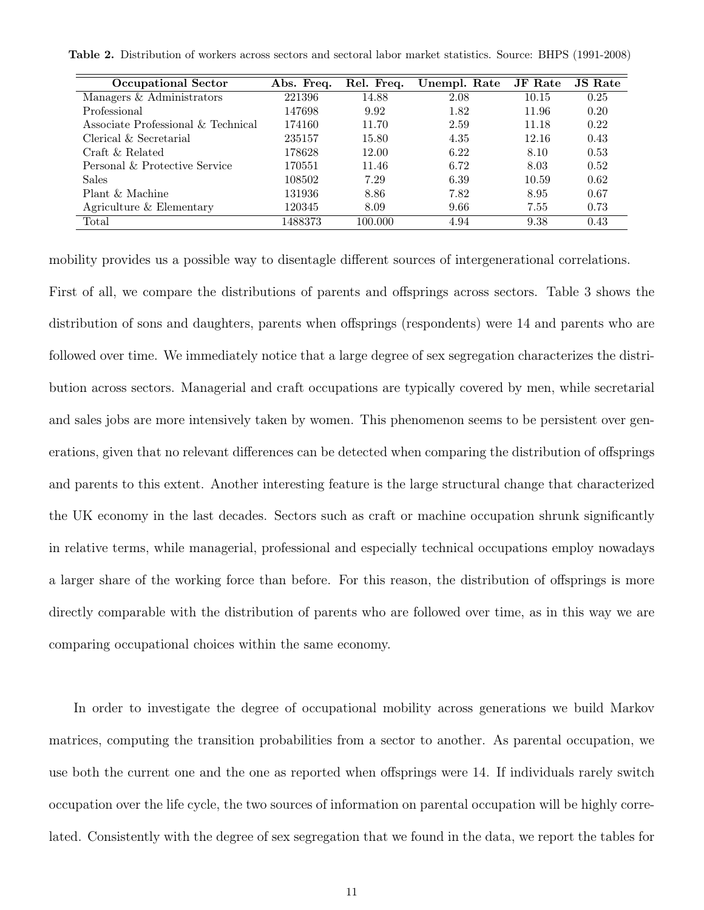**Table 2.** Distribution of workers across sectors and sectoral labor market statistics. Source: BHPS (1991-2008)

| Occupational Sector | Abs. Freq. | Rel. Freq. | Unempl. Rate | JF Rate | JS Rate |
|---|---|---|---|---|---|
| Managers & Administrators | 221396 | 14.88 | 2.08 | 10.15 | 0.25 |
| Professional | 147698 | 9.92 | 1.82 | 11.96 | 0.20 |
| Associate Professional & Technical | 174160 | 11.70 | 2.59 | 11.18 | 0.22 |
| Clerical & Secretarial | 235157 | 15.80 | 4.35 | 12.16 | 0.43 |
| Craft & Related | 178628 | 12.00 | 6.22 | 8.10 | 0.53 |
| Personal & Protective Service | 170551 | 11.46 | 6.72 | 8.03 | 0.52 |
| Sales | 108502 | 7.29 | 6.39 | 10.59 | 0.62 |
| Plant & Machine | 131936 | 8.86 | 7.82 | 8.95 | 0.67 |
| Agriculture & Elementary | 120345 | 8.09 | 9.66 | 7.55 | 0.73 |
| Total | 1488373 | 100.000 | 4.94 | 9.38 | 0.43 |

mobility provides us a possible way to disentagle different sources of intergenerational correlations. First of all, we compare the distributions of parents and offsprings across sectors. Table 3 shows the distribution of sons and daughters, parents when offsprings (respondents) were 14 and parents who are followed over time. We immediately notice that a large degree of sex segregation characterizes the distribution across sectors. Managerial and craft occupations are typically covered by men, while secretarial and sales jobs are more intensively taken by women. This phenomenon seems to be persistent over generations, given that no relevant differences can be detected when comparing the distribution of offsprings and parents to this extent. Another interesting feature is the large structural change that characterized the UK economy in the last decades. Sectors such as craft or machine occupation shrunk significantly in relative terms, while managerial, professional and especially technical occupations employ nowadays a larger share of the working force than before. For this reason, the distribution of offsprings is more directly comparable with the distribution of parents who are followed over time, as in this way we are comparing occupational choices within the same economy.

In order to investigate the degree of occupational mobility across generations we build Markov matrices, computing the transition probabilities from a sector to another. As parental occupation, we use both the current one and the one as reported when offsprings were 14. If individuals rarely switch occupation over the life cycle, the two sources of information on parental occupation will be highly correlated. Consistently with the degree of sex segregation that we found in the data, we report the tables for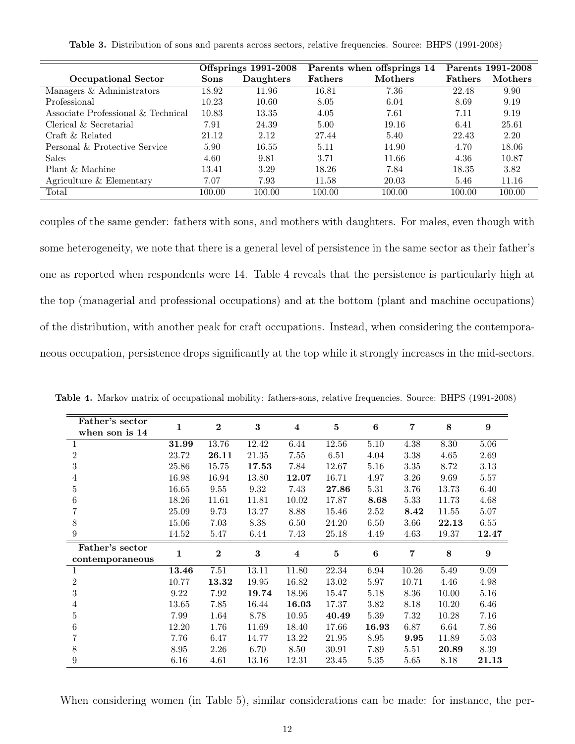**Table 3.** Distribution of sons and parents across sectors, relative frequencies. Source: BHPS (1991-2008)

| Occupational Sector | Offsprings 1991-2008 | | Parents when offsprings 14 | | Parents 1991-2008 | |
|---|---|---|---|---|---|---|
| | **Sons** | **Daughters** | **Fathers** | **Mothers** | **Fathers** | **Mothers** |
| Managers & Administrators | 18.92 | 11.96 | 16.81 | 7.36 | 22.48 | 9.90 |
| Professional | 10.23 | 10.60 | 8.05 | 6.04 | 8.69 | 9.19 |
| Associate Professional & Technical | 10.83 | 13.35 | 4.05 | 7.61 | 7.11 | 9.19 |
| Clerical & Secretarial | 7.91 | 24.39 | 5.00 | 19.16 | 6.41 | 25.61 |
| Craft & Related | 21.12 | 2.12 | 27.44 | 5.40 | 22.43 | 2.20 |
| Personal & Protective Service | 5.90 | 16.55 | 5.11 | 14.90 | 4.70 | 18.06 |
| Sales | 4.60 | 9.81 | 3.71 | 11.66 | 4.36 | 10.87 |
| Plant & Machine | 13.41 | 3.29 | 18.26 | 7.84 | 18.35 | 3.82 |
| Agriculture & Elementary | 7.07 | 7.93 | 11.58 | 20.03 | 5.46 | 11.16 |
| Total | 100.00 | 100.00 | 100.00 | 100.00 | 100.00 | 100.00 |

couples of the same gender: fathers with sons, and mothers with daughters. For males, even though with some heterogeneity, we note that there is a general level of persistence in the same sector as their father's one as reported when respondents were 14. Table 4 reveals that the persistence is particularly high at the top (managerial and professional occupations) and at the bottom (plant and machine occupations) of the distribution, with another peak for craft occupations. Instead, when considering the contemporaneous occupation, persistence drops significantly at the top while it strongly increases in the mid-sectors.

**Table 4.** Markov matrix of occupational mobility: fathers-sons, relative frequencies. Source: BHPS (1991-2008)

| Father's sector when son is 14 | 1 | 2 | 3 | 4 | 5 | 6 | 7 | 8 | 9 |
|---|---|---|---|---|---|---|---|---|---|
| 1 | **31.99** | 13.76 | 12.42 | 6.44 | 12.56 | 5.10 | 4.38 | 8.30 | 5.06 |
| 2 | 23.72 | **26.11** | 21.35 | 7.55 | 6.51 | 4.04 | 3.38 | 4.65 | 2.69 |
| 3 | 25.86 | 15.75 | **17.53** | 7.84 | 12.67 | 5.16 | 3.35 | 8.72 | 3.13 |
| 4 | 16.98 | 16.94 | 13.80 | **12.07** | 16.71 | 4.97 | 3.26 | 9.69 | 5.57 |
| 5 | 16.65 | 9.55 | 9.32 | 7.43 | **27.86** | 5.31 | 3.76 | 13.73 | 6.40 |
| 6 | 18.26 | 11.61 | 11.81 | 10.02 | 17.87 | **8.68** | 5.33 | 11.73 | 4.68 |
| 7 | 25.09 | 9.73 | 13.27 | 8.88 | 15.46 | 2.52 | **8.42** | 11.55 | 5.07 |
| 8 | 15.06 | 7.03 | 8.38 | 6.50 | 24.20 | 6.50 | 3.66 | **22.13** | 6.55 |
| 9 | 14.52 | 5.47 | 6.44 | 7.43 | 25.18 | 4.49 | 4.63 | 19.37 | **12.47** |
| **Father's sector contemporaneous** | **1** | **2** | **3** | **4** | **5** | **6** | **7** | **8** | **9** |
| 1 | **13.46** | 7.51 | 13.11 | 11.80 | 22.34 | 6.94 | 10.26 | 5.49 | 9.09 |
| 2 | 10.77 | **13.32** | 19.95 | 16.82 | 13.02 | 5.97 | 10.71 | 4.46 | 4.98 |
| 3 | 9.22 | 7.92 | **19.74** | 18.96 | 15.47 | 5.18 | 8.36 | 10.00 | 5.16 |
| 4 | 13.65 | 7.85 | 16.44 | **16.03** | 17.37 | 3.82 | 8.18 | 10.20 | 6.46 |
| 5 | 7.99 | 1.64 | 8.78 | 10.95 | **40.49** | 5.39 | 7.32 | 10.28 | 7.16 |
| 6 | 12.20 | 1.76 | 11.69 | 18.40 | 17.66 | **16.93** | 6.87 | 6.64 | 7.86 |
| 7 | 7.76 | 6.47 | 14.77 | 13.22 | 21.95 | 8.95 | **9.95** | 11.89 | 5.03 |
| 8 | 8.95 | 2.26 | 6.70 | 8.50 | 30.91 | 7.89 | 5.51 | **20.89** | 8.39 |
| 9 | 6.16 | 4.61 | 13.16 | 12.31 | 23.45 | 5.35 | 5.65 | 8.18 | **21.13** |

When considering women (in Table 5), similar considerations can be made: for instance, the per-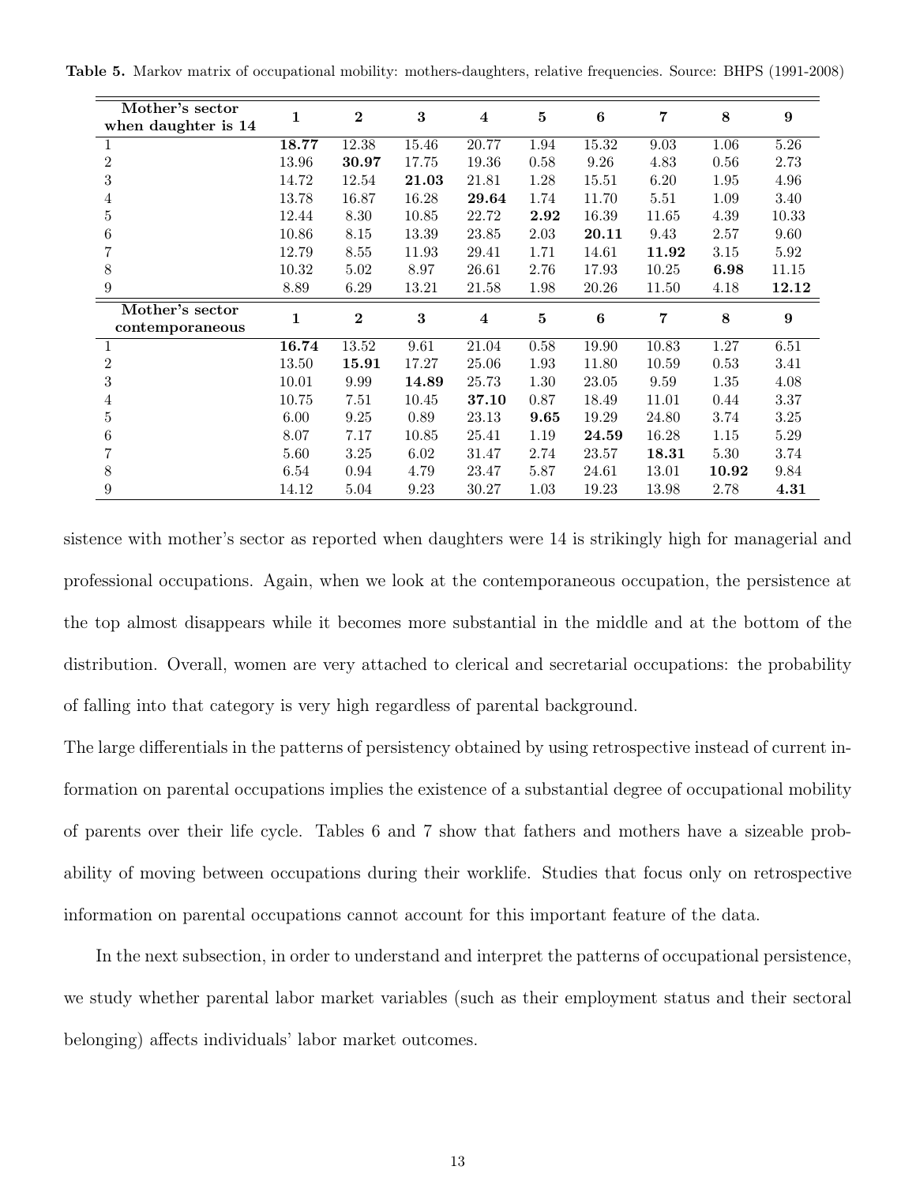**Table 5.** Markov matrix of occupational mobility: mothers-daughters, relative frequencies. Source: BHPS (1991-2008)

| Mother's sector when daughter is 14 | **1** | **2** | **3** | **4** | **5** | **6** | **7** | **8** | **9** |
|---|---|---|---|---|---|---|---|---|---|
| 1 | **18.77** | 12.38 | 15.46 | 20.77 | 1.94 | 15.32 | 9.03 | 1.06 | 5.26 |
| 2 | 13.96 | **30.97** | 17.75 | 19.36 | 0.58 | 9.26 | 4.83 | 0.56 | 2.73 |
| 3 | 14.72 | 12.54 | **21.03** | 21.81 | 1.28 | 15.51 | 6.20 | 1.95 | 4.96 |
| 4 | 13.78 | 16.87 | 16.28 | **29.64** | 1.74 | 11.70 | 5.51 | 1.09 | 3.40 |
| 5 | 12.44 | 8.30 | 10.85 | 22.72 | **2.92** | 16.39 | 11.65 | 4.39 | 10.33 |
| 6 | 10.86 | 8.15 | 13.39 | 23.85 | 2.03 | **20.11** | 9.43 | 2.57 | 9.60 |
| 7 | 12.79 | 8.55 | 11.93 | 29.41 | 1.71 | 14.61 | **11.92** | 3.15 | 5.92 |
| 8 | 10.32 | 5.02 | 8.97 | 26.61 | 2.76 | 17.93 | 10.25 | **6.98** | 11.15 |
| 9 | 8.89 | 6.29 | 13.21 | 21.58 | 1.98 | 20.26 | 11.50 | 4.18 | **12.12** |
| **Mother's sector contemporaneous** | **1** | **2** | **3** | **4** | **5** | **6** | **7** | **8** | **9** |
| 1 | **16.74** | 13.52 | 9.61 | 21.04 | 0.58 | 19.90 | 10.83 | 1.27 | 6.51 |
| 2 | 13.50 | **15.91** | 17.27 | 25.06 | 1.93 | 11.80 | 10.59 | 0.53 | 3.41 |
| 3 | 10.01 | 9.99 | **14.89** | 25.73 | 1.30 | 23.05 | 9.59 | 1.35 | 4.08 |
| 4 | 10.75 | 7.51 | 10.45 | **37.10** | 0.87 | 18.49 | 11.01 | 0.44 | 3.37 |
| 5 | 6.00 | 9.25 | 0.89 | 23.13 | **9.65** | 19.29 | 24.80 | 3.74 | 3.25 |
| 6 | 8.07 | 7.17 | 10.85 | 25.41 | 1.19 | **24.59** | 16.28 | 1.15 | 5.29 |
| 7 | 5.60 | 3.25 | 6.02 | 31.47 | 2.74 | 23.57 | **18.31** | 5.30 | 3.74 |
| 8 | 6.54 | 0.94 | 4.79 | 23.47 | 5.87 | 24.61 | 13.01 | **10.92** | 9.84 |
| 9 | 14.12 | 5.04 | 9.23 | 30.27 | 1.03 | 19.23 | 13.98 | 2.78 | **4.31** |

sistence with mother's sector as reported when daughters were 14 is strikingly high for managerial and professional occupations. Again, when we look at the contemporaneous occupation, the persistence at the top almost disappears while it becomes more substantial in the middle and at the bottom of the distribution. Overall, women are very attached to clerical and secretarial occupations: the probability of falling into that category is very high regardless of parental background.

The large differentials in the patterns of persistency obtained by using retrospective instead of current information on parental occupations implies the existence of a substantial degree of occupational mobility of parents over their life cycle. Tables 6 and 7 show that fathers and mothers have a sizeable probability of moving between occupations during their worklife. Studies that focus only on retrospective information on parental occupations cannot account for this important feature of the data.

In the next subsection, in order to understand and interpret the patterns of occupational persistence, we study whether parental labor market variables (such as their employment status and their sectoral belonging) affects individuals' labor market outcomes.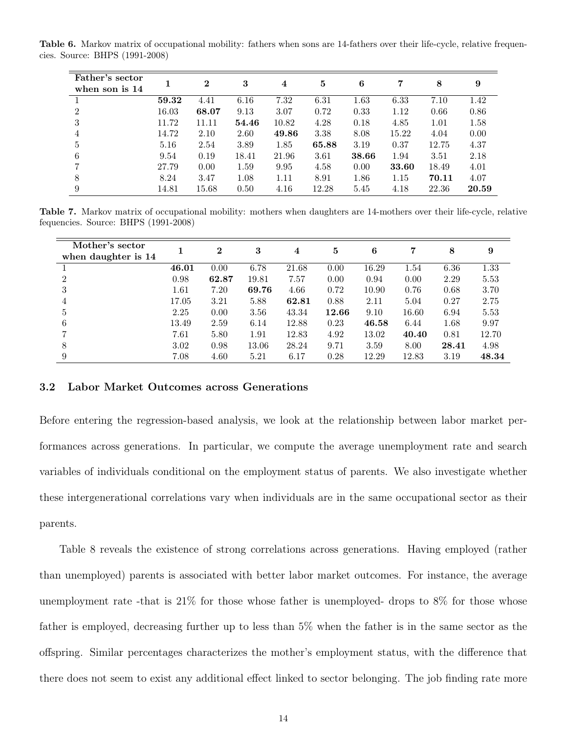**Table 6.** Markov matrix of occupational mobility: fathers when sons are 14-fathers over their life-cycle, relative frequencies. Source: BHPS (1991-2008)

| Father's sector when son is 14 | 1 | 2 | 3 | 4 | 5 | 6 | 7 | 8 | 9 |
|---|---|---|---|---|---|---|---|---|---|
| 1 | **59.32** | 4.41 | 6.16 | 7.32 | 6.31 | 1.63 | 6.33 | 7.10 | 1.42 |
| 2 | 16.03 | **68.07** | 9.13 | 3.07 | 0.72 | 0.33 | 1.12 | 0.66 | 0.86 |
| 3 | 11.72 | 11.11 | **54.46** | 10.82 | 4.28 | 0.18 | 4.85 | 1.01 | 1.58 |
| 4 | 14.72 | 2.10 | 2.60 | **49.86** | 3.38 | 8.08 | 15.22 | 4.04 | 0.00 |
| 5 | 5.16 | 2.54 | 3.89 | 1.85 | **65.88** | 3.19 | 0.37 | 12.75 | 4.37 |
| 6 | 9.54 | 0.19 | 18.41 | 21.96 | 3.61 | **38.66** | 1.94 | 3.51 | 2.18 |
| 7 | 27.79 | 0.00 | 1.59 | 9.95 | 4.58 | 0.00 | **33.60** | 18.49 | 4.01 |
| 8 | 8.24 | 3.47 | 1.08 | 1.11 | 8.91 | 1.86 | 1.15 | **70.11** | 4.07 |
| 9 | 14.81 | 15.68 | 0.50 | 4.16 | 12.28 | 5.45 | 4.18 | 22.36 | **20.59** |

**Table 7.** Markov matrix of occupational mobility: mothers when daughters are 14-mothers over their life-cycle, relative fequencies. Source: BHPS (1991-2008)

| Mother's sector when daughter is 14 | 1 | 2 | 3 | 4 | 5 | 6 | 7 | 8 | 9 |
|---|---|---|---|---|---|---|---|---|---|
| 1 | **46.01** | 0.00 | 6.78 | 21.68 | 0.00 | 16.29 | 1.54 | 6.36 | 1.33 |
| 2 | 0.98 | **62.87** | 19.81 | 7.57 | 0.00 | 0.94 | 0.00 | 2.29 | 5.53 |
| 3 | 1.61 | 7.20 | **69.76** | 4.66 | 0.72 | 10.90 | 0.76 | 0.68 | 3.70 |
| 4 | 17.05 | 3.21 | 5.88 | **62.81** | 0.88 | 2.11 | 5.04 | 0.27 | 2.75 |
| 5 | 2.25 | 0.00 | 3.56 | 43.34 | **12.66** | 9.10 | 16.60 | 6.94 | 5.53 |
| 6 | 13.49 | 2.59 | 6.14 | 12.88 | 0.23 | **46.58** | 6.44 | 1.68 | 9.97 |
| 7 | 7.61 | 5.80 | 1.91 | 12.83 | 4.92 | 13.02 | **40.40** | 0.81 | 12.70 |
| 8 | 3.02 | 0.98 | 13.06 | 28.24 | 9.71 | 3.59 | 8.00 | **28.41** | 4.98 |
| 9 | 7.08 | 4.60 | 5.21 | 6.17 | 0.28 | 12.29 | 12.83 | 3.19 | **48.34** |

### 3.2 Labor Market Outcomes across Generations

Before entering the regression-based analysis, we look at the relationship between labor market performances across generations. In particular, we compute the average unemployment rate and search variables of individuals conditional on the employment status of parents. We also investigate whether these intergenerational correlations vary when individuals are in the same occupational sector as their parents.

Table 8 reveals the existence of strong correlations across generations. Having employed (rather than unemployed) parents is associated with better labor market outcomes. For instance, the average unemployment rate -that is 21% for those whose father is unemployed- drops to 8% for those whose father is employed, decreasing further up to less than 5% when the father is in the same sector as the offspring. Similar percentages characterizes the mother's employment status, with the difference that there does not seem to exist any additional effect linked to sector belonging. The job finding rate more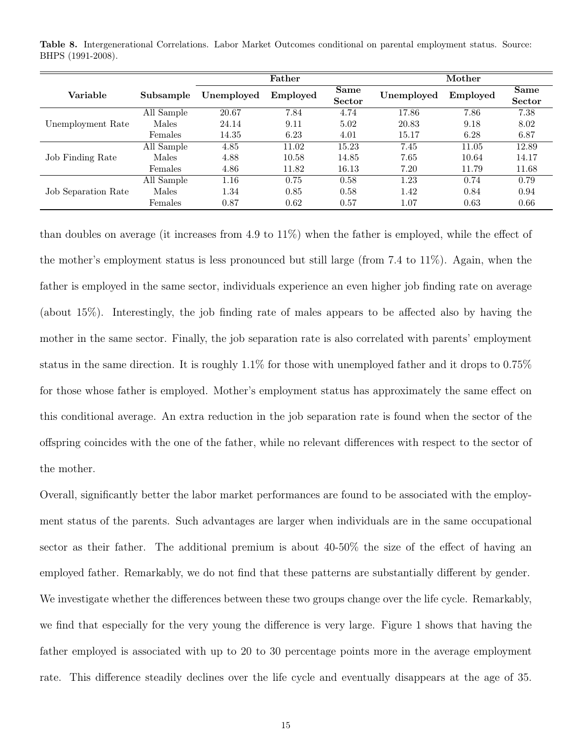**Table 8.** Intergenerational Correlations. Labor Market Outcomes conditional on parental employment status. Source: BHPS (1991-2008).

| Variable | Subsample | Father | | | Mother | | |
|---|---|---|---|---|---|---|---|
| | | Unemployed | Employed | Same Sector | Unemployed | Employed | Same Sector |
| Unemployment Rate | All Sample | 20.67 | 7.84 | 4.74 | 17.86 | 7.86 | 7.38 |
| | Males | 24.14 | 9.11 | 5.02 | 20.83 | 9.18 | 8.02 |
| | Females | 14.35 | 6.23 | 4.01 | 15.17 | 6.28 | 6.87 |
| Job Finding Rate | All Sample | 4.85 | 11.02 | 15.23 | 7.45 | 11.05 | 12.89 |
| | Males | 4.88 | 10.58 | 14.85 | 7.65 | 10.64 | 14.17 |
| | Females | 4.86 | 11.82 | 16.13 | 7.20 | 11.79 | 11.68 |
| Job Separation Rate | All Sample | 1.16 | 0.75 | 0.58 | 1.23 | 0.74 | 0.79 |
| | Males | 1.34 | 0.85 | 0.58 | 1.42 | 0.84 | 0.94 |
| | Females | 0.87 | 0.62 | 0.57 | 1.07 | 0.63 | 0.66 |

than doubles on average (it increases from 4.9 to 11%) when the father is employed, while the effect of the mother's employment status is less pronounced but still large (from 7.4 to 11%). Again, when the father is employed in the same sector, individuals experience an even higher job finding rate on average (about 15%). Interestingly, the job finding rate of males appears to be affected also by having the mother in the same sector. Finally, the job separation rate is also correlated with parents' employment status in the same direction. It is roughly 1.1% for those with unemployed father and it drops to 0.75% for those whose father is employed. Mother's employment status has approximately the same effect on this conditional average. An extra reduction in the job separation rate is found when the sector of the offspring coincides with the one of the father, while no relevant differences with respect to the sector of the mother.

Overall, significantly better the labor market performances are found to be associated with the employment status of the parents. Such advantages are larger when individuals are in the same occupational sector as their father. The additional premium is about 40-50% the size of the effect of having an employed father. Remarkably, we do not find that these patterns are substantially different by gender. We investigate whether the differences between these two groups change over the life cycle. Remarkably, we find that especially for the very young the difference is very large. Figure 1 shows that having the father employed is associated with up to 20 to 30 percentage points more in the average employment rate. This difference steadily declines over the life cycle and eventually disappears at the age of 35.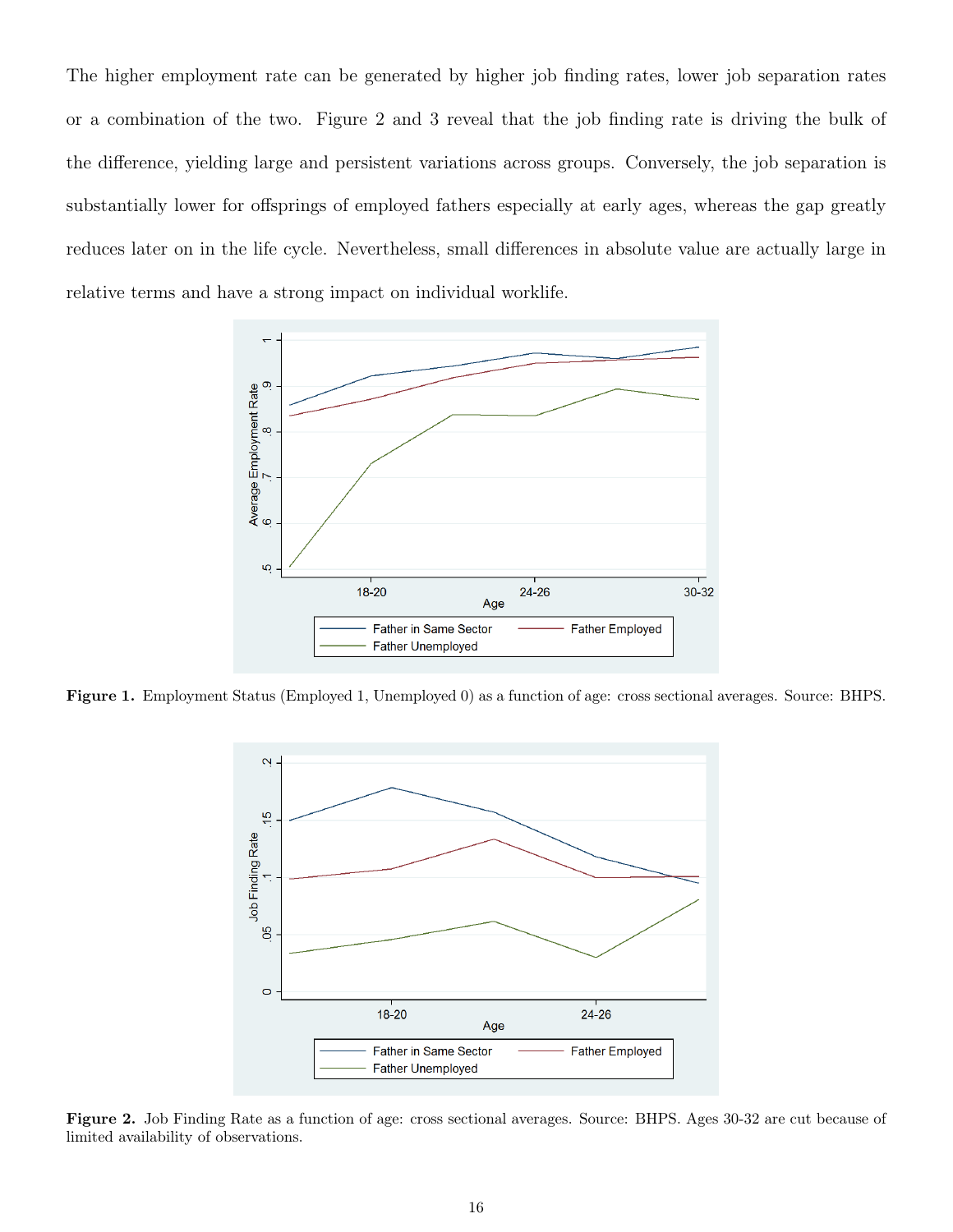The higher employment rate can be generated by higher job finding rates, lower job separation rates or a combination of the two. Figure 2 and 3 reveal that the job finding rate is driving the bulk of the difference, yielding large and persistent variations across groups. Conversely, the job separation is substantially lower for offsprings of employed fathers especially at early ages, whereas the gap greatly reduces later on in the life cycle. Nevertheless, small differences in absolute value are actually large in relative terms and have a strong impact on individual worklife.

**Figure 1.** Employment Status (Employed 1, Unemployed 0) as a function of age: cross sectional averages. Source: BHPS.

**Figure 2.** Job Finding Rate as a function of age: cross sectional averages. Source: BHPS. Ages 30-32 are cut because of limited availability of observations.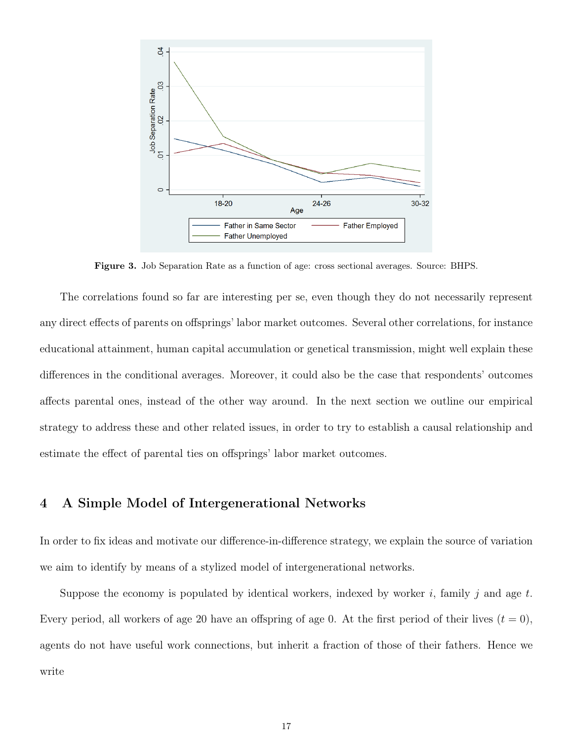**Figure 3.** Job Separation Rate as a function of age: cross sectional averages. Source: BHPS.

The correlations found so far are interesting per se, even though they do not necessarily represent any direct effects of parents on offsprings' labor market outcomes. Several other correlations, for instance educational attainment, human capital accumulation or genetical transmission, might well explain these differences in the conditional averages. Moreover, it could also be the case that respondents' outcomes affects parental ones, instead of the other way around. In the next section we outline our empirical strategy to address these and other related issues, in order to try to establish a causal relationship and estimate the effect of parental ties on offsprings' labor market outcomes.

# 4 A Simple Model of Intergenerational Networks

In order to fix ideas and motivate our difference-in-difference strategy, we explain the source of variation we aim to identify by means of a stylized model of intergenerational networks.

Suppose the economy is populated by identical workers, indexed by worker $i$, family $j$ and age $t$. Every period, all workers of age 20 have an offspring of age 0. At the first period of their lives ($t = 0$), agents do not have useful work connections, but inherit a fraction of those of their fathers. Hence we write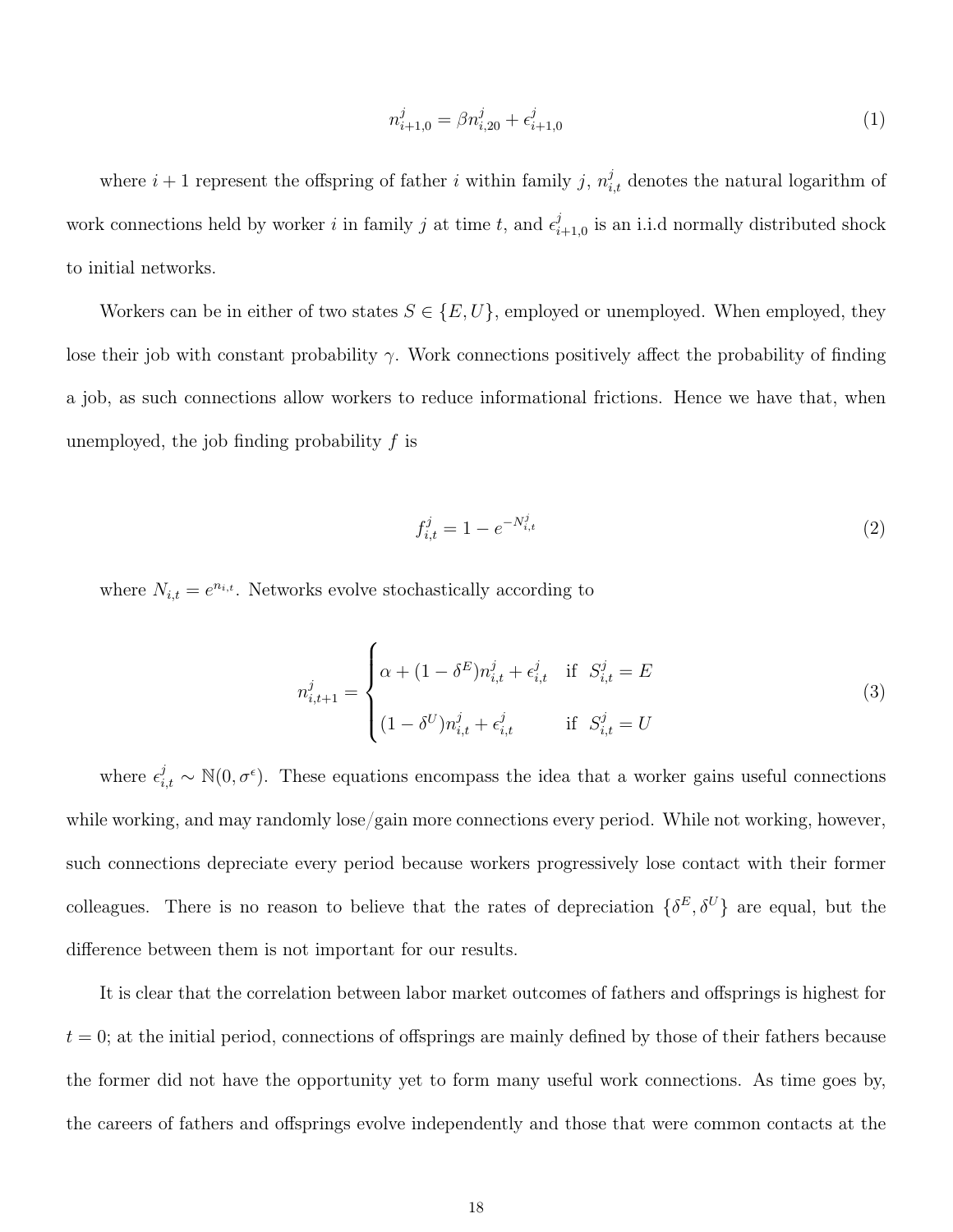$$n^j_{i+1,0} = \beta n^j_{i,20} + \epsilon^j_{i+1,0} \tag{1}$$

where $i+1$ represent the offspring of father $i$ within family $j$, $n^j_{i,t}$ denotes the natural logarithm of work connections held by worker $i$ in family $j$ at time $t$, and $\epsilon^j_{i+1,0}$ is an i.i.d normally distributed shock to initial networks.

Workers can be in either of two states $S \in \{E, U\}$, employed or unemployed. When employed, they lose their job with constant probability $\gamma$. Work connections positively affect the probability of finding a job, as such connections allow workers to reduce informational frictions. Hence we have that, when unemployed, the job finding probability $f$ is

$$f^j_{i,t} = 1 - e^{-N^j_{i,t}} \tag{2}$$

where $N_{i,t} = e^{n_{i,t}}$. Networks evolve stochastically according to

$$n^j_{i,t+1} = \begin{cases} \alpha + (1-\delta^E) n^j_{i,t} + \epsilon^j_{i,t} & \text{if } \; S^j_{i,t} = E \\ (1-\delta^U) n^j_{i,t} + \epsilon^j_{i,t} & \text{if } \; S^j_{i,t} = U \end{cases} \tag{3}$$

where $\epsilon^j_{i,t} \sim \mathbb{N}(0, \sigma^\epsilon)$. These equations encompass the idea that a worker gains useful connections while working, and may randomly lose/gain more connections every period. While not working, however, such connections depreciate every period because workers progressively lose contact with their former colleagues. There is no reason to believe that the rates of depreciation $\{\delta^E, \delta^U\}$ are equal, but the difference between them is not important for our results.

It is clear that the correlation between labor market outcomes of fathers and offsprings is highest for $t = 0$; at the initial period, connections of offsprings are mainly defined by those of their fathers because the former did not have the opportunity yet to form many useful work connections. As time goes by, the careers of fathers and offsprings evolve independently and those that were common contacts at the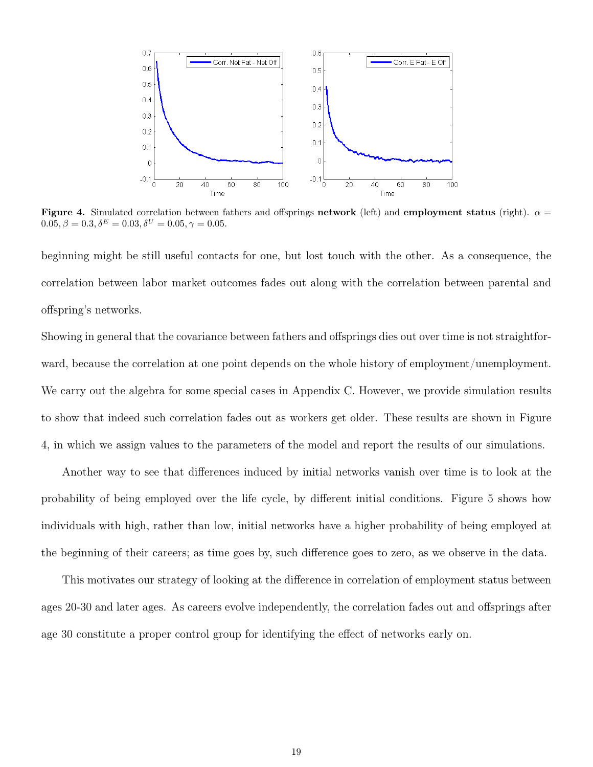**Figure 4.** Simulated correlation between fathers and offsprings **network** (left) and **employment status** (right). $\alpha = 0.05, \beta = 0.3, \delta^E = 0.03, \delta^U = 0.05, \gamma = 0.05$.

beginning might be still useful contacts for one, but lost touch with the other. As a consequence, the correlation between labor market outcomes fades out along with the correlation between parental and offspring's networks.

Showing in general that the covariance between fathers and offsprings dies out over time is not straightforward, because the correlation at one point depends on the whole history of employment/unemployment. We carry out the algebra for some special cases in Appendix C. However, we provide simulation results to show that indeed such correlation fades out as workers get older. These results are shown in Figure 4, in which we assign values to the parameters of the model and report the results of our simulations.

Another way to see that differences induced by initial networks vanish over time is to look at the probability of being employed over the life cycle, by different initial conditions. Figure 5 shows how individuals with high, rather than low, initial networks have a higher probability of being employed at the beginning of their careers; as time goes by, such difference goes to zero, as we observe in the data.

This motivates our strategy of looking at the difference in correlation of employment status between ages 20-30 and later ages. As careers evolve independently, the correlation fades out and offsprings after age 30 constitute a proper control group for identifying the effect of networks early on.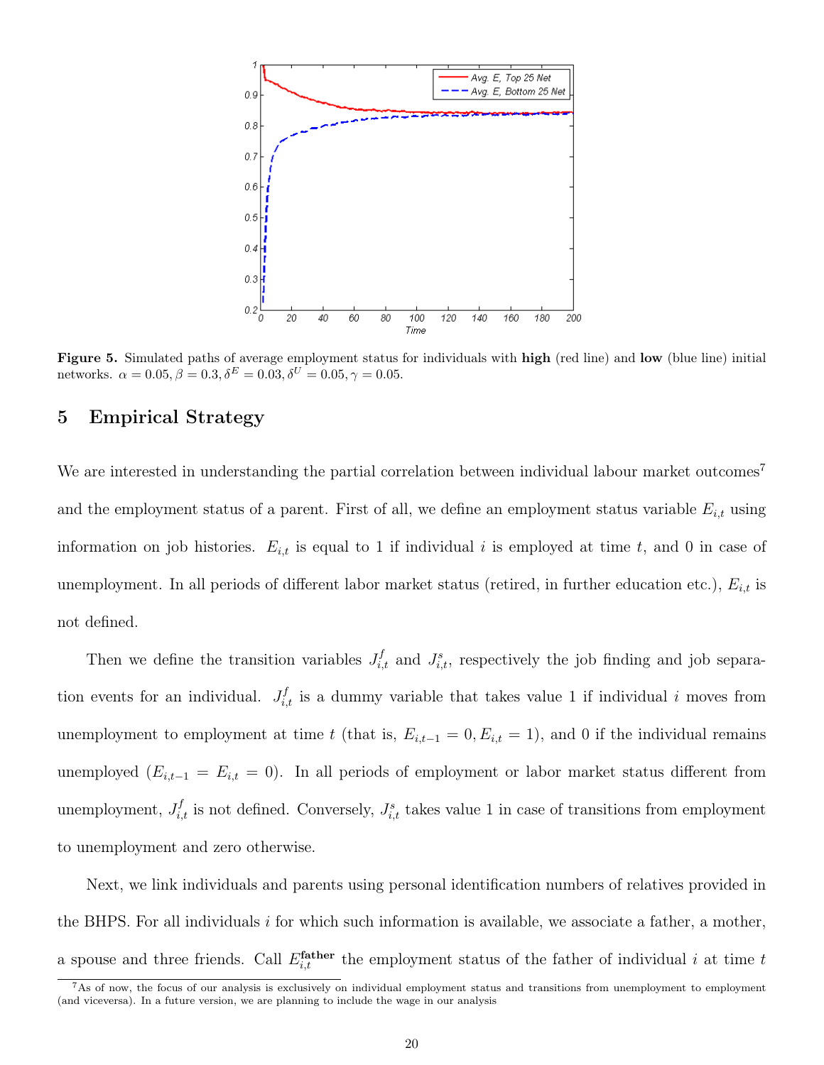**Figure 5.** Simulated paths of average employment status for individuals with **high** (red line) and **low** (blue line) initial networks. $\alpha = 0.05, \beta = 0.3, \delta^E = 0.03, \delta^U = 0.05, \gamma = 0.05$.

## 5 Empirical Strategy

We are interested in understanding the partial correlation between individual labour market outcomes[7] and the employment status of a parent. First of all, we define an employment status variable $E_{i,t}$ using information on job histories. $E_{i,t}$ is equal to 1 if individual $i$ is employed at time $t$, and 0 in case of unemployment. In all periods of different labor market status (retired, in further education etc.), $E_{i,t}$ is not defined.

Then we define the transition variables $J^f_{i,t}$ and $J^s_{i,t}$, respectively the job finding and job separation events for an individual. $J^f_{i,t}$ is a dummy variable that takes value 1 if individual $i$ moves from unemployment to employment at time $t$ (that is, $E_{i,t-1} = 0, E_{i,t} = 1$), and 0 if the individual remains unemployed ($E_{i,t-1} = E_{i,t} = 0$). In all periods of employment or labor market status different from unemployment, $J^f_{i,t}$ is not defined. Conversely, $J^s_{i,t}$ takes value 1 in case of transitions from employment to unemployment and zero otherwise.

Next, we link individuals and parents using personal identification numbers of relatives provided in the BHPS. For all individuals $i$ for which such information is available, we associate a father, a mother, a spouse and three friends. Call $E^{\textbf{father}}_{i,t}$ the employment status of the father of individual $i$ at time $t$

[7] As of now, the focus of our analysis is exclusively on individual employment status and transitions from unemployment to employment (and viceversa). In a future version, we are planning to include the wage in our analysis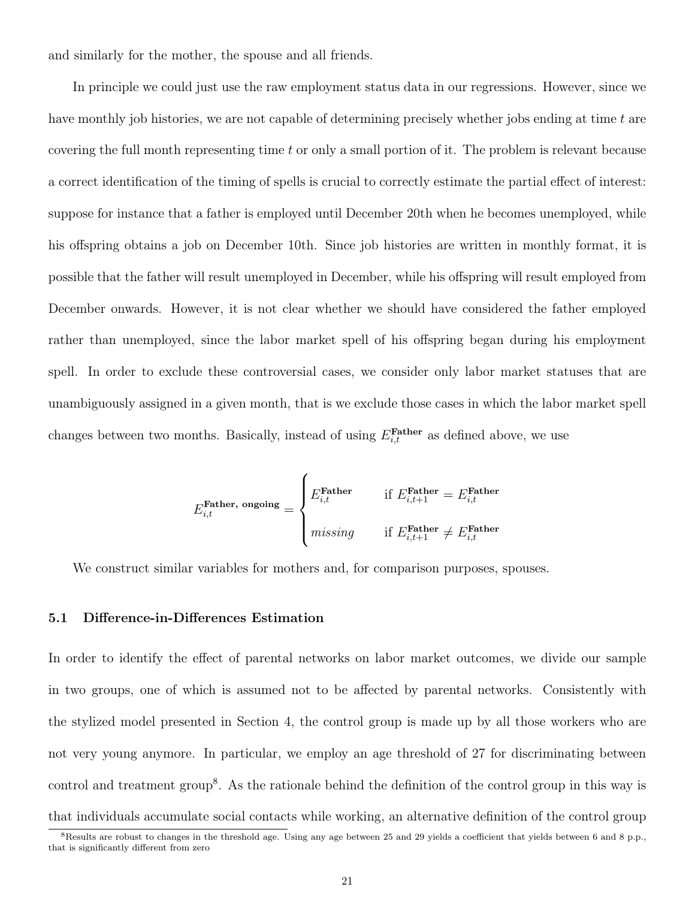and similarly for the mother, the spouse and all friends.

In principle we could just use the raw employment status data in our regressions. However, since we have monthly job histories, we are not capable of determining precisely whether jobs ending at time $t$ are covering the full month representing time $t$ or only a small portion of it. The problem is relevant because a correct identification of the timing of spells is crucial to correctly estimate the partial effect of interest: suppose for instance that a father is employed until December 20th when he becomes unemployed, while his offspring obtains a job on December 10th. Since job histories are written in monthly format, it is possible that the father will result unemployed in December, while his offspring will result employed from December onwards. However, it is not clear whether we should have considered the father employed rather than unemployed, since the labor market spell of his offspring began during his employment spell. In order to exclude these controversial cases, we consider only labor market statuses that are unambiguously assigned in a given month, that is we exclude those cases in which the labor market spell changes between two months. Basically, instead of using $E_{i,t}^{\textbf{Father}}$ as defined above, we use

$$E_{i,t}^{\textbf{Father, ongoing}} = \begin{cases} E_{i,t}^{\textbf{Father}} & \text{if } E_{i,t+1}^{\textbf{Father}} = E_{i,t}^{\textbf{Father}} \\ \textit{missing} & \text{if } E_{i,t+1}^{\textbf{Father}} \neq E_{i,t}^{\textbf{Father}} \end{cases}$$

We construct similar variables for mothers and, for comparison purposes, spouses.

### 5.1 Difference-in-Differences Estimation

In order to identify the effect of parental networks on labor market outcomes, we divide our sample in two groups, one of which is assumed not to be affected by parental networks. Consistently with the stylized model presented in Section 4, the control group is made up by all those workers who are not very young anymore. In particular, we employ an age threshold of 27 for discriminating between control and treatment group[8]. As the rationale behind the definition of the control group in this way is that individuals accumulate social contacts while working, an alternative definition of the control group

[8] Results are robust to changes in the threshold age. Using any age between 25 and 29 yields a coefficient that yields between 6 and 8 p.p., that is significantly different from zero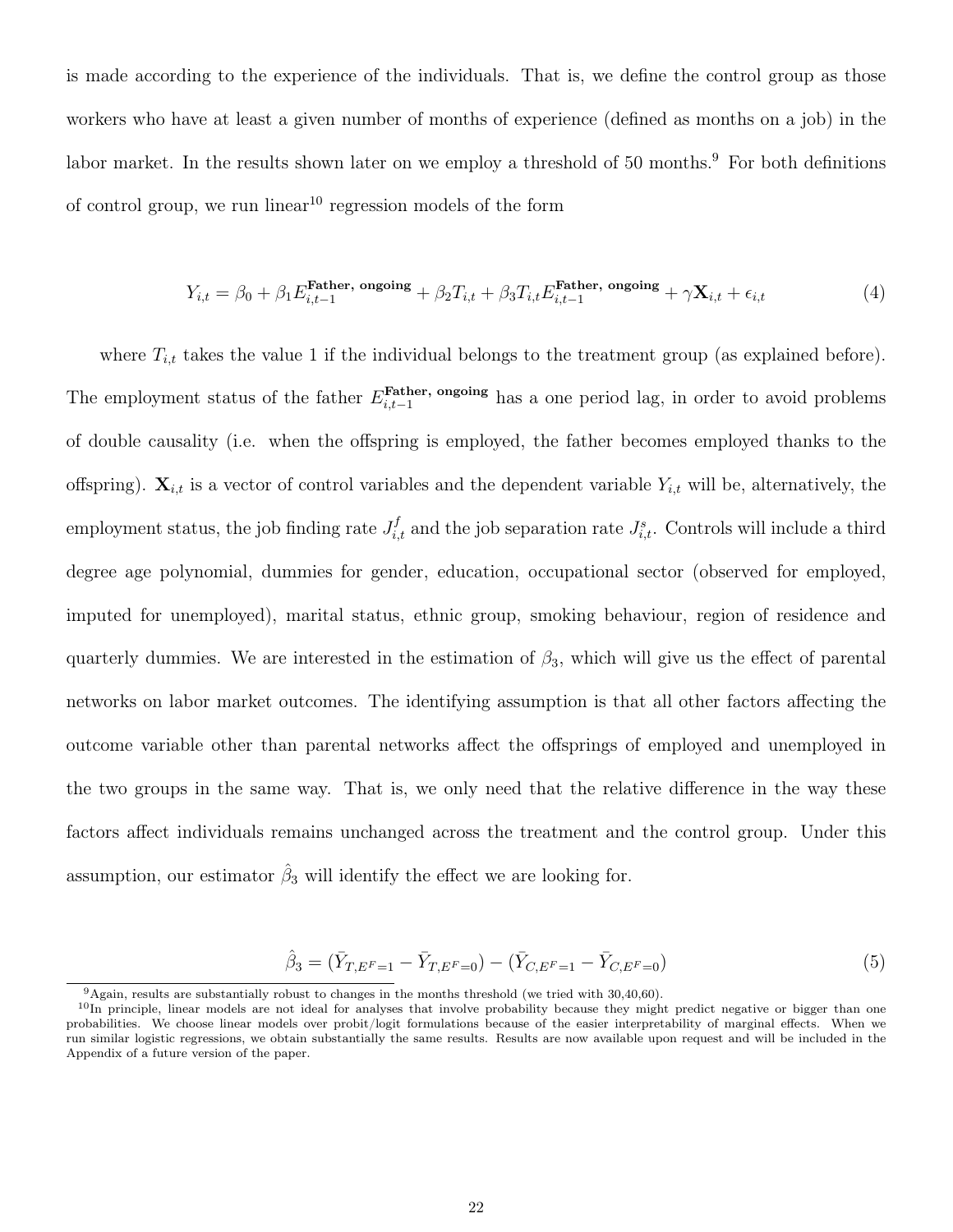is made according to the experience of the individuals. That is, we define the control group as those workers who have at least a given number of months of experience (defined as months on a job) in the labor market. In the results shown later on we employ a threshold of 50 months.[9] For both definitions of control group, we run linear[10] regression models of the form

$$Y_{i,t} = \beta_0 + \beta_1 E_{i,t-1}^{\textbf{Father, ongoing}} + \beta_2 T_{i,t} + \beta_3 T_{i,t} E_{i,t-1}^{\textbf{Father, ongoing}} + \gamma \mathbf{X}_{i,t} + \epsilon_{i,t} \tag{4}$$

where $T_{i,t}$ takes the value 1 if the individual belongs to the treatment group (as explained before). The employment status of the father $E_{i,t-1}^{\textbf{Father, ongoing}}$ has a one period lag, in order to avoid problems of double causality (i.e. when the offspring is employed, the father becomes employed thanks to the offspring). $\mathbf{X}_{i,t}$ is a vector of control variables and the dependent variable $Y_{i,t}$ will be, alternatively, the employment status, the job finding rate $J_{i,t}^{f}$ and the job separation rate $J_{i,t}^{s}$. Controls will include a third degree age polynomial, dummies for gender, education, occupational sector (observed for employed, imputed for unemployed), marital status, ethnic group, smoking behaviour, region of residence and quarterly dummies. We are interested in the estimation of $\beta_3$, which will give us the effect of parental networks on labor market outcomes. The identifying assumption is that all other factors affecting the outcome variable other than parental networks affect the offsprings of employed and unemployed in the two groups in the same way. That is, we only need that the relative difference in the way these factors affect individuals remains unchanged across the treatment and the control group. Under this assumption, our estimator $\hat{\beta}_3$ will identify the effect we are looking for.

$$\hat{\beta}_3 = (\bar{Y}_{T,E^F=1} - \bar{Y}_{T,E^F=0}) - (\bar{Y}_{C,E^F=1} - \bar{Y}_{C,E^F=0}) \tag{5}$$

[9] Again, results are substantially robust to changes in the months threshold (we tried with 30,40,60).

[10] In principle, linear models are not ideal for analyses that involve probability because they might predict negative or bigger than one probabilities. We choose linear models over probit/logit formulations because of the easier interpretability of marginal effects. When we run similar logistic regressions, we obtain substantially the same results. Results are now available upon request and will be included in the Appendix of a future version of the paper.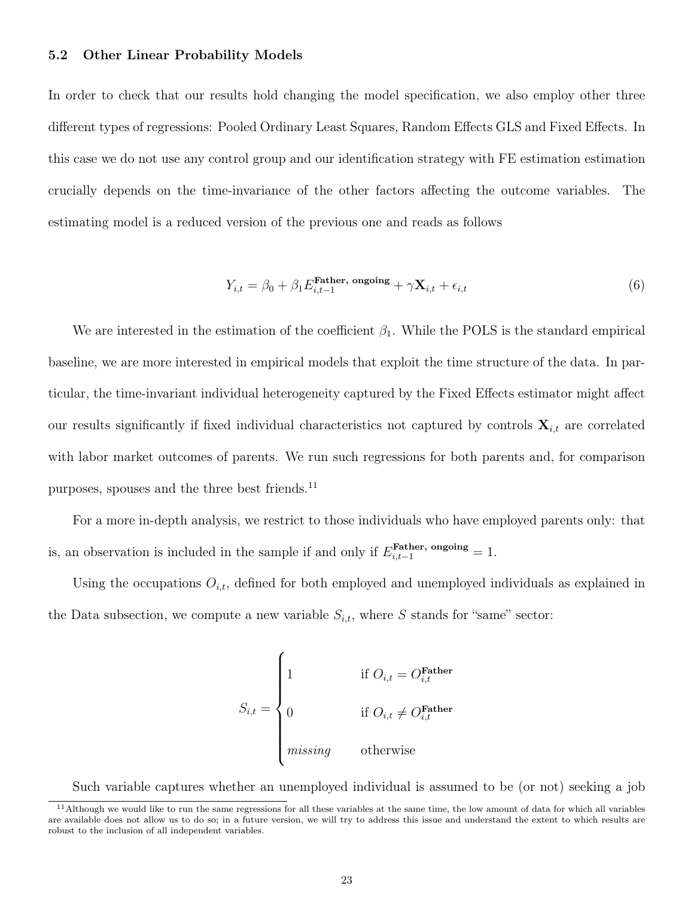### 5.2 Other Linear Probability Models

In order to check that our results hold changing the model specification, we also employ other three different types of regressions: Pooled Ordinary Least Squares, Random Effects GLS and Fixed Effects. In this case we do not use any control group and our identification strategy with FE estimation estimation crucially depends on the time-invariance of the other factors affecting the outcome variables. The estimating model is a reduced version of the previous one and reads as follows

$$Y_{i,t} = \beta_0 + \beta_1 E^{\textbf{Father, ongoing}}_{i,t-1} + \gamma \mathbf{X}_{i,t} + \epsilon_{i,t} \tag{6}$$

We are interested in the estimation of the coefficient $\beta_1$. While the POLS is the standard empirical baseline, we are more interested in empirical models that exploit the time structure of the data. In particular, the time-invariant individual heterogeneity captured by the Fixed Effects estimator might affect our results significantly if fixed individual characteristics not captured by controls $\mathbf{X}_{i,t}$ are correlated with labor market outcomes of parents. We run such regressions for both parents and, for comparison purposes, spouses and the three best friends.[11]

For a more in-depth analysis, we restrict to those individuals who have employed parents only: that is, an observation is included in the sample if and only if $E^{\textbf{Father, ongoing}}_{i,t-1} = 1$.

Using the occupations $O_{i,t}$, defined for both employed and unemployed individuals as explained in the Data subsection, we compute a new variable $S_{i,t}$, where $S$ stands for "same" sector:

$$S_{i,t} = \begin{cases} 1 & \text{if } O_{i,t} = O^{\textbf{Father}}_{i,t} \\ 0 & \text{if } O_{i,t} \neq O^{\textbf{Father}}_{i,t} \\ \textit{missing} & \text{otherwise} \end{cases}$$

Such variable captures whether an unemployed individual is assumed to be (or not) seeking a job

[11] Although we would like to run the same regressions for all these variables at the same time, the low amount of data for which all variables are available does not allow us to do so; in a future version, we will try to address this issue and understand the extent to which results are robust to the inclusion of all independent variables.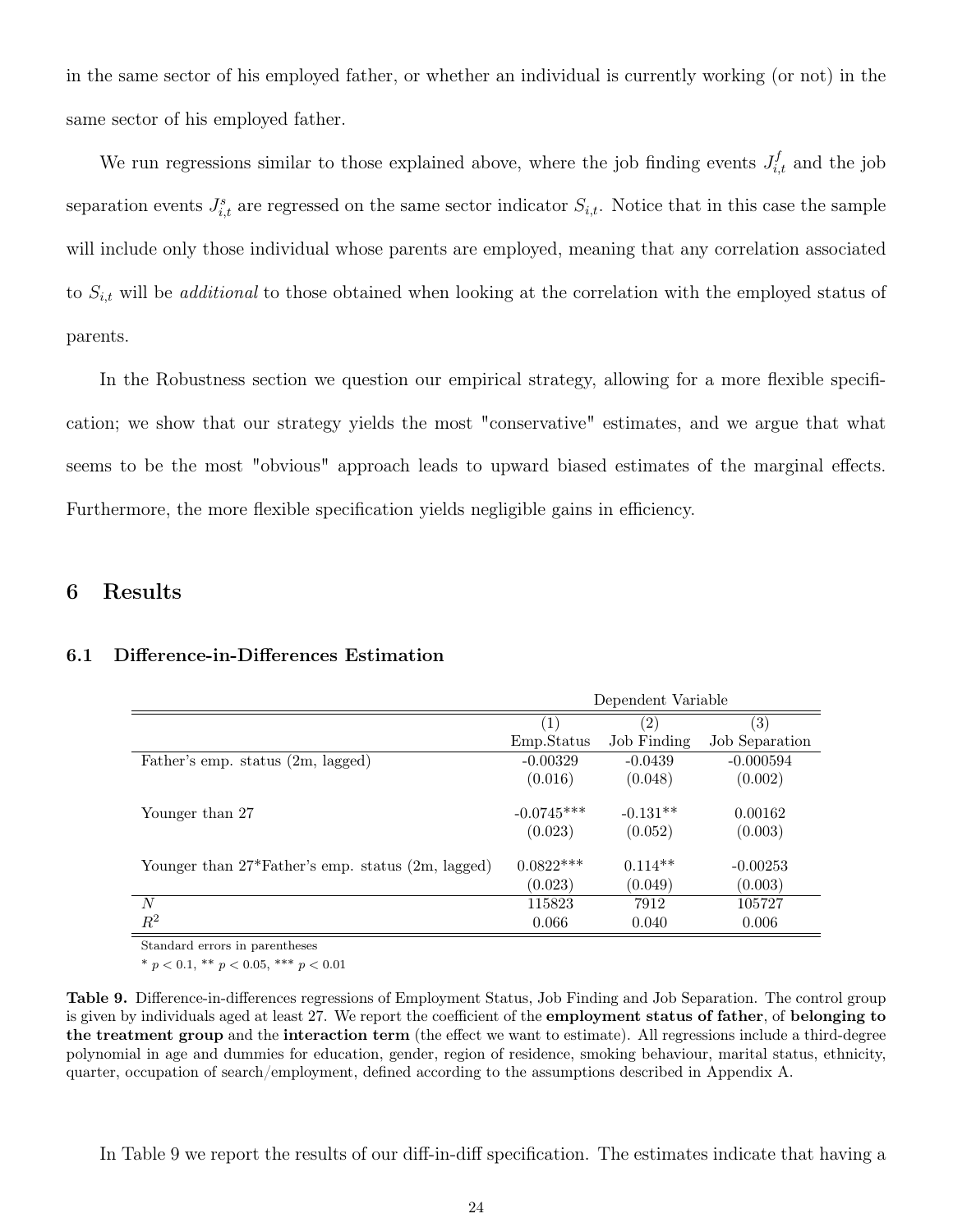in the same sector of his employed father, or whether an individual is currently working (or not) in the same sector of his employed father.

We run regressions similar to those explained above, where the job finding events $J_{i,t}^{f}$ and the job separation events $J_{i,t}^{s}$ are regressed on the same sector indicator $S_{i,t}$. Notice that in this case the sample will include only those individual whose parents are employed, meaning that any correlation associated to $S_{i,t}$ will be *additional* to those obtained when looking at the correlation with the employed status of parents.

In the Robustness section we question our empirical strategy, allowing for a more flexible specification; we show that our strategy yields the most "conservative" estimates, and we argue that what seems to be the most "obvious" approach leads to upward biased estimates of the marginal effects. Furthermore, the more flexible specification yields negligible gains in efficiency.

## 6 Results

### 6.1 Difference-in-Differences Estimation

| | Dependent Variable | | |
|---|---|---|---|
| | (1) | (2) | (3) |
| | Emp.Status | Job Finding | Job Separation |
| Father's emp. status (2m, lagged) | -0.00329 | -0.0439 | -0.000594 |
| | (0.016) | (0.048) | (0.002) |
| Younger than 27 | -0.0745*** | -0.131** | 0.00162 |
| | (0.023) | (0.052) | (0.003) |
| Younger than 27*Father's emp. status (2m, lagged) | 0.0822*** | 0.114** | -0.00253 |
| | (0.023) | (0.049) | (0.003) |
| $N$ | 115823 | 7912 | 105727 |
| $R^2$ | 0.066 | 0.040 | 0.006 |

Standard errors in parentheses

* $p < 0.1$, ** $p < 0.05$, *** $p < 0.01$

**Table 9.** Difference-in-differences regressions of Employment Status, Job Finding and Job Separation. The control group is given by individuals aged at least 27. We report the coefficient of the **employment status of father**, of **belonging to the treatment group** and the **interaction term** (the effect we want to estimate). All regressions include a third-degree polynomial in age and dummies for education, gender, region of residence, smoking behaviour, marital status, ethnicity, quarter, occupation of search/employment, defined according to the assumptions described in Appendix A.

In Table 9 we report the results of our diff-in-diff specification. The estimates indicate that having a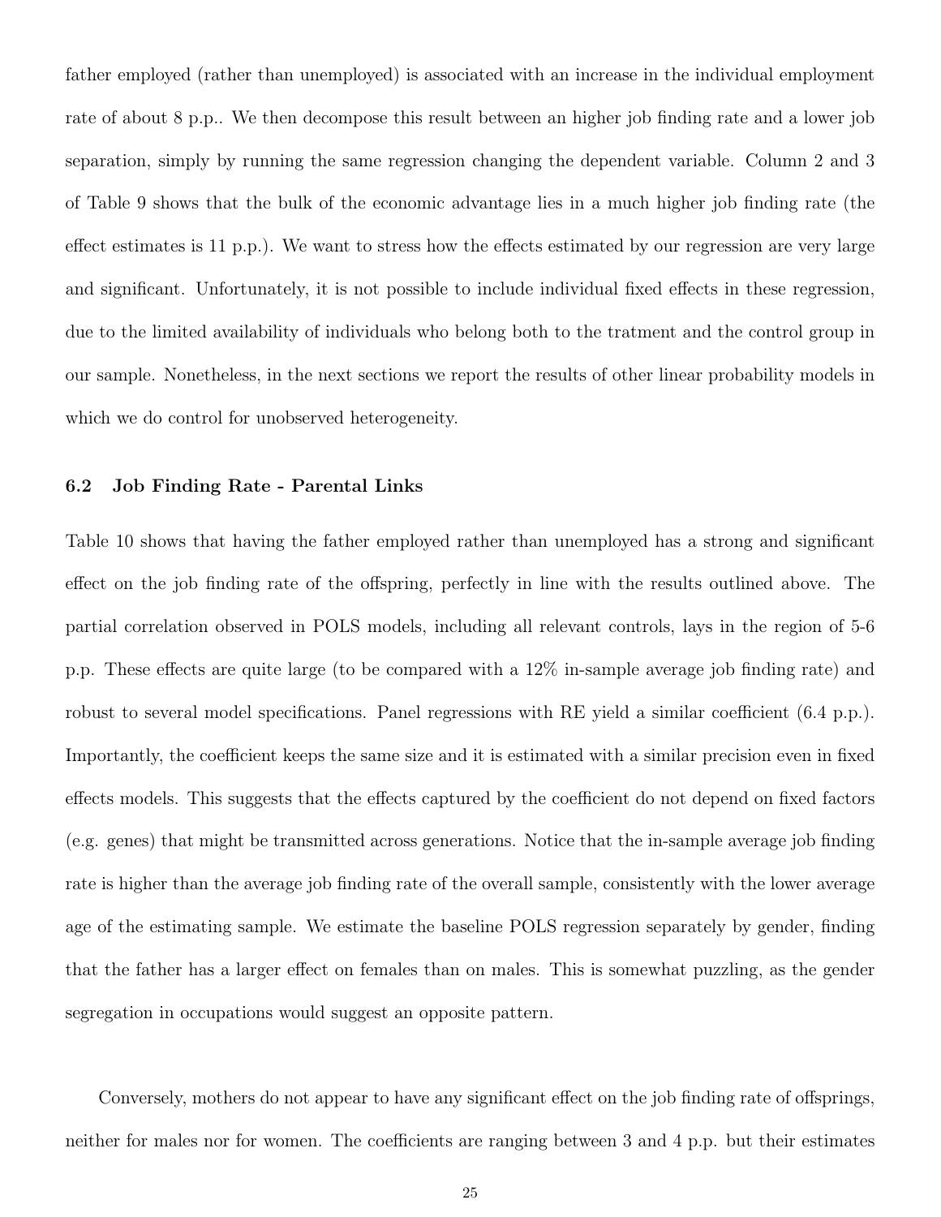father employed (rather than unemployed) is associated with an increase in the individual employment rate of about 8 p.p.. We then decompose this result between an higher job finding rate and a lower job separation, simply by running the same regression changing the dependent variable. Column 2 and 3 of Table 9 shows that the bulk of the economic advantage lies in a much higher job finding rate (the effect estimates is 11 p.p.). We want to stress how the effects estimated by our regression are very large and significant. Unfortunately, it is not possible to include individual fixed effects in these regression, due to the limited availability of individuals who belong both to the tratment and the control group in our sample. Nonetheless, in the next sections we report the results of other linear probability models in which we do control for unobserved heterogeneity.

### 6.2 Job Finding Rate - Parental Links

Table 10 shows that having the father employed rather than unemployed has a strong and significant effect on the job finding rate of the offspring, perfectly in line with the results outlined above. The partial correlation observed in POLS models, including all relevant controls, lays in the region of 5-6 p.p. These effects are quite large (to be compared with a 12% in-sample average job finding rate) and robust to several model specifications. Panel regressions with RE yield a similar coefficient (6.4 p.p.). Importantly, the coefficient keeps the same size and it is estimated with a similar precision even in fixed effects models. This suggests that the effects captured by the coefficient do not depend on fixed factors (e.g. genes) that might be transmitted across generations. Notice that the in-sample average job finding rate is higher than the average job finding rate of the overall sample, consistently with the lower average age of the estimating sample. We estimate the baseline POLS regression separately by gender, finding that the father has a larger effect on females than on males. This is somewhat puzzling, as the gender segregation in occupations would suggest an opposite pattern.

Conversely, mothers do not appear to have any significant effect on the job finding rate of offsprings, neither for males nor for women. The coefficients are ranging between 3 and 4 p.p. but their estimates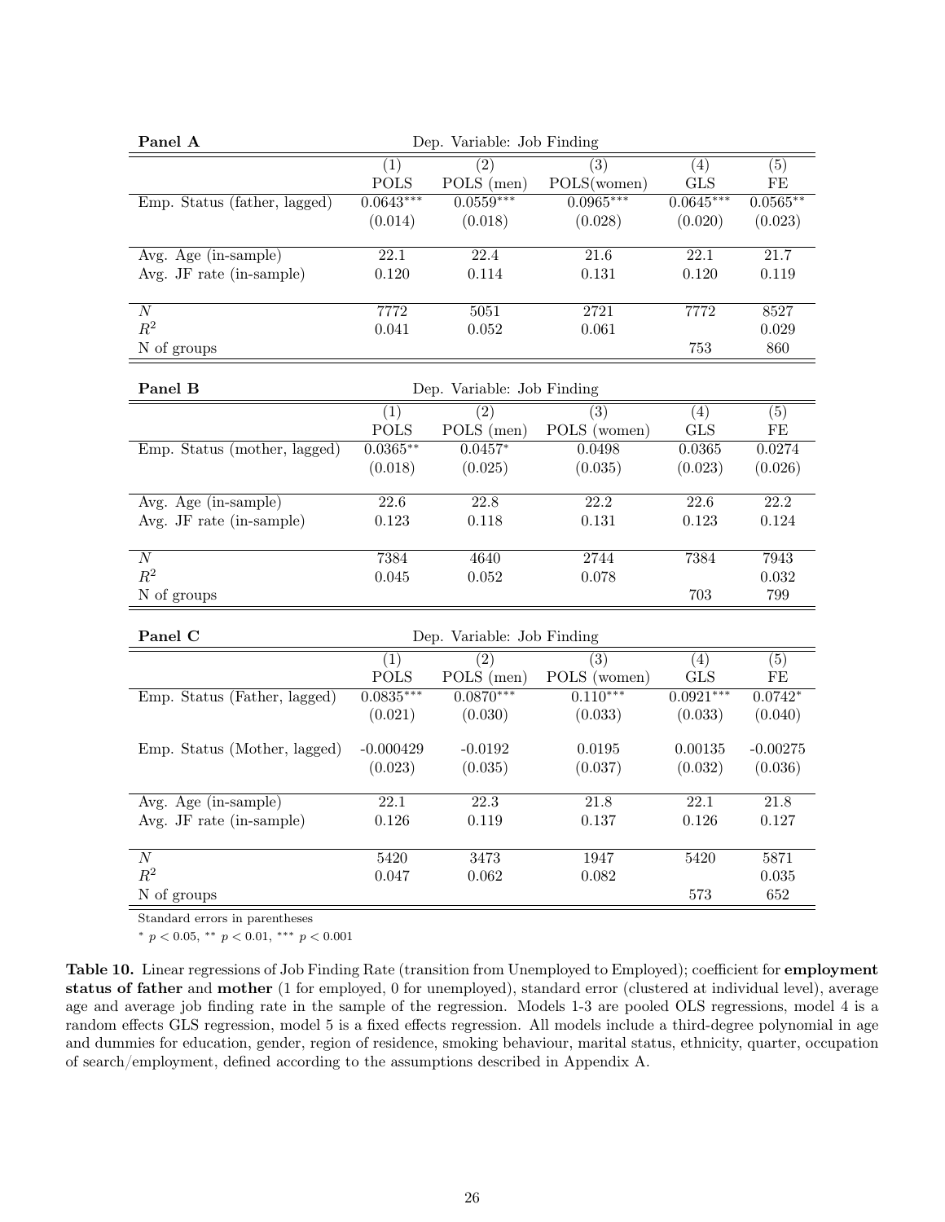| **Panel A** | Dep. Variable: Job Finding | | | | |
|---|---|---|---|---|---|
| | (1) | (2) | (3) | (4) | (5) |
| | POLS | POLS (men) | POLS(women) | GLS | FE |
| Emp. Status (father, lagged) | 0.0643*** | 0.0559*** | 0.0965*** | 0.0645*** | 0.0565** |
| | (0.014) | (0.018) | (0.028) | (0.020) | (0.023) |
| Avg. Age (in-sample) | 22.1 | 22.4 | 21.6 | 22.1 | 21.7 |
| Avg. JF rate (in-sample) | 0.120 | 0.114 | 0.131 | 0.120 | 0.119 |
| $N$ | 7772 | 5051 | 2721 | 7772 | 8527 |
| $R^2$ | 0.041 | 0.052 | 0.061 | | 0.029 |
| N of groups | | | | 753 | 860 |

| **Panel B** | Dep. Variable: Job Finding | | | | |
|---|---|---|---|---|---|
| | (1) | (2) | (3) | (4) | (5) |
| | POLS | POLS (men) | POLS (women) | GLS | FE |
| Emp. Status (mother, lagged) | 0.0365** | 0.0457* | 0.0498 | 0.0365 | 0.0274 |
| | (0.018) | (0.025) | (0.035) | (0.023) | (0.026) |
| Avg. Age (in-sample) | 22.6 | 22.8 | 22.2 | 22.6 | 22.2 |
| Avg. JF rate (in-sample) | 0.123 | 0.118 | 0.131 | 0.123 | 0.124 |
| $N$ | 7384 | 4640 | 2744 | 7384 | 7943 |
| $R^2$ | 0.045 | 0.052 | 0.078 | | 0.032 |
| N of groups | | | | 703 | 799 |

| **Panel C** | Dep. Variable: Job Finding | | | | |
|---|---|---|---|---|---|
| | (1) | (2) | (3) | (4) | (5) |
| | POLS | POLS (men) | POLS (women) | GLS | FE |
| Emp. Status (Father, lagged) | 0.0835*** | 0.0870*** | 0.110*** | 0.0921*** | 0.0742* |
| | (0.021) | (0.030) | (0.033) | (0.033) | (0.040) |
| Emp. Status (Mother, lagged) | -0.000429 | -0.0192 | 0.0195 | 0.00135 | -0.00275 |
| | (0.023) | (0.035) | (0.037) | (0.032) | (0.036) |
| Avg. Age (in-sample) | 22.1 | 22.3 | 21.8 | 22.1 | 21.8 |
| Avg. JF rate (in-sample) | 0.126 | 0.119 | 0.137 | 0.126 | 0.127 |
| $N$ | 5420 | 3473 | 1947 | 5420 | 5871 |
| $R^2$ | 0.047 | 0.062 | 0.082 | | 0.035 |
| N of groups | | | | 573 | 652 |

Standard errors in parentheses

* $p < 0.05$, ** $p < 0.01$, *** $p < 0.001$

**Table 10.** Linear regressions of Job Finding Rate (transition from Unemployed to Employed); coefficient for **employment status of father** and **mother** (1 for employed, 0 for unemployed), standard error (clustered at individual level), average age and average job finding rate in the sample of the regression. Models 1-3 are pooled OLS regressions, model 4 is a random effects GLS regression, model 5 is a fixed effects regression. All models include a third-degree polynomial in age and dummies for education, gender, region of residence, smoking behaviour, marital status, ethnicity, quarter, occupation of search/employment, defined according to the assumptions described in Appendix A.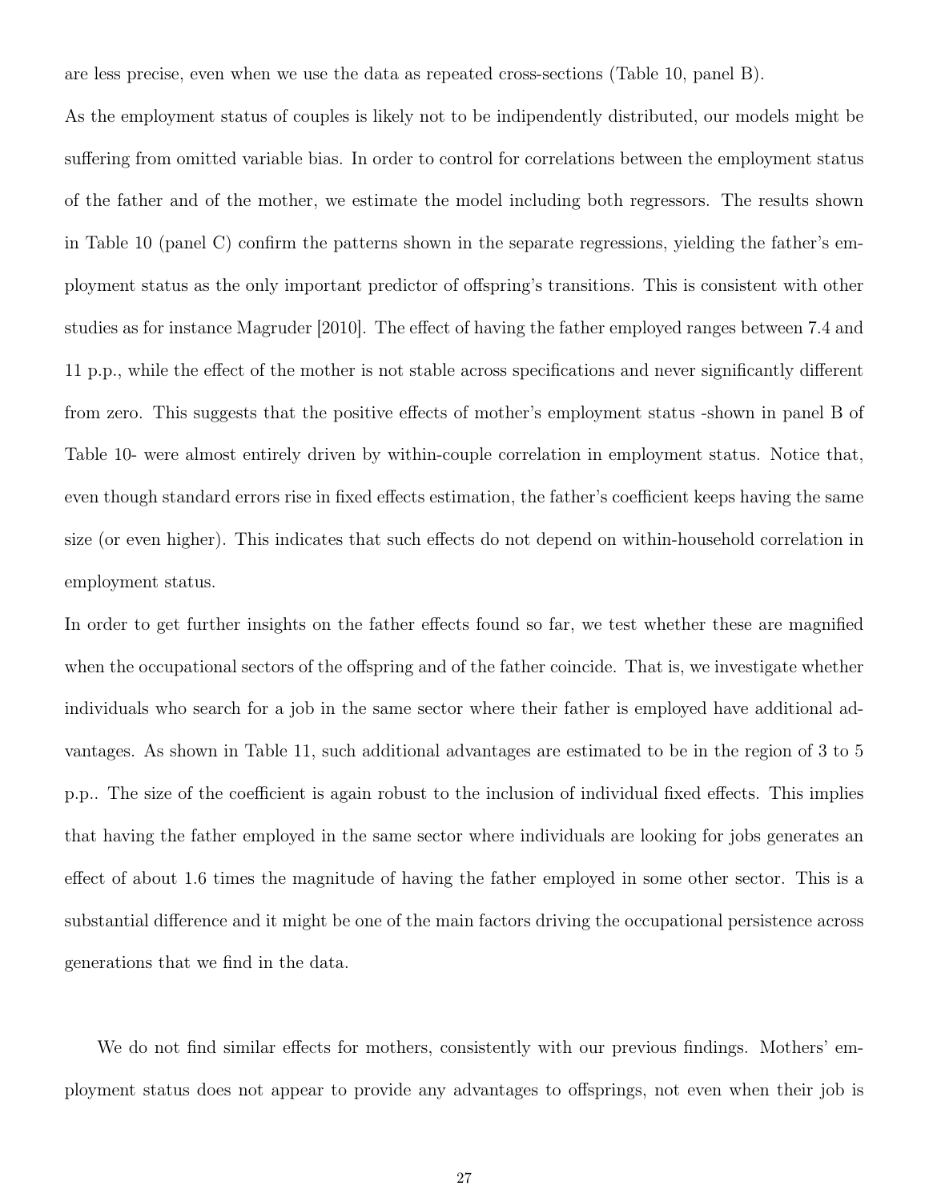are less precise, even when we use the data as repeated cross-sections (Table 10, panel B).

As the employment status of couples is likely not to be indipendently distributed, our models might be suffering from omitted variable bias. In order to control for correlations between the employment status of the father and of the mother, we estimate the model including both regressors. The results shown in Table 10 (panel C) confirm the patterns shown in the separate regressions, yielding the father's employment status as the only important predictor of offspring's transitions. This is consistent with other studies as for instance Magruder [2010]. The effect of having the father employed ranges between 7.4 and 11 p.p., while the effect of the mother is not stable across specifications and never significantly different from zero. This suggests that the positive effects of mother's employment status -shown in panel B of Table 10- were almost entirely driven by within-couple correlation in employment status. Notice that, even though standard errors rise in fixed effects estimation, the father's coefficient keeps having the same size (or even higher). This indicates that such effects do not depend on within-household correlation in employment status.

In order to get further insights on the father effects found so far, we test whether these are magnified when the occupational sectors of the offspring and of the father coincide. That is, we investigate whether individuals who search for a job in the same sector where their father is employed have additional advantages. As shown in Table 11, such additional advantages are estimated to be in the region of 3 to 5 p.p.. The size of the coefficient is again robust to the inclusion of individual fixed effects. This implies that having the father employed in the same sector where individuals are looking for jobs generates an effect of about 1.6 times the magnitude of having the father employed in some other sector. This is a substantial difference and it might be one of the main factors driving the occupational persistence across generations that we find in the data.

We do not find similar effects for mothers, consistently with our previous findings. Mothers' employment status does not appear to provide any advantages to offsprings, not even when their job is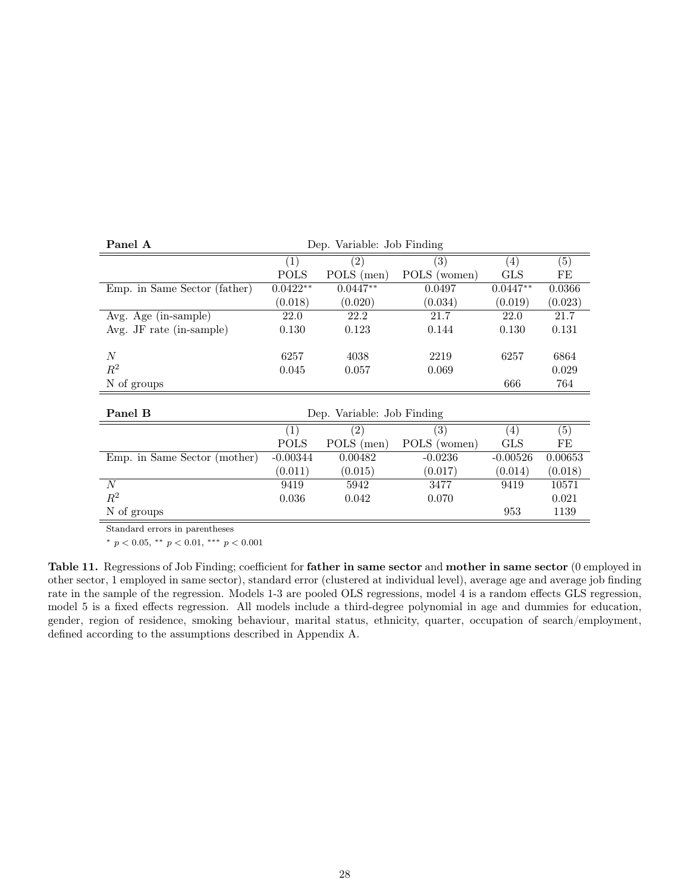**Panel A**

| | Dep. Variable: Job Finding | | | | |
|---|---|---|---|---|---|
| | (1) | (2) | (3) | (4) | (5) |
| | POLS | POLS (men) | POLS (women) | GLS | FE |
| Emp. in Same Sector (father) | 0.0422** | 0.0447** | 0.0497 | 0.0447** | 0.0366 |
| | (0.018) | (0.020) | (0.034) | (0.019) | (0.023) |
| Avg. Age (in-sample) | 22.0 | 22.2 | 21.7 | 22.0 | 21.7 |
| Avg. JF rate (in-sample) | 0.130 | 0.123 | 0.144 | 0.130 | 0.131 |
| $N$ | 6257 | 4038 | 2219 | 6257 | 6864 |
| $R^2$ | 0.045 | 0.057 | 0.069 | | 0.029 |
| N of groups | | | | 666 | 764 |

**Panel B**

| | Dep. Variable: Job Finding | | | | |
|---|---|---|---|---|---|
| | (1) | (2) | (3) | (4) | (5) |
| | POLS | POLS (men) | POLS (women) | GLS | FE |
| Emp. in Same Sector (mother) | -0.00344 | 0.00482 | -0.0236 | -0.00526 | 0.00653 |
| | (0.011) | (0.015) | (0.017) | (0.014) | (0.018) |
| $N$ | 9419 | 5942 | 3477 | 9419 | 10571 |
| $R^2$ | 0.036 | 0.042 | 0.070 | | 0.021 |
| N of groups | | | | 953 | 1139 |

Standard errors in parentheses

$^{*}$ $p < 0.05$, $^{**}$ $p < 0.01$, $^{***}$ $p < 0.001$

**Table 11.** Regressions of Job Finding; coefficient for **father in same sector** and **mother in same sector** (0 employed in other sector, 1 employed in same sector), standard error (clustered at individual level), average age and average job finding rate in the sample of the regression. Models 1-3 are pooled OLS regressions, model 4 is a random effects GLS regression, model 5 is a fixed effects regression. All models include a third-degree polynomial in age and dummies for education, gender, region of residence, smoking behaviour, marital status, ethnicity, quarter, occupation of search/employment, defined according to the assumptions described in Appendix A.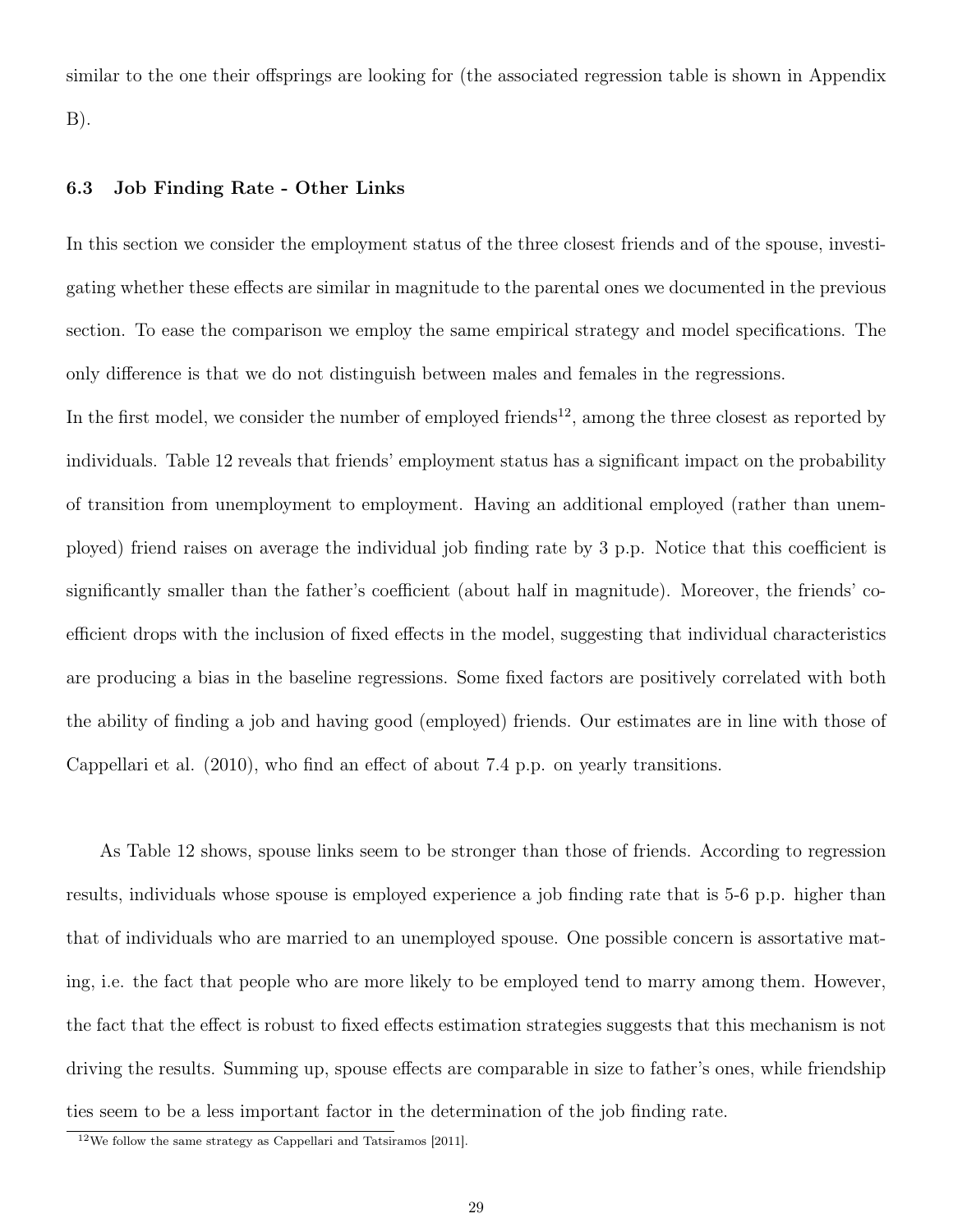similar to the one their offsprings are looking for (the associated regression table is shown in Appendix B).

### 6.3 Job Finding Rate - Other Links

In this section we consider the employment status of the three closest friends and of the spouse, investigating whether these effects are similar in magnitude to the parental ones we documented in the previous section. To ease the comparison we employ the same empirical strategy and model specifications. The only difference is that we do not distinguish between males and females in the regressions.

In the first model, we consider the number of employed friends[12], among the three closest as reported by individuals. Table 12 reveals that friends' employment status has a significant impact on the probability of transition from unemployment to employment. Having an additional employed (rather than unemployed) friend raises on average the individual job finding rate by 3 p.p. Notice that this coefficient is significantly smaller than the father's coefficient (about half in magnitude). Moreover, the friends' coefficient drops with the inclusion of fixed effects in the model, suggesting that individual characteristics are producing a bias in the baseline regressions. Some fixed factors are positively correlated with both the ability of finding a job and having good (employed) friends. Our estimates are in line with those of Cappellari et al. (2010), who find an effect of about 7.4 p.p. on yearly transitions.

As Table 12 shows, spouse links seem to be stronger than those of friends. According to regression results, individuals whose spouse is employed experience a job finding rate that is 5-6 p.p. higher than that of individuals who are married to an unemployed spouse. One possible concern is assortative mating, i.e. the fact that people who are more likely to be employed tend to marry among them. However, the fact that the effect is robust to fixed effects estimation strategies suggests that this mechanism is not driving the results. Summing up, spouse effects are comparable in size to father's ones, while friendship ties seem to be a less important factor in the determination of the job finding rate.

[12] We follow the same strategy as Cappellari and Tatsiramos [2011].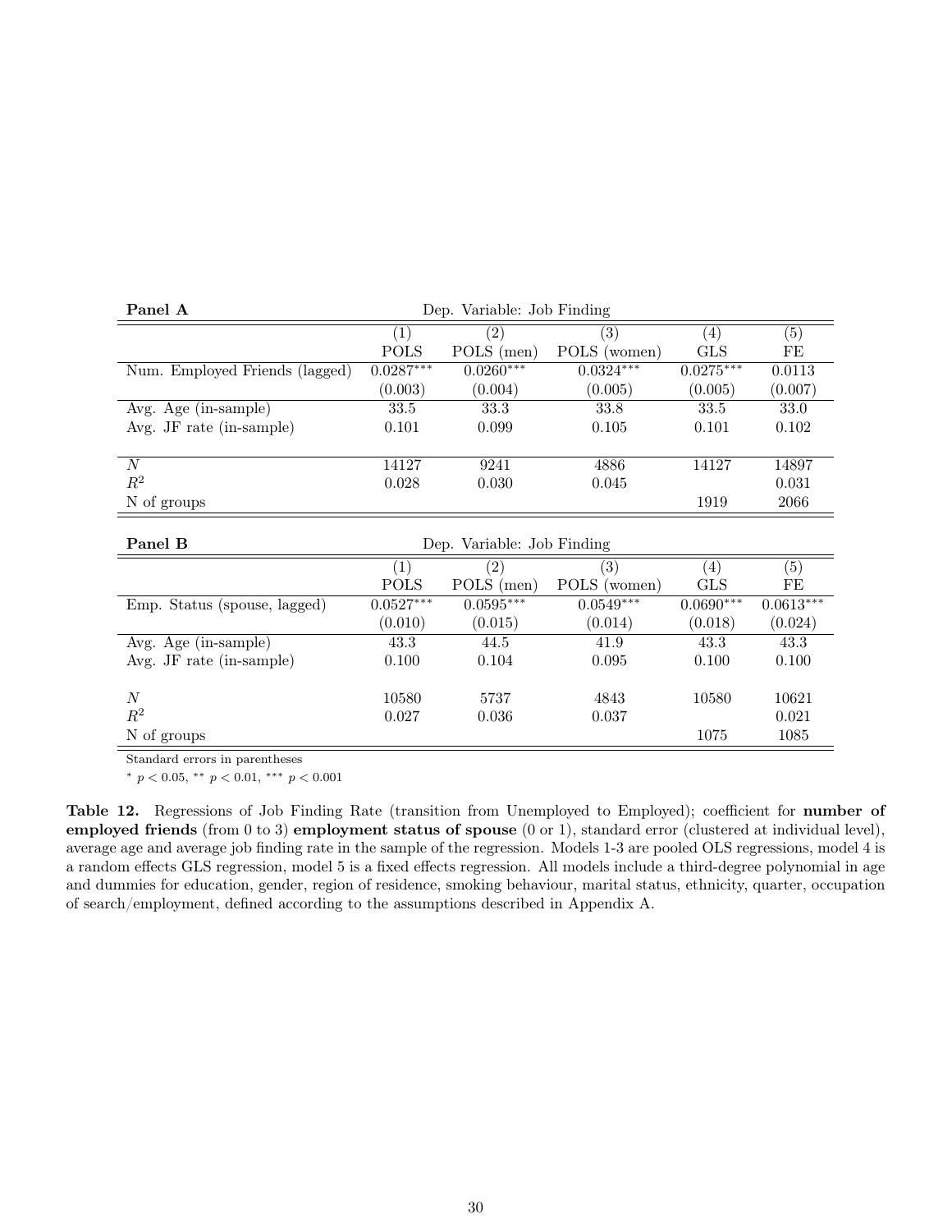| **Panel A** | Dep. Variable: Job Finding | | | | |
|---|---|---|---|---|---|
| | (1) | (2) | (3) | (4) | (5) |
| | POLS | POLS (men) | POLS (women) | GLS | FE |
| Num. Employed Friends (lagged) | 0.0287*** | 0.0260*** | 0.0324*** | 0.0275*** | 0.0113 |
| | (0.003) | (0.004) | (0.005) | (0.005) | (0.007) |
| Avg. Age (in-sample) | 33.5 | 33.3 | 33.8 | 33.5 | 33.0 |
| Avg. JF rate (in-sample) | 0.101 | 0.099 | 0.105 | 0.101 | 0.102 |
| $N$ | 14127 | 9241 | 4886 | 14127 | 14897 |
| $R^2$ | 0.028 | 0.030 | 0.045 | | 0.031 |
| N of groups | | | | 1919 | 2066 |

| **Panel B** | Dep. Variable: Job Finding | | | | |
|---|---|---|---|---|---|
| | (1) | (2) | (3) | (4) | (5) |
| | POLS | POLS (men) | POLS (women) | GLS | FE |
| Emp. Status (spouse, lagged) | 0.0527*** | 0.0595*** | 0.0549*** | 0.0690*** | 0.0613*** |
| | (0.010) | (0.015) | (0.014) | (0.018) | (0.024) |
| Avg. Age (in-sample) | 43.3 | 44.5 | 41.9 | 43.3 | 43.3 |
| Avg. JF rate (in-sample) | 0.100 | 0.104 | 0.095 | 0.100 | 0.100 |
| $N$ | 10580 | 5737 | 4843 | 10580 | 10621 |
| $R^2$ | 0.027 | 0.036 | 0.037 | | 0.021 |
| N of groups | | | | 1075 | 1085 |

Standard errors in parentheses

* $p < 0.05$, ** $p < 0.01$, *** $p < 0.001$

**Table 12.** Regressions of Job Finding Rate (transition from Unemployed to Employed); coefficient for **number of employed friends** (from 0 to 3) **employment status of spouse** (0 or 1), standard error (clustered at individual level), average age and average job finding rate in the sample of the regression. Models 1-3 are pooled OLS regressions, model 4 is a random effects GLS regression, model 5 is a fixed effects regression. All models include a third-degree polynomial in age and dummies for education, gender, region of residence, smoking behaviour, marital status, ethnicity, quarter, occupation of search/employment, defined according to the assumptions described in Appendix A.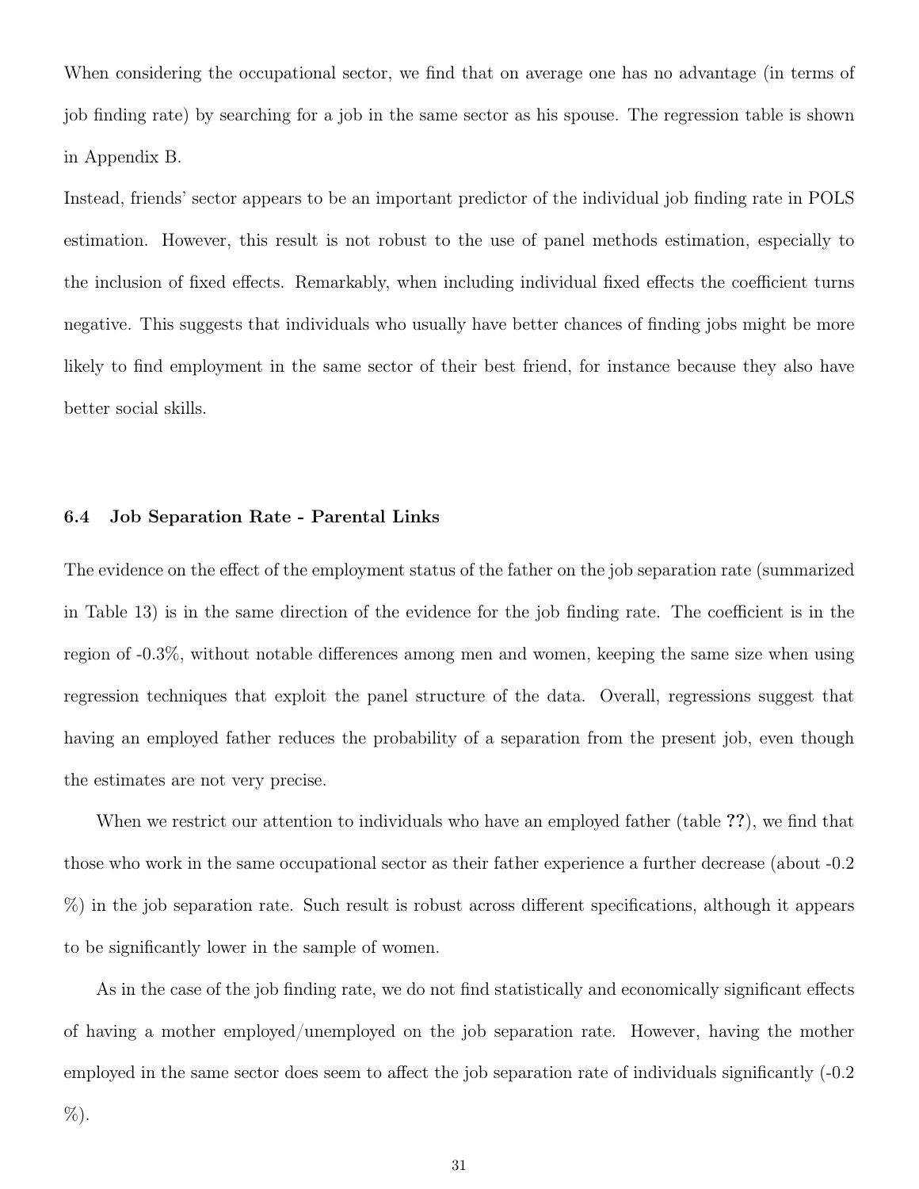When considering the occupational sector, we find that on average one has no advantage (in terms of job finding rate) by searching for a job in the same sector as his spouse. The regression table is shown in Appendix B.

Instead, friends' sector appears to be an important predictor of the individual job finding rate in POLS estimation. However, this result is not robust to the use of panel methods estimation, especially to the inclusion of fixed effects. Remarkably, when including individual fixed effects the coefficient turns negative. This suggests that individuals who usually have better chances of finding jobs might be more likely to find employment in the same sector of their best friend, for instance because they also have better social skills.

### 6.4 Job Separation Rate - Parental Links

The evidence on the effect of the employment status of the father on the job separation rate (summarized in Table 13) is in the same direction of the evidence for the job finding rate. The coefficient is in the region of -0.3%, without notable differences among men and women, keeping the same size when using regression techniques that exploit the panel structure of the data. Overall, regressions suggest that having an employed father reduces the probability of a separation from the present job, even though the estimates are not very precise.

When we restrict our attention to individuals who have an employed father (table **??**), we find that those who work in the same occupational sector as their father experience a further decrease (about -0.2 %) in the job separation rate. Such result is robust across different specifications, although it appears to be significantly lower in the sample of women.

As in the case of the job finding rate, we do not find statistically and economically significant effects of having a mother employed/unemployed on the job separation rate. However, having the mother employed in the same sector does seem to affect the job separation rate of individuals significantly (-0.2 %).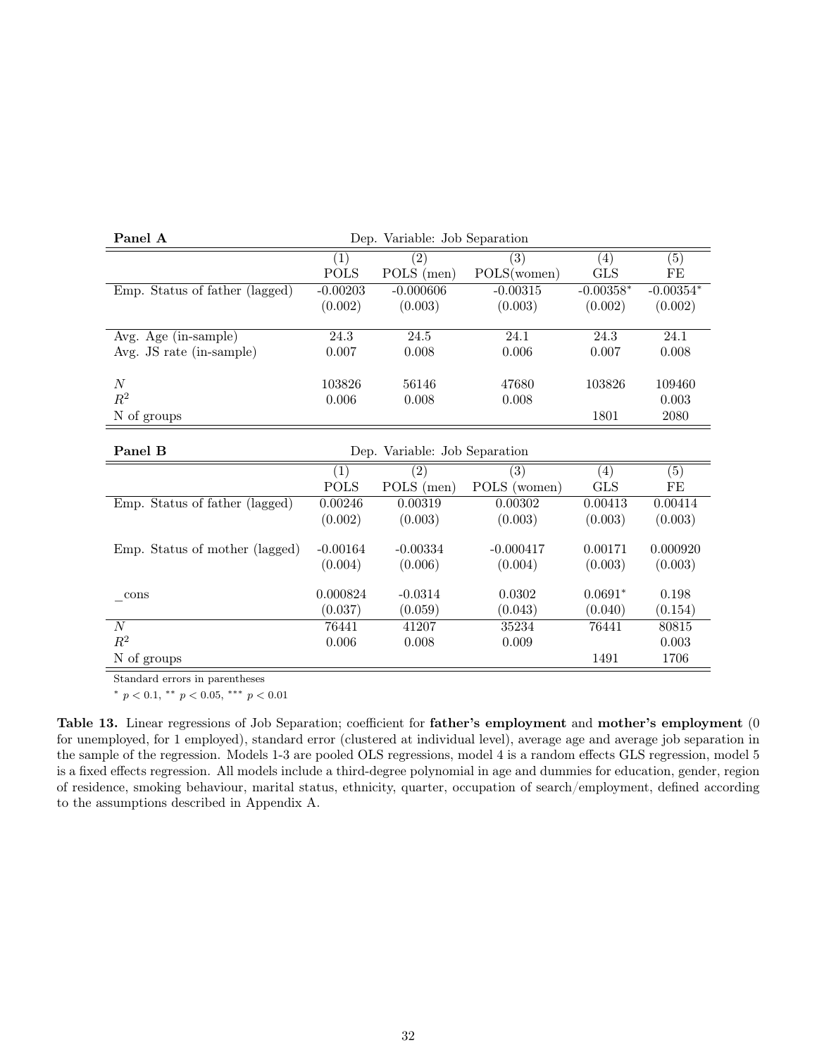**Panel A** — Dep. Variable: Job Separation

| | (1) | (2) | (3) | (4) | (5) |
|---|---|---|---|---|---|
| | POLS | POLS (men) | POLS(women) | GLS | FE |
| Emp. Status of father (lagged) | -0.00203 | -0.000606 | -0.00315 | -0.00358* | -0.00354* |
| | (0.002) | (0.003) | (0.003) | (0.002) | (0.002) |
| Avg. Age (in-sample) | 24.3 | 24.5 | 24.1 | 24.3 | 24.1 |
| Avg. JS rate (in-sample) | 0.007 | 0.008 | 0.006 | 0.007 | 0.008 |
| $N$ | 103826 | 56146 | 47680 | 103826 | 109460 |
| $R^2$ | 0.006 | 0.008 | 0.008 | | 0.003 |
| N of groups | | | | 1801 | 2080 |

**Panel B** — Dep. Variable: Job Separation

| | (1) | (2) | (3) | (4) | (5) |
|---|---|---|---|---|---|
| | POLS | POLS (men) | POLS (women) | GLS | FE |
| Emp. Status of father (lagged) | 0.00246 | 0.00319 | 0.00302 | 0.00413 | 0.00414 |
| | (0.002) | (0.003) | (0.003) | (0.003) | (0.003) |
| Emp. Status of mother (lagged) | -0.00164 | -0.00334 | -0.000417 | 0.00171 | 0.000920 |
| | (0.004) | (0.006) | (0.004) | (0.003) | (0.003) |
| _cons | 0.000824 | -0.0314 | 0.0302 | 0.0691* | 0.198 |
| | (0.037) | (0.059) | (0.043) | (0.040) | (0.154) |
| $N$ | 76441 | 41207 | 35234 | 76441 | 80815 |
| $R^2$ | 0.006 | 0.008 | 0.009 | | 0.003 |
| N of groups | | | | 1491 | 1706 |

Standard errors in parentheses

* $p < 0.1$, ** $p < 0.05$, *** $p < 0.01$

**Table 13.** Linear regressions of Job Separation; coefficient for **father's employment** and **mother's employment** (0 for unemployed, for 1 employed), standard error (clustered at individual level), average age and average job separation in the sample of the regression. Models 1-3 are pooled OLS regressions, model 4 is a random effects GLS regression, model 5 is a fixed effects regression. All models include a third-degree polynomial in age and dummies for education, gender, region of residence, smoking behaviour, marital status, ethnicity, quarter, occupation of search/employment, defined according to the assumptions described in Appendix A.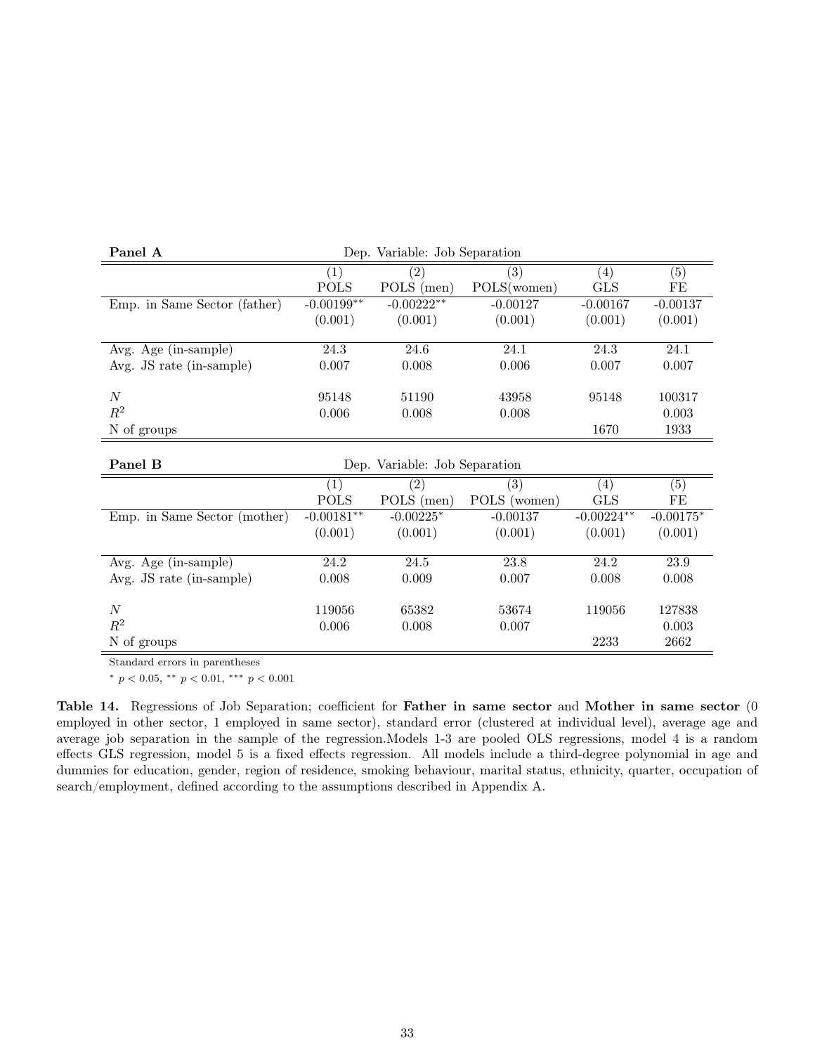**Panel A** — Dep. Variable: Job Separation

| | (1) POLS | (2) POLS (men) | (3) POLS(women) | (4) GLS | (5) FE |
|---|---|---|---|---|---|
| Emp. in Same Sector (father) | -0.00199** | -0.00222** | -0.00127 | -0.00167 | -0.00137 |
| | (0.001) | (0.001) | (0.001) | (0.001) | (0.001) |
| Avg. Age (in-sample) | 24.3 | 24.6 | 24.1 | 24.3 | 24.1 |
| Avg. JS rate (in-sample) | 0.007 | 0.008 | 0.006 | 0.007 | 0.007 |
| $N$ | 95148 | 51190 | 43958 | 95148 | 100317 |
| $R^2$ | 0.006 | 0.008 | 0.008 | | 0.003 |
| N of groups | | | | 1670 | 1933 |

**Panel B** — Dep. Variable: Job Separation

| | (1) POLS | (2) POLS (men) | (3) POLS (women) | (4) GLS | (5) FE |
|---|---|---|---|---|---|
| Emp. in Same Sector (mother) | -0.00181** | -0.00225* | -0.00137 | -0.00224** | -0.00175* |
| | (0.001) | (0.001) | (0.001) | (0.001) | (0.001) |
| Avg. Age (in-sample) | 24.2 | 24.5 | 23.8 | 24.2 | 23.9 |
| Avg. JS rate (in-sample) | 0.008 | 0.009 | 0.007 | 0.008 | 0.008 |
| $N$ | 119056 | 65382 | 53674 | 119056 | 127838 |
| $R^2$ | 0.006 | 0.008 | 0.007 | | 0.003 |
| N of groups | | | | 2233 | 2662 |

Standard errors in parentheses

* $p < 0.05$, ** $p < 0.01$, *** $p < 0.001$

**Table 14.** Regressions of Job Separation; coefficient for **Father in same sector** and **Mother in same sector** (0 employed in other sector, 1 employed in same sector), standard error (clustered at individual level), average age and average job separation in the sample of the regression.Models 1-3 are pooled OLS regressions, model 4 is a random effects GLS regression, model 5 is a fixed effects regression. All models include a third-degree polynomial in age and dummies for education, gender, region of residence, smoking behaviour, marital status, ethnicity, quarter, occupation of search/employment, defined according to the assumptions described in Appendix A.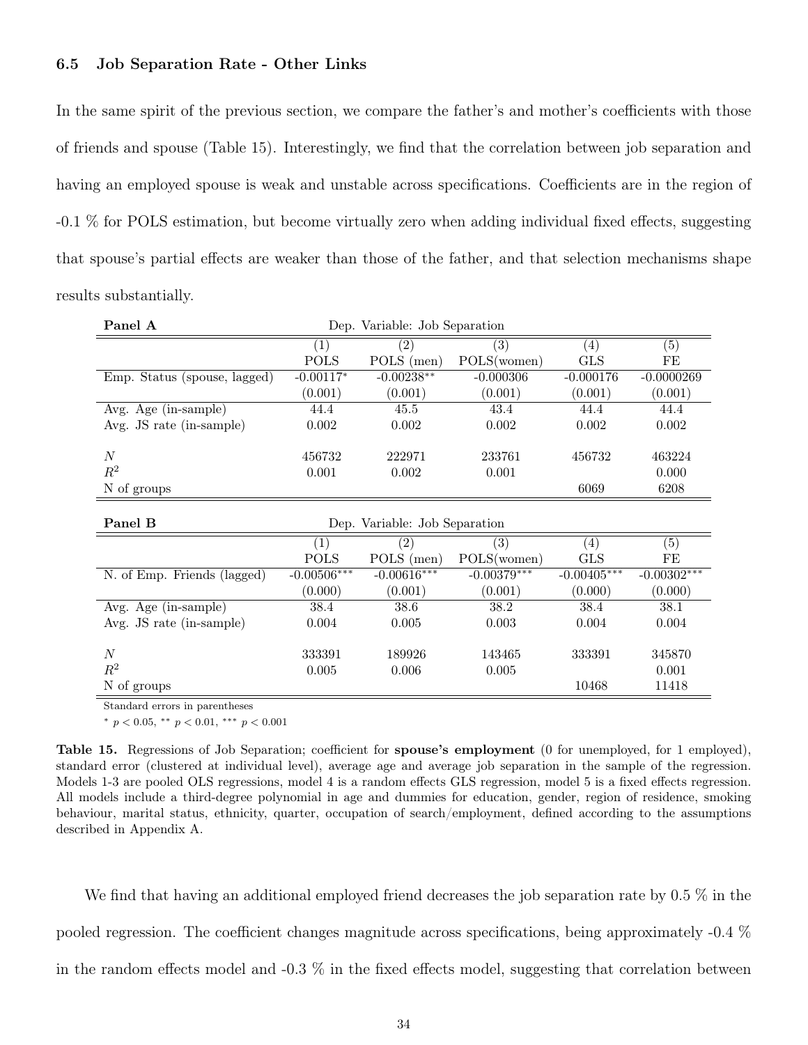### 6.5 Job Separation Rate - Other Links

In the same spirit of the previous section, we compare the father's and mother's coefficients with those of friends and spouse (Table 15). Interestingly, we find that the correlation between job separation and having an employed spouse is weak and unstable across specifications. Coefficients are in the region of -0.1 % for POLS estimation, but become virtually zero when adding individual fixed effects, suggesting that spouse's partial effects are weaker than those of the father, and that selection mechanisms shape results substantially.

| **Panel A** | Dep. Variable: Job Separation | | | | |
|---|---|---|---|---|---|
| | (1) | (2) | (3) | (4) | (5) |
| | POLS | POLS (men) | POLS(women) | GLS | FE |
| Emp. Status (spouse, lagged) | -0.00117* | -0.00238** | -0.000306 | -0.000176 | -0.0000269 |
| | (0.001) | (0.001) | (0.001) | (0.001) | (0.001) |
| Avg. Age (in-sample) | 44.4 | 45.5 | 43.4 | 44.4 | 44.4 |
| Avg. JS rate (in-sample) | 0.002 | 0.002 | 0.002 | 0.002 | 0.002 |
| $N$ | 456732 | 222971 | 233761 | 456732 | 463224 |
| $R^2$ | 0.001 | 0.002 | 0.001 | | 0.000 |
| N of groups | | | | 6069 | 6208 |

| **Panel B** | Dep. Variable: Job Separation | | | | |
|---|---|---|---|---|---|
| | (1) | (2) | (3) | (4) | (5) |
| | POLS | POLS (men) | POLS(women) | GLS | FE |
| N. of Emp. Friends (lagged) | -0.00506*** | -0.00616*** | -0.00379*** | -0.00405*** | -0.00302*** |
| | (0.000) | (0.001) | (0.001) | (0.000) | (0.000) |
| Avg. Age (in-sample) | 38.4 | 38.6 | 38.2 | 38.4 | 38.1 |
| Avg. JS rate (in-sample) | 0.004 | 0.005 | 0.003 | 0.004 | 0.004 |
| $N$ | 333391 | 189926 | 143465 | 333391 | 345870 |
| $R^2$ | 0.005 | 0.006 | 0.005 | | 0.001 |
| N of groups | | | | 10468 | 11418 |

Standard errors in parentheses

* $p < 0.05$, ** $p < 0.01$, *** $p < 0.001$

**Table 15.** Regressions of Job Separation; coefficient for **spouse's employment** (0 for unemployed, for 1 employed), standard error (clustered at individual level), average age and average job separation in the sample of the regression. Models 1-3 are pooled OLS regressions, model 4 is a random effects GLS regression, model 5 is a fixed effects regression. All models include a third-degree polynomial in age and dummies for education, gender, region of residence, smoking behaviour, marital status, ethnicity, quarter, occupation of search/employment, defined according to the assumptions described in Appendix A.

We find that having an additional employed friend decreases the job separation rate by 0.5 % in the pooled regression. The coefficient changes magnitude across specifications, being approximately -0.4 % in the random effects model and -0.3 % in the fixed effects model, suggesting that correlation between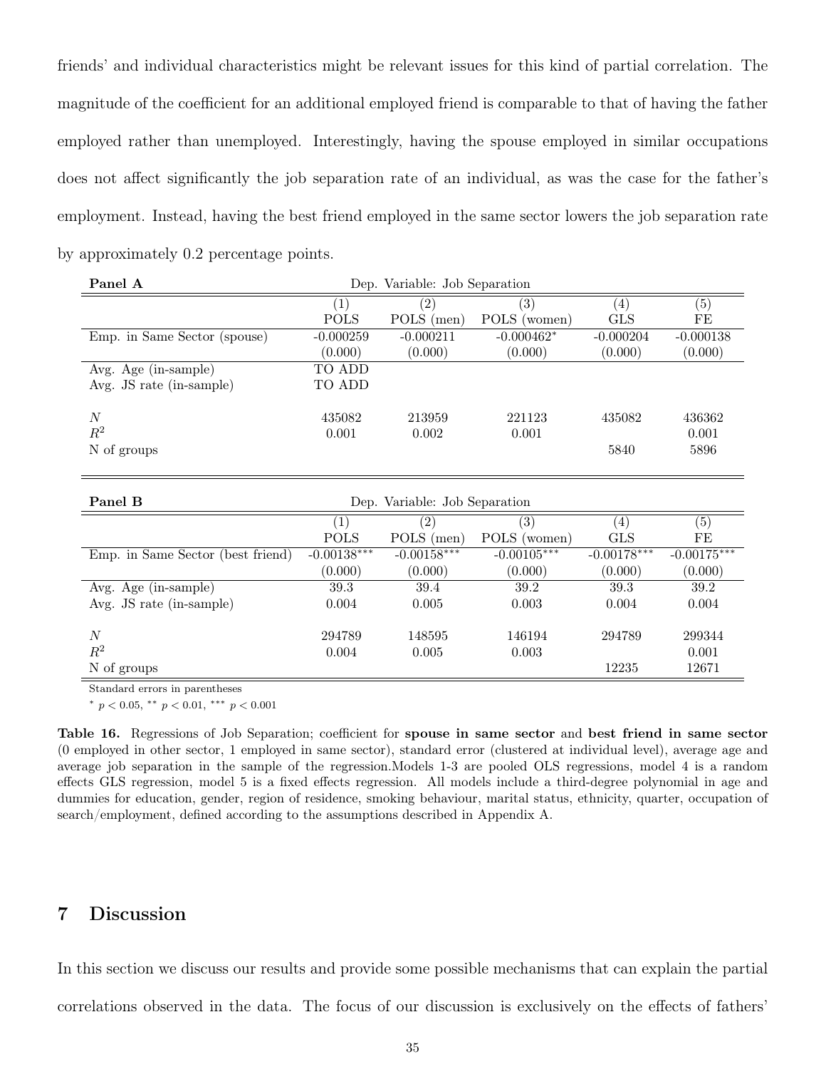friends' and individual characteristics might be relevant issues for this kind of partial correlation. The magnitude of the coefficient for an additional employed friend is comparable to that of having the father employed rather than unemployed. Interestingly, having the spouse employed in similar occupations does not affect significantly the job separation rate of an individual, as was the case for the father's employment. Instead, having the best friend employed in the same sector lowers the job separation rate by approximately 0.2 percentage points.

| **Panel A** | Dep. Variable: Job Separation | | | | |
|---|---|---|---|---|---|
| | (1) POLS | (2) POLS (men) | (3) POLS (women) | (4) GLS | (5) FE |
| Emp. in Same Sector (spouse) | -0.000259 | -0.000211 | -0.000462$^{*}$ | -0.000204 | -0.000138 |
| | (0.000) | (0.000) | (0.000) | (0.000) | (0.000) |
| Avg. Age (in-sample) | TO ADD | | | | |
| Avg. JS rate (in-sample) | TO ADD | | | | |
| $N$ | 435082 | 213959 | 221123 | 435082 | 436362 |
| $R^2$ | 0.001 | 0.002 | 0.001 | | 0.001 |
| N of groups | | | | 5840 | 5896 |

| **Panel B** | Dep. Variable: Job Separation | | | | |
|---|---|---|---|---|---|
| | (1) POLS | (2) POLS (men) | (3) POLS (women) | (4) GLS | (5) FE |
| Emp. in Same Sector (best friend) | -0.00138$^{***}$ | -0.00158$^{***}$ | -0.00105$^{***}$ | -0.00178$^{***}$ | -0.00175$^{***}$ |
| | (0.000) | (0.000) | (0.000) | (0.000) | (0.000) |
| Avg. Age (in-sample) | 39.3 | 39.4 | 39.2 | 39.3 | 39.2 |
| Avg. JS rate (in-sample) | 0.004 | 0.005 | 0.003 | 0.004 | 0.004 |
| $N$ | 294789 | 148595 | 146194 | 294789 | 299344 |
| $R^2$ | 0.004 | 0.005 | 0.003 | | 0.001 |
| N of groups | | | | 12235 | 12671 |

Standard errors in parentheses

$^{*}$ $p < 0.05$, $^{**}$ $p < 0.01$, $^{***}$ $p < 0.001$

**Table 16.** Regressions of Job Separation; coefficient for **spouse in same sector** and **best friend in same sector** (0 employed in other sector, 1 employed in same sector), standard error (clustered at individual level), average age and average job separation in the sample of the regression.Models 1-3 are pooled OLS regressions, model 4 is a random effects GLS regression, model 5 is a fixed effects regression. All models include a third-degree polynomial in age and dummies for education, gender, region of residence, smoking behaviour, marital status, ethnicity, quarter, occupation of search/employment, defined according to the assumptions described in Appendix A.

## 7 Discussion

In this section we discuss our results and provide some possible mechanisms that can explain the partial correlations observed in the data. The focus of our discussion is exclusively on the effects of fathers'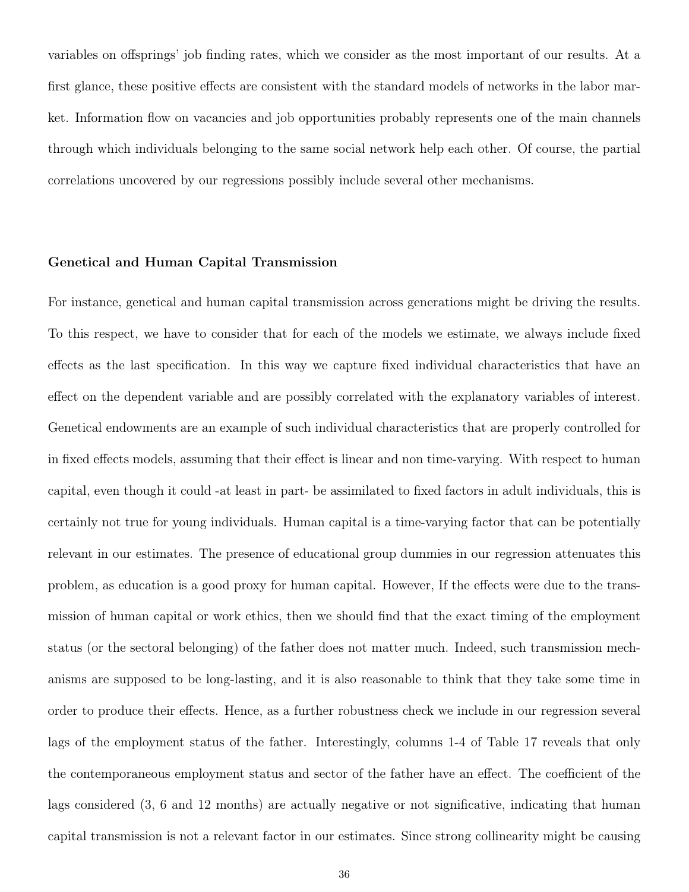variables on offsprings' job finding rates, which we consider as the most important of our results. At a first glance, these positive effects are consistent with the standard models of networks in the labor market. Information flow on vacancies and job opportunities probably represents one of the main channels through which individuals belonging to the same social network help each other. Of course, the partial correlations uncovered by our regressions possibly include several other mechanisms.

### Genetical and Human Capital Transmission

For instance, genetical and human capital transmission across generations might be driving the results. To this respect, we have to consider that for each of the models we estimate, we always include fixed effects as the last specification. In this way we capture fixed individual characteristics that have an effect on the dependent variable and are possibly correlated with the explanatory variables of interest. Genetical endowments are an example of such individual characteristics that are properly controlled for in fixed effects models, assuming that their effect is linear and non time-varying. With respect to human capital, even though it could -at least in part- be assimilated to fixed factors in adult individuals, this is certainly not true for young individuals. Human capital is a time-varying factor that can be potentially relevant in our estimates. The presence of educational group dummies in our regression attenuates this problem, as education is a good proxy for human capital. However, If the effects were due to the transmission of human capital or work ethics, then we should find that the exact timing of the employment status (or the sectoral belonging) of the father does not matter much. Indeed, such transmission mechanisms are supposed to be long-lasting, and it is also reasonable to think that they take some time in order to produce their effects. Hence, as a further robustness check we include in our regression several lags of the employment status of the father. Interestingly, columns 1-4 of Table 17 reveals that only the contemporaneous employment status and sector of the father have an effect. The coefficient of the lags considered (3, 6 and 12 months) are actually negative or not significative, indicating that human capital transmission is not a relevant factor in our estimates. Since strong collinearity might be causing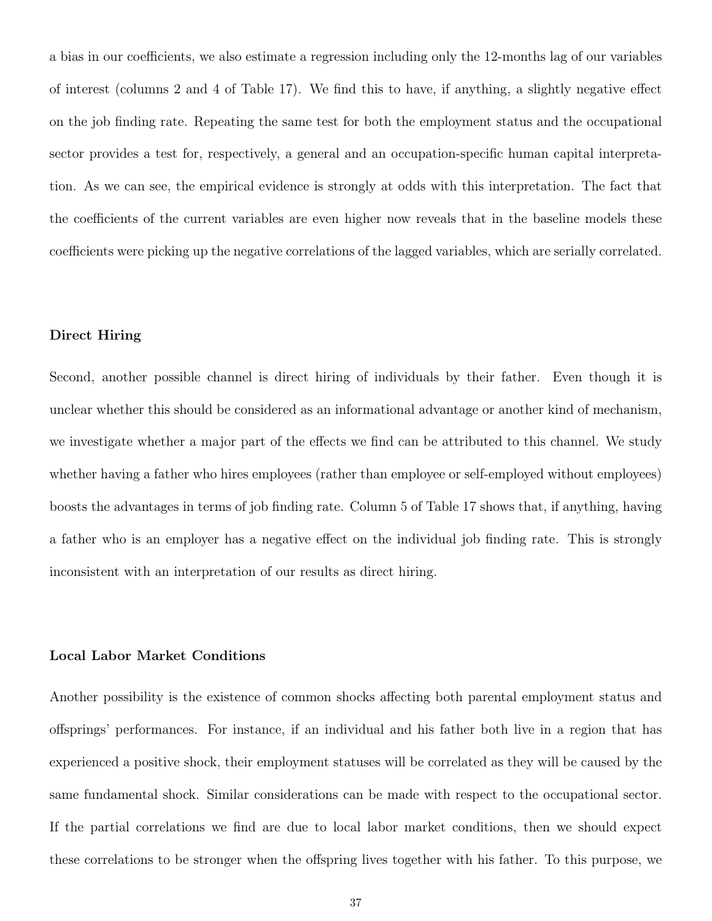a bias in our coefficients, we also estimate a regression including only the 12-months lag of our variables of interest (columns 2 and 4 of Table 17). We find this to have, if anything, a slightly negative effect on the job finding rate. Repeating the same test for both the employment status and the occupational sector provides a test for, respectively, a general and an occupation-specific human capital interpretation. As we can see, the empirical evidence is strongly at odds with this interpretation. The fact that the coefficients of the current variables are even higher now reveals that in the baseline models these coefficients were picking up the negative correlations of the lagged variables, which are serially correlated.

### Direct Hiring

Second, another possible channel is direct hiring of individuals by their father. Even though it is unclear whether this should be considered as an informational advantage or another kind of mechanism, we investigate whether a major part of the effects we find can be attributed to this channel. We study whether having a father who hires employees (rather than employee or self-employed without employees) boosts the advantages in terms of job finding rate. Column 5 of Table 17 shows that, if anything, having a father who is an employer has a negative effect on the individual job finding rate. This is strongly inconsistent with an interpretation of our results as direct hiring.

### Local Labor Market Conditions

Another possibility is the existence of common shocks affecting both parental employment status and offsprings' performances. For instance, if an individual and his father both live in a region that has experienced a positive shock, their employment statuses will be correlated as they will be caused by the same fundamental shock. Similar considerations can be made with respect to the occupational sector. If the partial correlations we find are due to local labor market conditions, then we should expect these correlations to be stronger when the offspring lives together with his father. To this purpose, we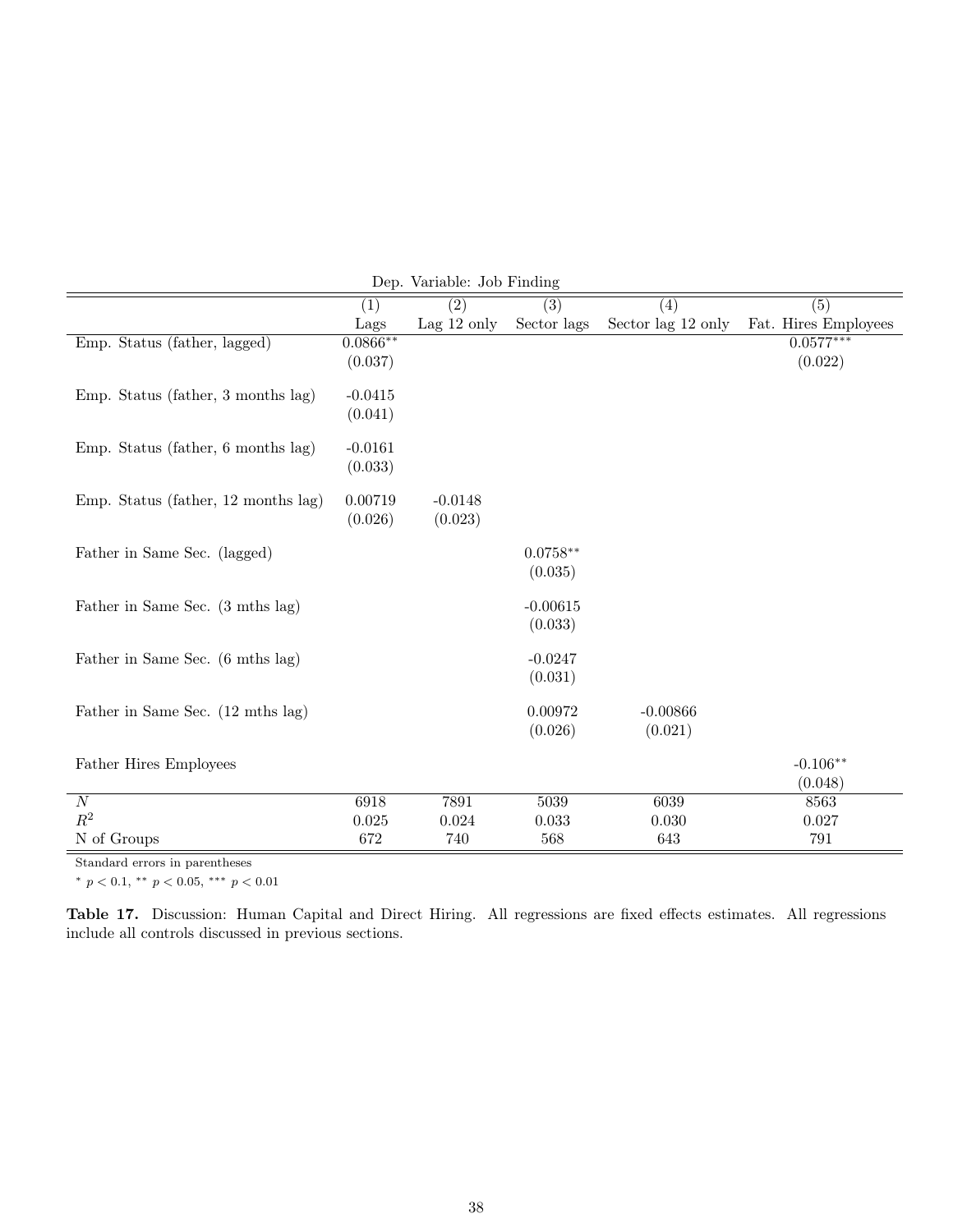Dep. Variable: Job Finding

| | (1) | (2) | (3) | (4) | (5) |
|---|---|---|---|---|---|
| | Lags | Lag 12 only | Sector lags | Sector lag 12 only | Fat. Hires Employees |
| Emp. Status (father, lagged) | 0.0866** | | | | 0.0577*** |
| | (0.037) | | | | (0.022) |
| Emp. Status (father, 3 months lag) | -0.0415 | | | | |
| | (0.041) | | | | |
| Emp. Status (father, 6 months lag) | -0.0161 | | | | |
| | (0.033) | | | | |
| Emp. Status (father, 12 months lag) | 0.00719 | -0.0148 | | | |
| | (0.026) | (0.023) | | | |
| Father in Same Sec. (lagged) | | | 0.0758** | | |
| | | | (0.035) | | |
| Father in Same Sec. (3 mths lag) | | | -0.00615 | | |
| | | | (0.033) | | |
| Father in Same Sec. (6 mths lag) | | | -0.0247 | | |
| | | | (0.031) | | |
| Father in Same Sec. (12 mths lag) | | | 0.00972 | -0.00866 | |
| | | | (0.026) | (0.021) | |
| Father Hires Employees | | | | | -0.106** |
| | | | | | (0.048) |
| $N$ | 6918 | 7891 | 5039 | 6039 | 8563 |
| $R^2$ | 0.025 | 0.024 | 0.033 | 0.030 | 0.027 |
| N of Groups | 672 | 740 | 568 | 643 | 791 |

Standard errors in parentheses

\* $p < 0.1$, ** $p < 0.05$, *** $p < 0.01$

**Table 17.** Discussion: Human Capital and Direct Hiring. All regressions are fixed effects estimates. All regressions include all controls discussed in previous sections.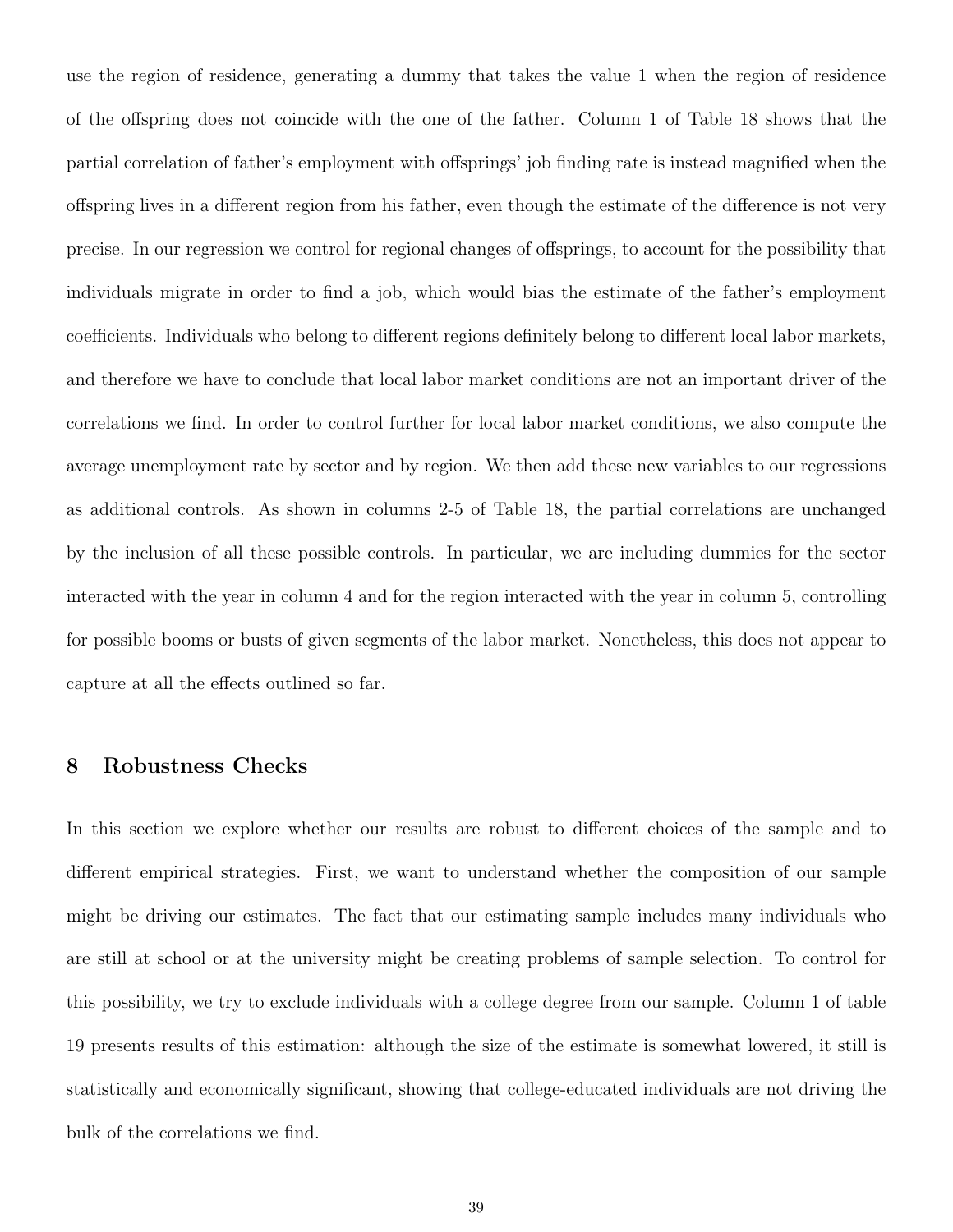use the region of residence, generating a dummy that takes the value 1 when the region of residence of the offspring does not coincide with the one of the father. Column 1 of Table 18 shows that the partial correlation of father's employment with offsprings' job finding rate is instead magnified when the offspring lives in a different region from his father, even though the estimate of the difference is not very precise. In our regression we control for regional changes of offsprings, to account for the possibility that individuals migrate in order to find a job, which would bias the estimate of the father's employment coefficients. Individuals who belong to different regions definitely belong to different local labor markets, and therefore we have to conclude that local labor market conditions are not an important driver of the correlations we find. In order to control further for local labor market conditions, we also compute the average unemployment rate by sector and by region. We then add these new variables to our regressions as additional controls. As shown in columns 2-5 of Table 18, the partial correlations are unchanged by the inclusion of all these possible controls. In particular, we are including dummies for the sector interacted with the year in column 4 and for the region interacted with the year in column 5, controlling for possible booms or busts of given segments of the labor market. Nonetheless, this does not appear to capture at all the effects outlined so far.

## 8 Robustness Checks

In this section we explore whether our results are robust to different choices of the sample and to different empirical strategies. First, we want to understand whether the composition of our sample might be driving our estimates. The fact that our estimating sample includes many individuals who are still at school or at the university might be creating problems of sample selection. To control for this possibility, we try to exclude individuals with a college degree from our sample. Column 1 of table 19 presents results of this estimation: although the size of the estimate is somewhat lowered, it still is statistically and economically significant, showing that college-educated individuals are not driving the bulk of the correlations we find.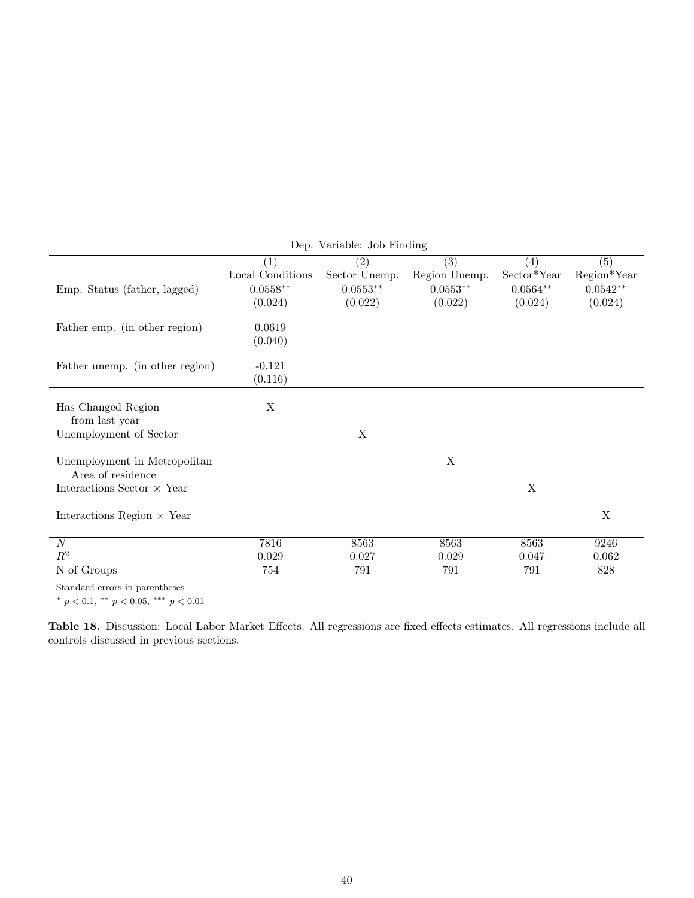| | (1) | (2) | (3) | (4) | (5) |
|---|---|---|---|---|---|
| | Local Conditions | Sector Unemp. | Region Unemp. | Sector*Year | Region*Year |
| Emp. Status (father, lagged) | $0.0558^{**}$ | $0.0553^{**}$ | $0.0553^{**}$ | $0.0564^{**}$ | $0.0542^{**}$ |
| | (0.024) | (0.022) | (0.022) | (0.024) | (0.024) |
| Father emp. (in other region) | 0.0619 | | | | |
| | (0.040) | | | | |
| Father unemp. (in other region) | -0.121 | | | | |
| | (0.116) | | | | |
| Has Changed Region from last year | X | | | | |
| Unemployment of Sector | | X | | | |
| Unemployment in Metropolitan Area of residence | | | X | | |
| Interactions Sector × Year | | | | X | |
| Interactions Region × Year | | | | | X |
| $N$ | 7816 | 8563 | 8563 | 8563 | 9246 |
| $R^2$ | 0.029 | 0.027 | 0.029 | 0.047 | 0.062 |
| N of Groups | 754 | 791 | 791 | 791 | 828 |

Dep. Variable: Job Finding

Standard errors in parentheses

$^{*}$ $p < 0.1$, $^{**}$ $p < 0.05$, $^{***}$ $p < 0.01$

**Table 18.** Discussion: Local Labor Market Effects. All regressions are fixed effects estimates. All regressions include all controls discussed in previous sections.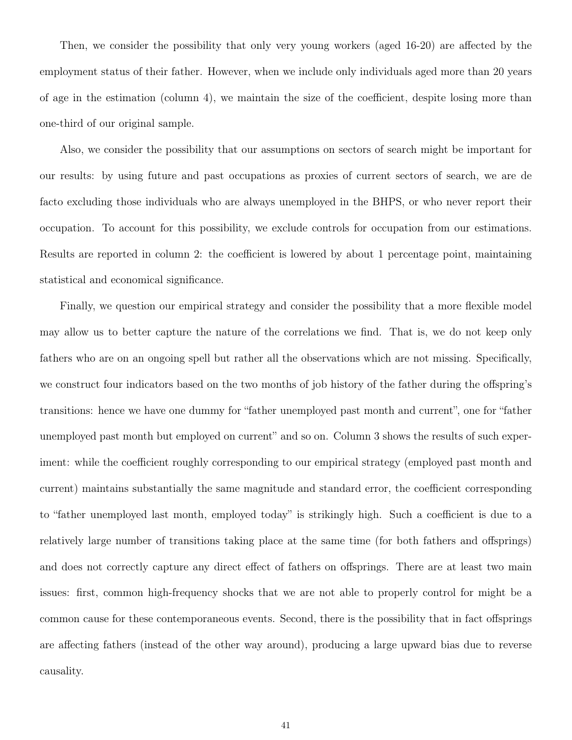Then, we consider the possibility that only very young workers (aged 16-20) are affected by the employment status of their father. However, when we include only individuals aged more than 20 years of age in the estimation (column 4), we maintain the size of the coefficient, despite losing more than one-third of our original sample.

Also, we consider the possibility that our assumptions on sectors of search might be important for our results: by using future and past occupations as proxies of current sectors of search, we are de facto excluding those individuals who are always unemployed in the BHPS, or who never report their occupation. To account for this possibility, we exclude controls for occupation from our estimations. Results are reported in column 2: the coefficient is lowered by about 1 percentage point, maintaining statistical and economical significance.

Finally, we question our empirical strategy and consider the possibility that a more flexible model may allow us to better capture the nature of the correlations we find. That is, we do not keep only fathers who are on an ongoing spell but rather all the observations which are not missing. Specifically, we construct four indicators based on the two months of job history of the father during the offspring's transitions: hence we have one dummy for "father unemployed past month and current", one for "father unemployed past month but employed on current" and so on. Column 3 shows the results of such experiment: while the coefficient roughly corresponding to our empirical strategy (employed past month and current) maintains substantially the same magnitude and standard error, the coefficient corresponding to "father unemployed last month, employed today" is strikingly high. Such a coefficient is due to a relatively large number of transitions taking place at the same time (for both fathers and offsprings) and does not correctly capture any direct effect of fathers on offsprings. There are at least two main issues: first, common high-frequency shocks that we are not able to properly control for might be a common cause for these contemporaneous events. Second, there is the possibility that in fact offsprings are affecting fathers (instead of the other way around), producing a large upward bias due to reverse causality.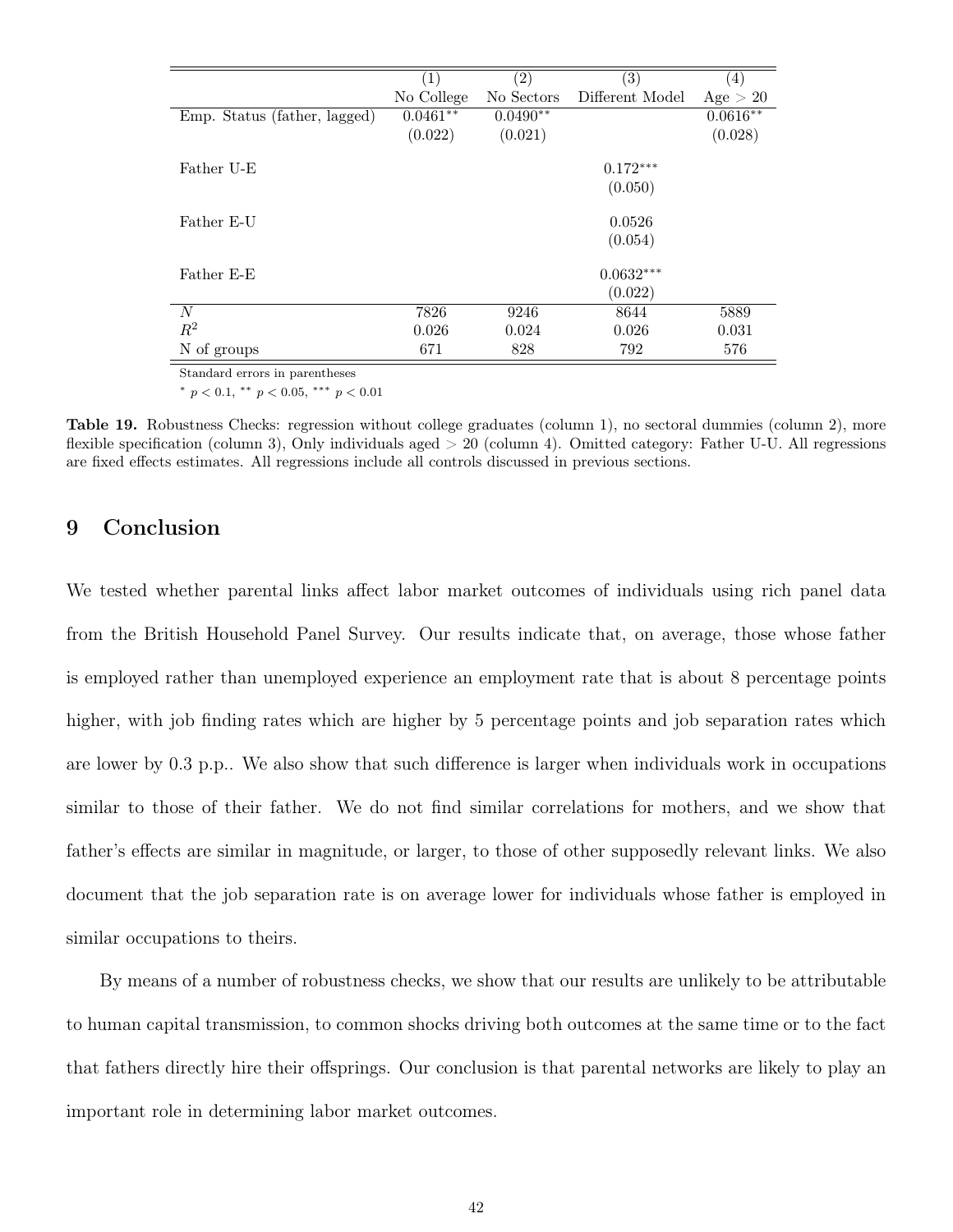|  | (1) | (2) | (3) | (4) |
| --- | --- | --- | --- | --- |
|  | No College | No Sectors | Different Model | Age > 20 |
| Emp. Status (father, lagged) | 0.0461** | 0.0490** |  | 0.0616** |
|  | (0.022) | (0.021) |  | (0.028) |
| Father U-E |  |  | 0.172*** |  |
|  |  |  | (0.050) |  |
| Father E-U |  |  | 0.0526 |  |
|  |  |  | (0.054) |  |
| Father E-E |  |  | 0.0632*** |  |
|  |  |  | (0.022) |  |
| $N$ | 7826 | 9246 | 8644 | 5889 |
| $R^2$ | 0.026 | 0.024 | 0.026 | 0.031 |
| N of groups | 671 | 828 | 792 | 576 |

Standard errors in parentheses

\* $p < 0.1$, ** $p < 0.05$, *** $p < 0.01$

**Table 19.** Robustness Checks: regression without college graduates (column 1), no sectoral dummies (column 2), more flexible specification (column 3), Only individuals aged > 20 (column 4). Omitted category: Father U-U. All regressions are fixed effects estimates. All regressions include all controls discussed in previous sections.

## 9 Conclusion

We tested whether parental links affect labor market outcomes of individuals using rich panel data from the British Household Panel Survey. Our results indicate that, on average, those whose father is employed rather than unemployed experience an employment rate that is about 8 percentage points higher, with job finding rates which are higher by 5 percentage points and job separation rates which are lower by 0.3 p.p.. We also show that such difference is larger when individuals work in occupations similar to those of their father. We do not find similar correlations for mothers, and we show that father's effects are similar in magnitude, or larger, to those of other supposedly relevant links. We also document that the job separation rate is on average lower for individuals whose father is employed in similar occupations to theirs.

By means of a number of robustness checks, we show that our results are unlikely to be attributable to human capital transmission, to common shocks driving both outcomes at the same time or to the fact that fathers directly hire their offsprings. Our conclusion is that parental networks are likely to play an important role in determining labor market outcomes.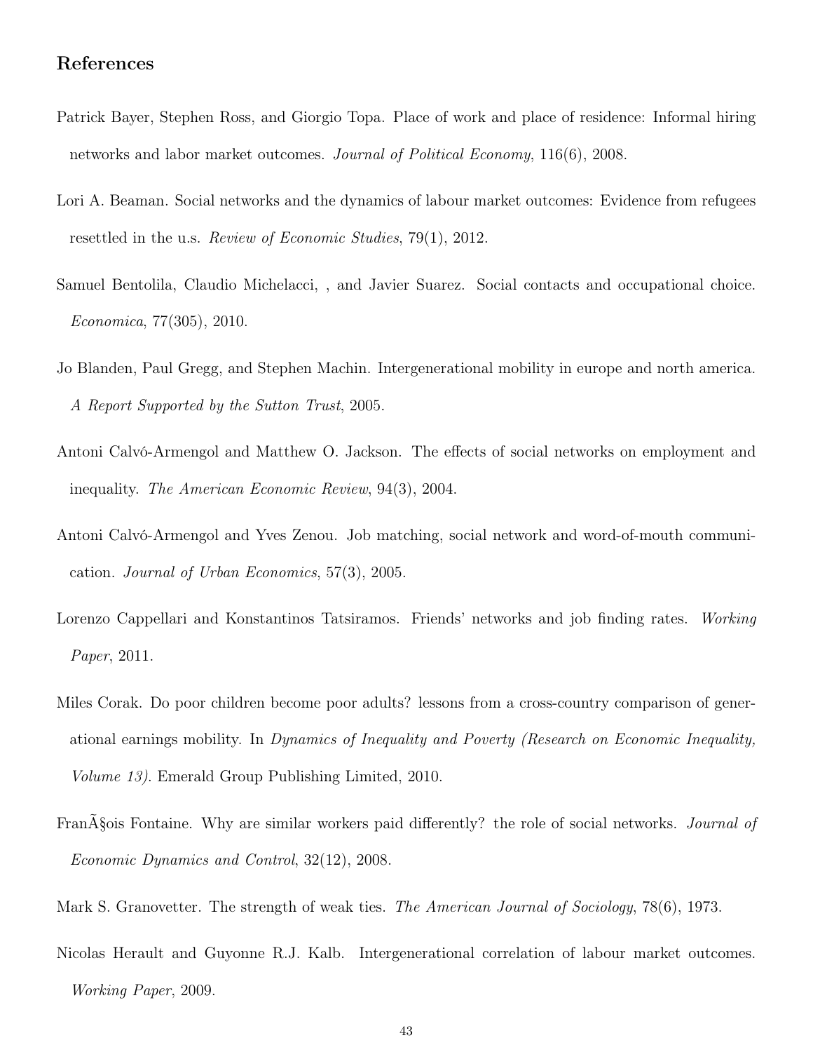## References

Patrick Bayer, Stephen Ross, and Giorgio Topa. Place of work and place of residence: Informal hiring networks and labor market outcomes. *Journal of Political Economy*, 116(6), 2008.

Lori A. Beaman. Social networks and the dynamics of labour market outcomes: Evidence from refugees resettled in the u.s. *Review of Economic Studies*, 79(1), 2012.

Samuel Bentolila, Claudio Michelacci, , and Javier Suarez. Social contacts and occupational choice. *Economica*, 77(305), 2010.

Jo Blanden, Paul Gregg, and Stephen Machin. Intergenerational mobility in europe and north america. *A Report Supported by the Sutton Trust*, 2005.

Antoni Calvó-Armengol and Matthew O. Jackson. The effects of social networks on employment and inequality. *The American Economic Review*, 94(3), 2004.

Antoni Calvó-Armengol and Yves Zenou. Job matching, social network and word-of-mouth communication. *Journal of Urban Economics*, 57(3), 2005.

Lorenzo Cappellari and Konstantinos Tatsiramos. Friends' networks and job finding rates. *Working Paper*, 2011.

Miles Corak. Do poor children become poor adults? lessons from a cross-country comparison of generational earnings mobility. In *Dynamics of Inequality and Poverty (Research on Economic Inequality, Volume 13)*. Emerald Group Publishing Limited, 2010.

FranÃ§ois Fontaine. Why are similar workers paid differently? the role of social networks. *Journal of Economic Dynamics and Control*, 32(12), 2008.

Mark S. Granovetter. The strength of weak ties. *The American Journal of Sociology*, 78(6), 1973.

Nicolas Herault and Guyonne R.J. Kalb. Intergenerational correlation of labour market outcomes. *Working Paper*, 2009.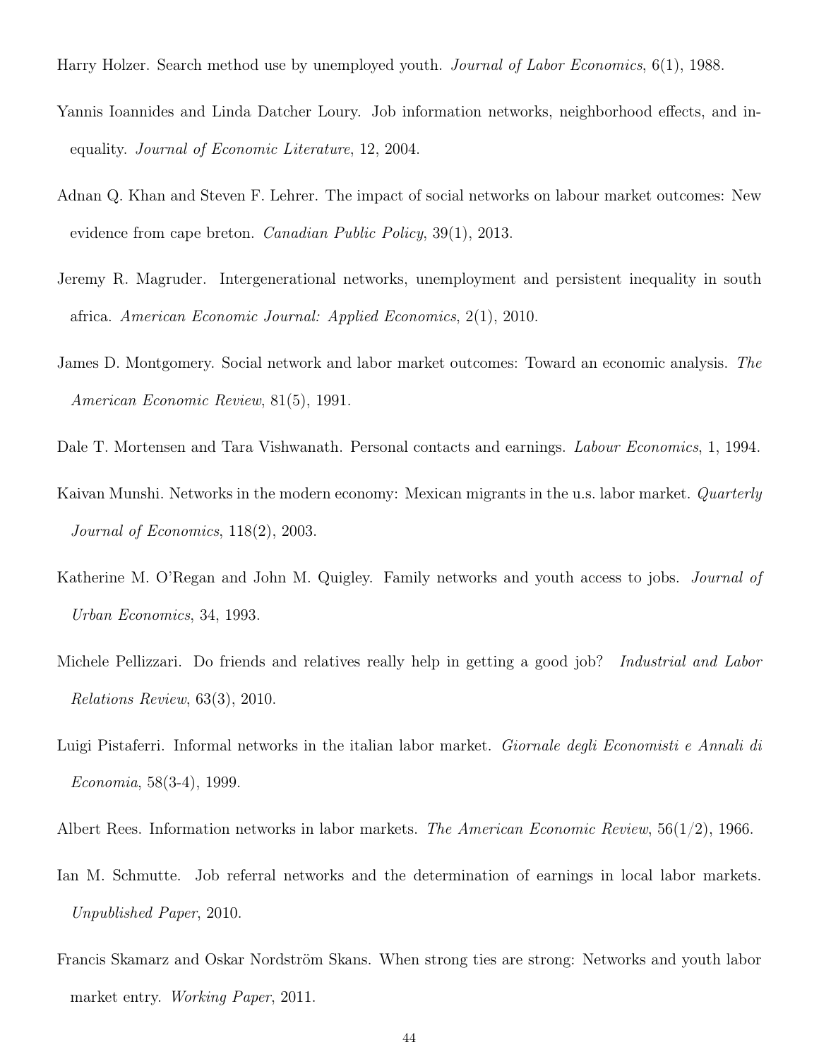Harry Holzer. Search method use by unemployed youth. *Journal of Labor Economics*, 6(1), 1988.

Yannis Ioannides and Linda Datcher Loury. Job information networks, neighborhood effects, and inequality. *Journal of Economic Literature*, 12, 2004.

Adnan Q. Khan and Steven F. Lehrer. The impact of social networks on labour market outcomes: New evidence from cape breton. *Canadian Public Policy*, 39(1), 2013.

Jeremy R. Magruder. Intergenerational networks, unemployment and persistent inequality in south africa. *American Economic Journal: Applied Economics*, 2(1), 2010.

James D. Montgomery. Social network and labor market outcomes: Toward an economic analysis. *The American Economic Review*, 81(5), 1991.

Dale T. Mortensen and Tara Vishwanath. Personal contacts and earnings. *Labour Economics*, 1, 1994.

Kaivan Munshi. Networks in the modern economy: Mexican migrants in the u.s. labor market. *Quarterly Journal of Economics*, 118(2), 2003.

Katherine M. O'Regan and John M. Quigley. Family networks and youth access to jobs. *Journal of Urban Economics*, 34, 1993.

Michele Pellizzari. Do friends and relatives really help in getting a good job? *Industrial and Labor Relations Review*, 63(3), 2010.

Luigi Pistaferri. Informal networks in the italian labor market. *Giornale degli Economisti e Annali di Economia*, 58(3-4), 1999.

Albert Rees. Information networks in labor markets. *The American Economic Review*, 56(1/2), 1966.

Ian M. Schmutte. Job referral networks and the determination of earnings in local labor markets. *Unpublished Paper*, 2010.

Francis Skamarz and Oskar Nordström Skans. When strong ties are strong: Networks and youth labor market entry. *Working Paper*, 2011.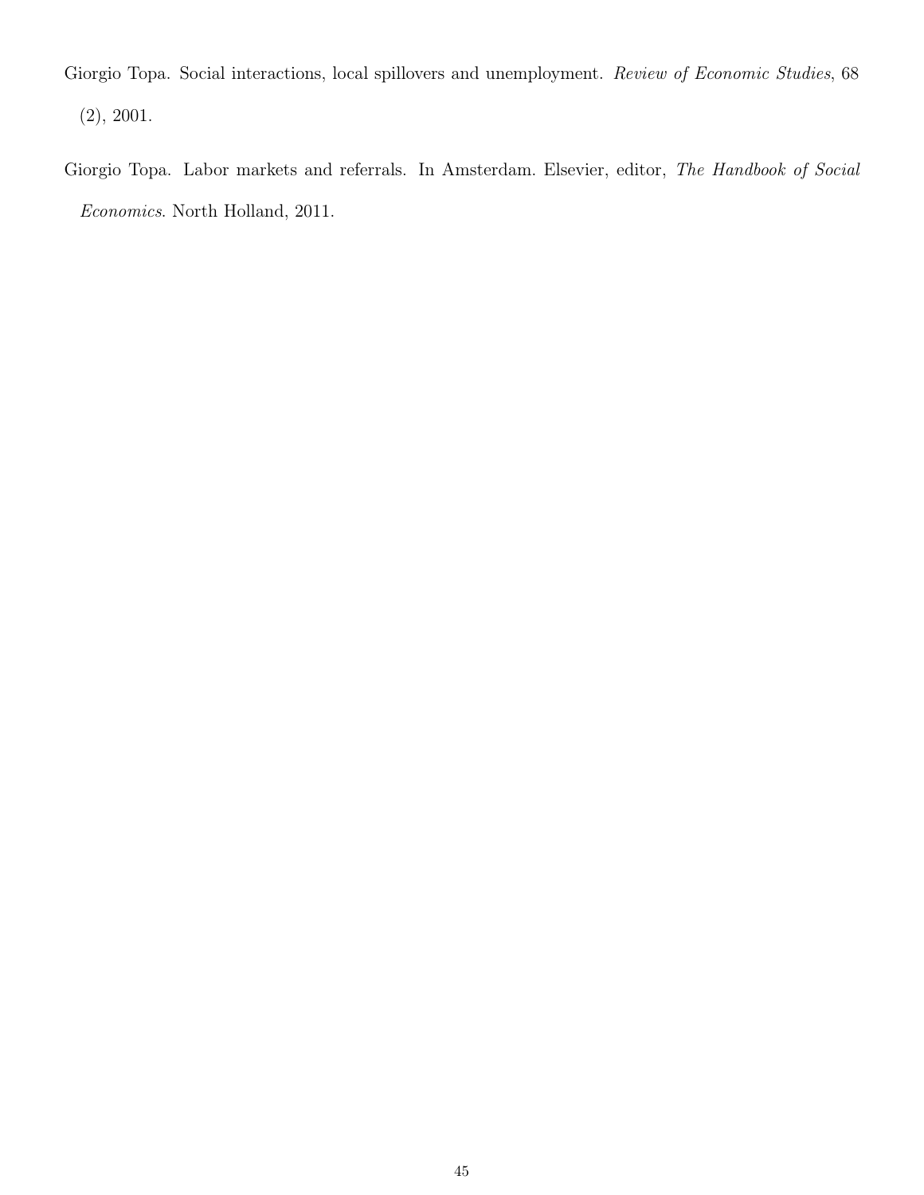Giorgio Topa. Social interactions, local spillovers and unemployment. *Review of Economic Studies*, 68 (2), 2001.

Giorgio Topa. Labor markets and referrals. In Amsterdam. Elsevier, editor, *The Handbook of Social Economics*. North Holland, 2011.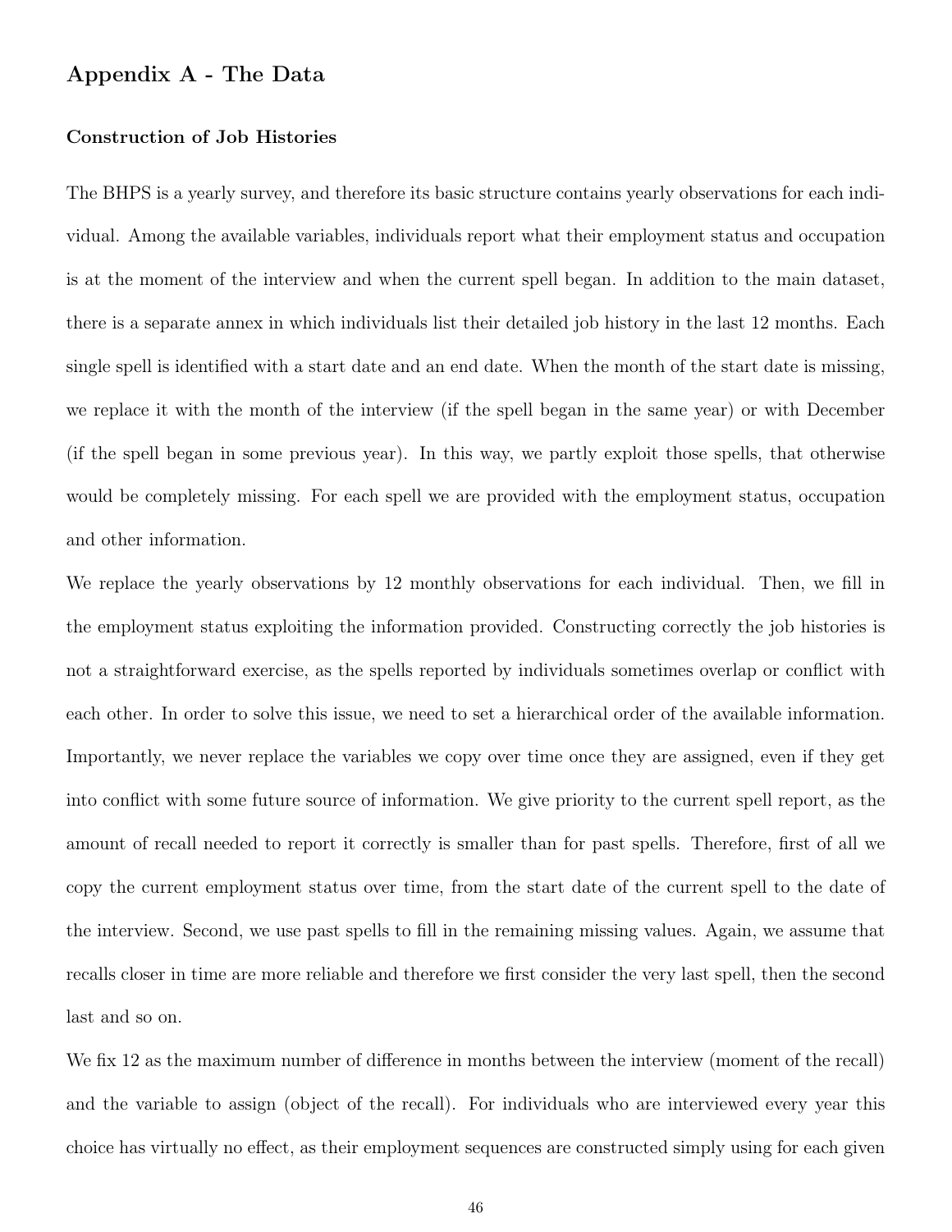## Appendix A - The Data

### Construction of Job Histories

The BHPS is a yearly survey, and therefore its basic structure contains yearly observations for each individual. Among the available variables, individuals report what their employment status and occupation is at the moment of the interview and when the current spell began. In addition to the main dataset, there is a separate annex in which individuals list their detailed job history in the last 12 months. Each single spell is identified with a start date and an end date. When the month of the start date is missing, we replace it with the month of the interview (if the spell began in the same year) or with December (if the spell began in some previous year). In this way, we partly exploit those spells, that otherwise would be completely missing. For each spell we are provided with the employment status, occupation and other information.

We replace the yearly observations by 12 monthly observations for each individual. Then, we fill in the employment status exploiting the information provided. Constructing correctly the job histories is not a straightforward exercise, as the spells reported by individuals sometimes overlap or conflict with each other. In order to solve this issue, we need to set a hierarchical order of the available information. Importantly, we never replace the variables we copy over time once they are assigned, even if they get into conflict with some future source of information. We give priority to the current spell report, as the amount of recall needed to report it correctly is smaller than for past spells. Therefore, first of all we copy the current employment status over time, from the start date of the current spell to the date of the interview. Second, we use past spells to fill in the remaining missing values. Again, we assume that recalls closer in time are more reliable and therefore we first consider the very last spell, then the second last and so on.

We fix 12 as the maximum number of difference in months between the interview (moment of the recall) and the variable to assign (object of the recall). For individuals who are interviewed every year this choice has virtually no effect, as their employment sequences are constructed simply using for each given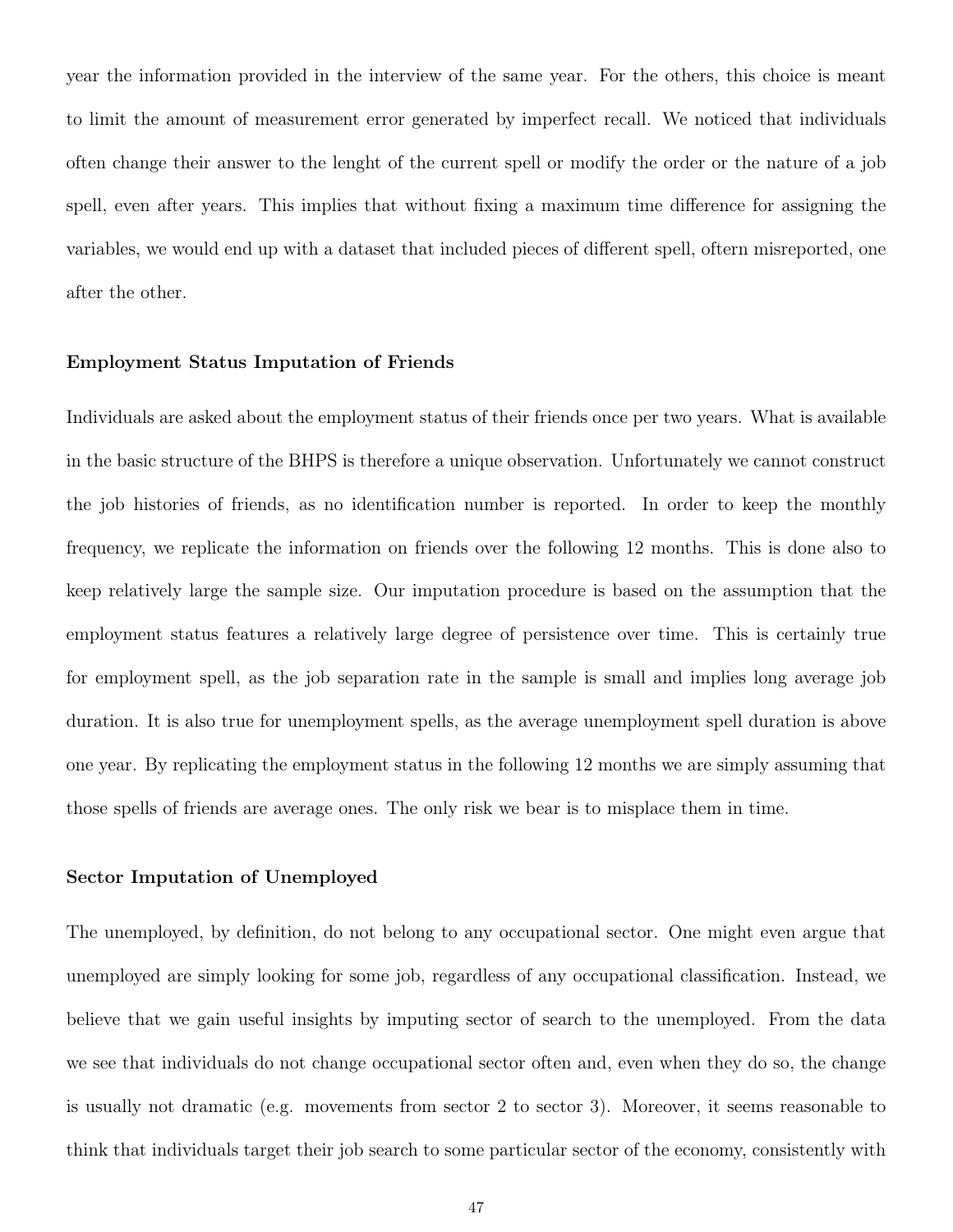year the information provided in the interview of the same year. For the others, this choice is meant to limit the amount of measurement error generated by imperfect recall. We noticed that individuals often change their answer to the lenght of the current spell or modify the order or the nature of a job spell, even after years. This implies that without fixing a maximum time difference for assigning the variables, we would end up with a dataset that included pieces of different spell, oftern misreported, one after the other.

**Employment Status Imputation of Friends**

Individuals are asked about the employment status of their friends once per two years. What is available in the basic structure of the BHPS is therefore a unique observation. Unfortunately we cannot construct the job histories of friends, as no identification number is reported. In order to keep the monthly frequency, we replicate the information on friends over the following 12 months. This is done also to keep relatively large the sample size. Our imputation procedure is based on the assumption that the employment status features a relatively large degree of persistence over time. This is certainly true for employment spell, as the job separation rate in the sample is small and implies long average job duration. It is also true for unemployment spells, as the average unemployment spell duration is above one year. By replicating the employment status in the following 12 months we are simply assuming that those spells of friends are average ones. The only risk we bear is to misplace them in time.

**Sector Imputation of Unemployed**

The unemployed, by definition, do not belong to any occupational sector. One might even argue that unemployed are simply looking for some job, regardless of any occupational classification. Instead, we believe that we gain useful insights by imputing sector of search to the unemployed. From the data we see that individuals do not change occupational sector often and, even when they do so, the change is usually not dramatic (e.g. movements from sector 2 to sector 3). Moreover, it seems reasonable to think that individuals target their job search to some particular sector of the economy, consistently with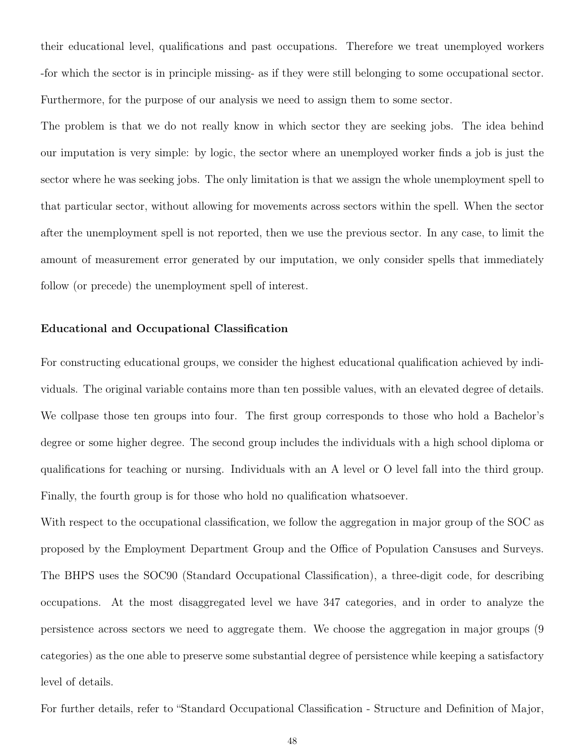their educational level, qualifications and past occupations. Therefore we treat unemployed workers -for which the sector is in principle missing- as if they were still belonging to some occupational sector. Furthermore, for the purpose of our analysis we need to assign them to some sector.

The problem is that we do not really know in which sector they are seeking jobs. The idea behind our imputation is very simple: by logic, the sector where an unemployed worker finds a job is just the sector where he was seeking jobs. The only limitation is that we assign the whole unemployment spell to that particular sector, without allowing for movements across sectors within the spell. When the sector after the unemployment spell is not reported, then we use the previous sector. In any case, to limit the amount of measurement error generated by our imputation, we only consider spells that immediately follow (or precede) the unemployment spell of interest.

**Educational and Occupational Classification**

For constructing educational groups, we consider the highest educational qualification achieved by individuals. The original variable contains more than ten possible values, with an elevated degree of details. We collpase those ten groups into four. The first group corresponds to those who hold a Bachelor's degree or some higher degree. The second group includes the individuals with a high school diploma or qualifications for teaching or nursing. Individuals with an A level or O level fall into the third group. Finally, the fourth group is for those who hold no qualification whatsoever.

With respect to the occupational classification, we follow the aggregation in major group of the SOC as proposed by the Employment Department Group and the Office of Population Cansuses and Surveys. The BHPS uses the SOC90 (Standard Occupational Classification), a three-digit code, for describing occupations. At the most disaggregated level we have 347 categories, and in order to analyze the persistence across sectors we need to aggregate them. We choose the aggregation in major groups (9 categories) as the one able to preserve some substantial degree of persistence while keeping a satisfactory level of details.

For further details, refer to "Standard Occupational Classification - Structure and Definition of Major,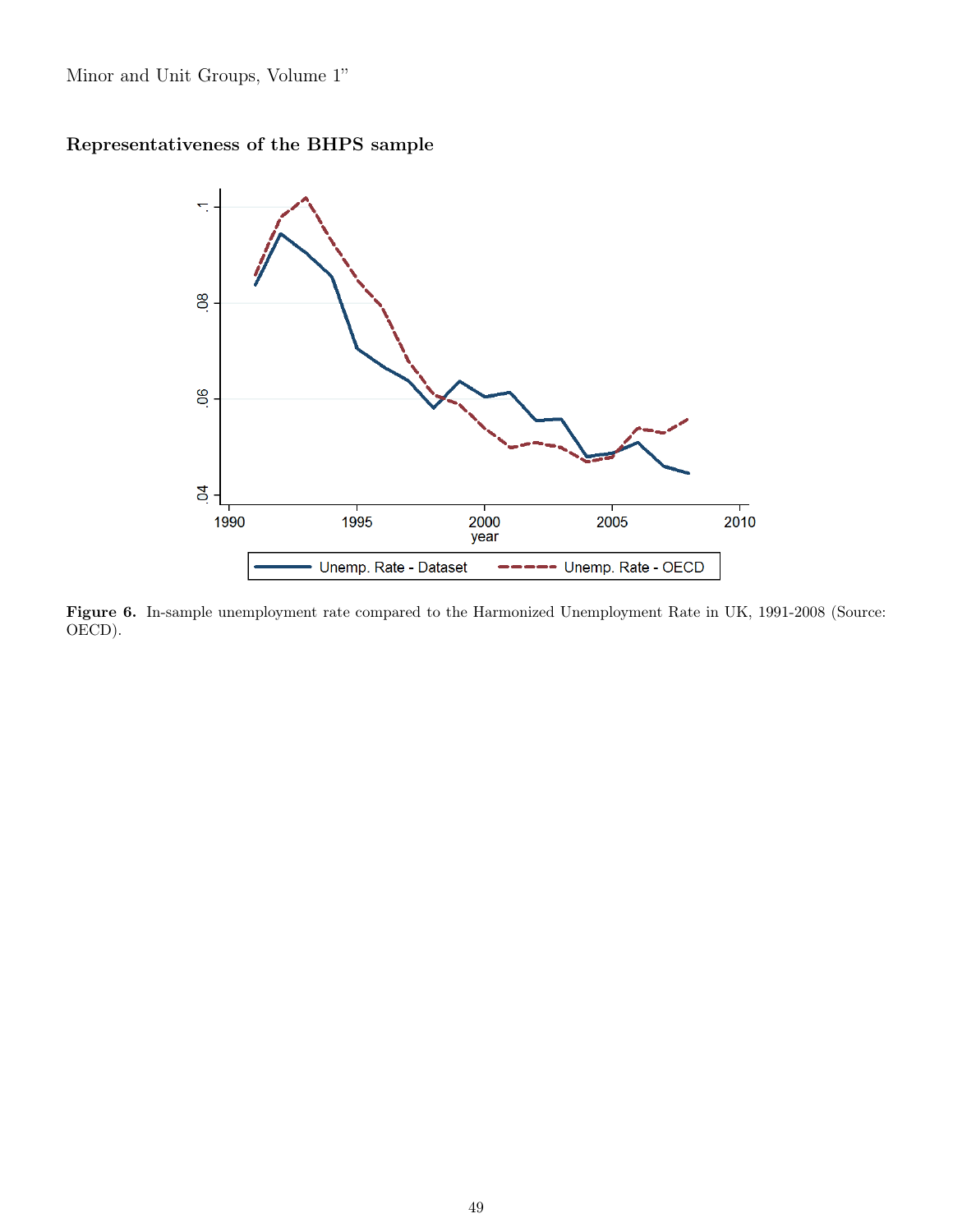Minor and Unit Groups, Volume 1"

### Representativeness of the BHPS sample

**Figure 6.** In-sample unemployment rate compared to the Harmonized Unemployment Rate in UK, 1991-2008 (Source: OECD).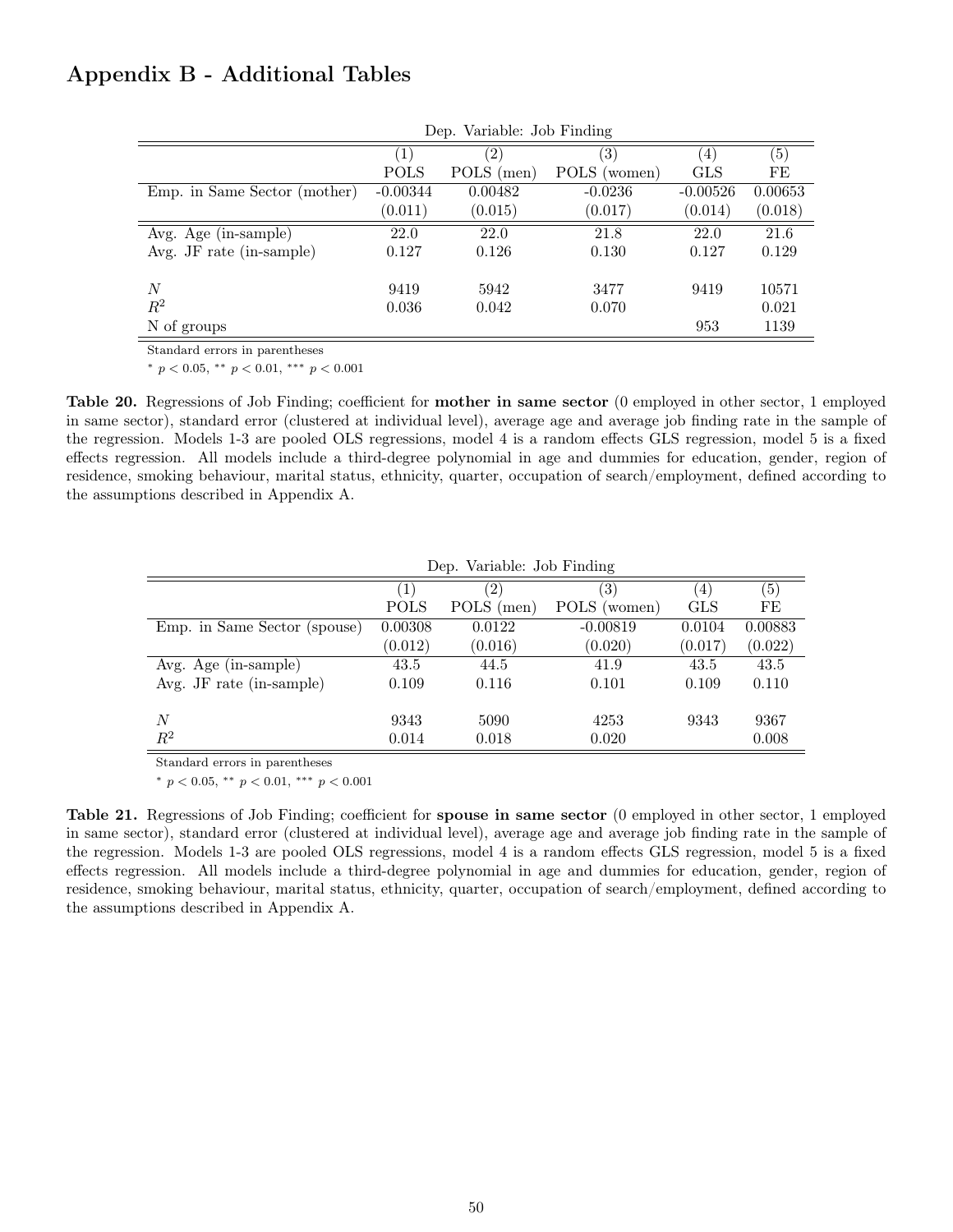## Appendix B - Additional Tables

| | Dep. Variable: Job Finding | | | | |
|---|---|---|---|---|---|
| | (1) | (2) | (3) | (4) | (5) |
| | POLS | POLS (men) | POLS (women) | GLS | FE |
| Emp. in Same Sector (mother) | -0.00344 | 0.00482 | -0.0236 | -0.00526 | 0.00653 |
| | (0.011) | (0.015) | (0.017) | (0.014) | (0.018) |
| Avg. Age (in-sample) | 22.0 | 22.0 | 21.8 | 22.0 | 21.6 |
| Avg. JF rate (in-sample) | 0.127 | 0.126 | 0.130 | 0.127 | 0.129 |
| $N$ | 9419 | 5942 | 3477 | 9419 | 10571 |
| $R^2$ | 0.036 | 0.042 | 0.070 | | 0.021 |
| N of groups | | | | 953 | 1139 |

Standard errors in parentheses

$^{*}$ $p < 0.05$, $^{**}$ $p < 0.01$, $^{***}$ $p < 0.001$

**Table 20.** Regressions of Job Finding; coefficient for **mother in same sector** (0 employed in other sector, 1 employed in same sector), standard error (clustered at individual level), average age and average job finding rate in the sample of the regression. Models 1-3 are pooled OLS regressions, model 4 is a random effects GLS regression, model 5 is a fixed effects regression. All models include a third-degree polynomial in age and dummies for education, gender, region of residence, smoking behaviour, marital status, ethnicity, quarter, occupation of search/employment, defined according to the assumptions described in Appendix A.

| | Dep. Variable: Job Finding | | | | |
|---|---|---|---|---|---|
| | (1) | (2) | (3) | (4) | (5) |
| | POLS | POLS (men) | POLS (women) | GLS | FE |
| Emp. in Same Sector (spouse) | 0.00308 | 0.0122 | -0.00819 | 0.0104 | 0.00883 |
| | (0.012) | (0.016) | (0.020) | (0.017) | (0.022) |
| Avg. Age (in-sample) | 43.5 | 44.5 | 41.9 | 43.5 | 43.5 |
| Avg. JF rate (in-sample) | 0.109 | 0.116 | 0.101 | 0.109 | 0.110 |
| $N$ | 9343 | 5090 | 4253 | 9343 | 9367 |
| $R^2$ | 0.014 | 0.018 | 0.020 | | 0.008 |

Standard errors in parentheses

$^{*}$ $p < 0.05$, $^{**}$ $p < 0.01$, $^{***}$ $p < 0.001$

**Table 21.** Regressions of Job Finding; coefficient for **spouse in same sector** (0 employed in other sector, 1 employed in same sector), standard error (clustered at individual level), average age and average job finding rate in the sample of the regression. Models 1-3 are pooled OLS regressions, model 4 is a random effects GLS regression, model 5 is a fixed effects regression. All models include a third-degree polynomial in age and dummies for education, gender, region of residence, smoking behaviour, marital status, ethnicity, quarter, occupation of search/employment, defined according to the assumptions described in Appendix A.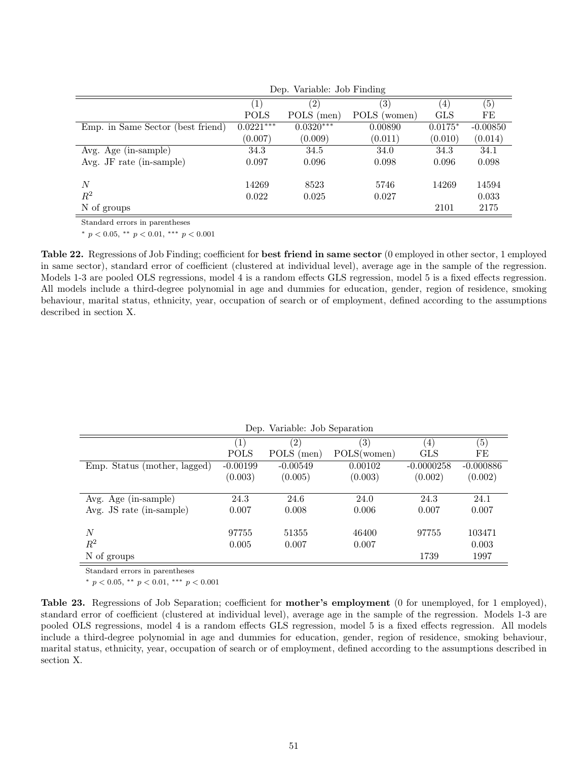| Dep. Variable: Job Finding | | | | | |
|---|---|---|---|---|---|
| | (1) | (2) | (3) | (4) | (5) |
| | POLS | POLS (men) | POLS (women) | GLS | FE |
| Emp. in Same Sector (best friend) | $0.0221^{***}$ | $0.0320^{***}$ | 0.00890 | $0.0175^{*}$ | -0.00850 |
| | (0.007) | (0.009) | (0.011) | (0.010) | (0.014) |
| Avg. Age (in-sample) | 34.3 | 34.5 | 34.0 | 34.3 | 34.1 |
| Avg. JF rate (in-sample) | 0.097 | 0.096 | 0.098 | 0.096 | 0.098 |
| $N$ | 14269 | 8523 | 5746 | 14269 | 14594 |
| $R^2$ | 0.022 | 0.025 | 0.027 | | 0.033 |
| N of groups | | | | 2101 | 2175 |

Standard errors in parentheses

$^{*}$ $p < 0.05$, $^{**}$ $p < 0.01$, $^{***}$ $p < 0.001$

**Table 22.** Regressions of Job Finding; coefficient for **best friend in same sector** (0 employed in other sector, 1 employed in same sector), standard error of coefficient (clustered at individual level), average age in the sample of the regression. Models 1-3 are pooled OLS regressions, model 4 is a random effects GLS regression, model 5 is a fixed effects regression. All models include a third-degree polynomial in age and dummies for education, gender, region of residence, smoking behaviour, marital status, ethnicity, year, occupation of search or of employment, defined according to the assumptions described in section X.

| Dep. Variable: Job Separation | | | | | |
|---|---|---|---|---|---|
| | (1) | (2) | (3) | (4) | (5) |
| | POLS | POLS (men) | POLS(women) | GLS | FE |
| Emp. Status (mother, lagged) | -0.00199 | -0.00549 | 0.00102 | -0.0000258 | -0.000886 |
| | (0.003) | (0.005) | (0.003) | (0.002) | (0.002) |
| Avg. Age (in-sample) | 24.3 | 24.6 | 24.0 | 24.3 | 24.1 |
| Avg. JS rate (in-sample) | 0.007 | 0.008 | 0.006 | 0.007 | 0.007 |
| $N$ | 97755 | 51355 | 46400 | 97755 | 103471 |
| $R^2$ | 0.005 | 0.007 | 0.007 | | 0.003 |
| N of groups | | | | 1739 | 1997 |

Standard errors in parentheses

$^{*}$ $p < 0.05$, $^{**}$ $p < 0.01$, $^{***}$ $p < 0.001$

**Table 23.** Regressions of Job Separation; coefficient for **mother's employment** (0 for unemployed, for 1 employed), standard error of coefficient (clustered at individual level), average age in the sample of the regression. Models 1-3 are pooled OLS regressions, model 4 is a random effects GLS regression, model 5 is a fixed effects regression. All models include a third-degree polynomial in age and dummies for education, gender, region of residence, smoking behaviour, marital status, ethnicity, year, occupation of search or of employment, defined according to the assumptions described in section X.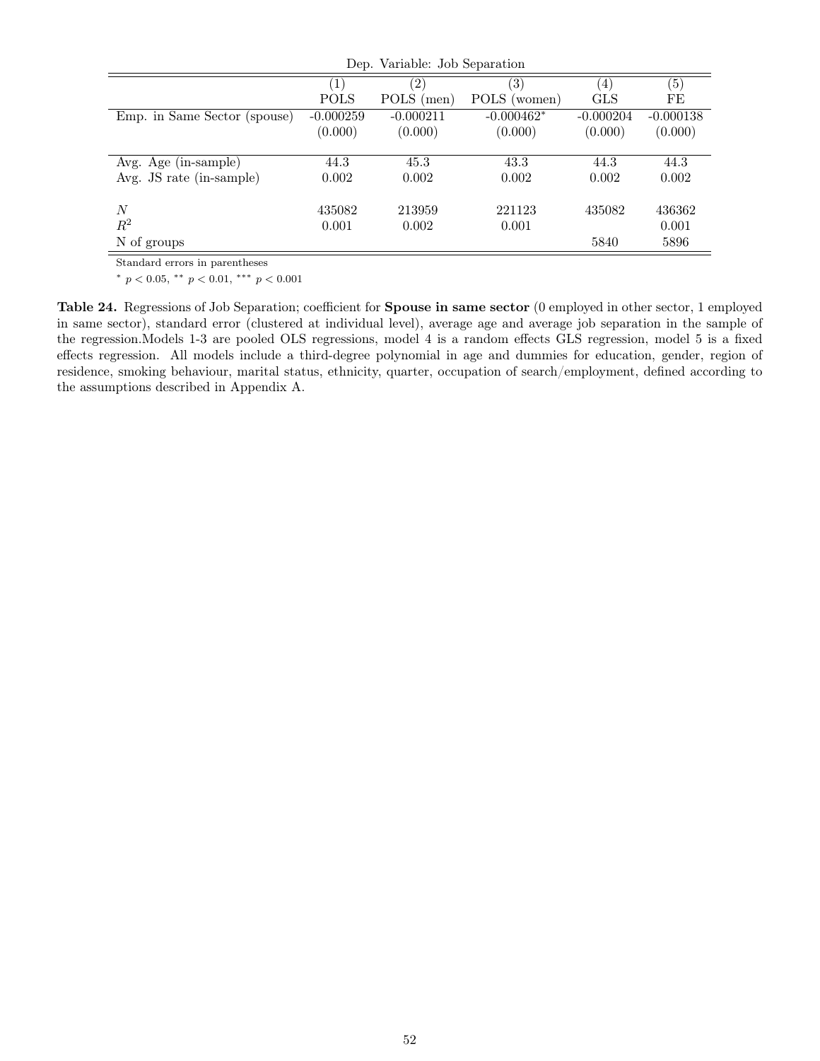Dep. Variable: Job Separation

| | (1) | (2) | (3) | (4) | (5) |
|---|---|---|---|---|---|
| | POLS | POLS (men) | POLS (women) | GLS | FE |
| Emp. in Same Sector (spouse) | -0.000259 | -0.000211 | -0.000462* | -0.000204 | -0.000138 |
| | (0.000) | (0.000) | (0.000) | (0.000) | (0.000) |
| Avg. Age (in-sample) | 44.3 | 45.3 | 43.3 | 44.3 | 44.3 |
| Avg. JS rate (in-sample) | 0.002 | 0.002 | 0.002 | 0.002 | 0.002 |
| $N$ | 435082 | 213959 | 221123 | 435082 | 436362 |
| $R^2$ | 0.001 | 0.002 | 0.001 | | 0.001 |
| N of groups | | | | 5840 | 5896 |

Standard errors in parentheses

* $p < 0.05$, ** $p < 0.01$, *** $p < 0.001$

**Table 24.** Regressions of Job Separation; coefficient for **Spouse in same sector** (0 employed in other sector, 1 employed in same sector), standard error (clustered at individual level), average age and average job separation in the sample of the regression.Models 1-3 are pooled OLS regressions, model 4 is a random effects GLS regression, model 5 is a fixed effects regression. All models include a third-degree polynomial in age and dummies for education, gender, region of residence, smoking behaviour, marital status, ethnicity, quarter, occupation of search/employment, defined according to the assumptions described in Appendix A.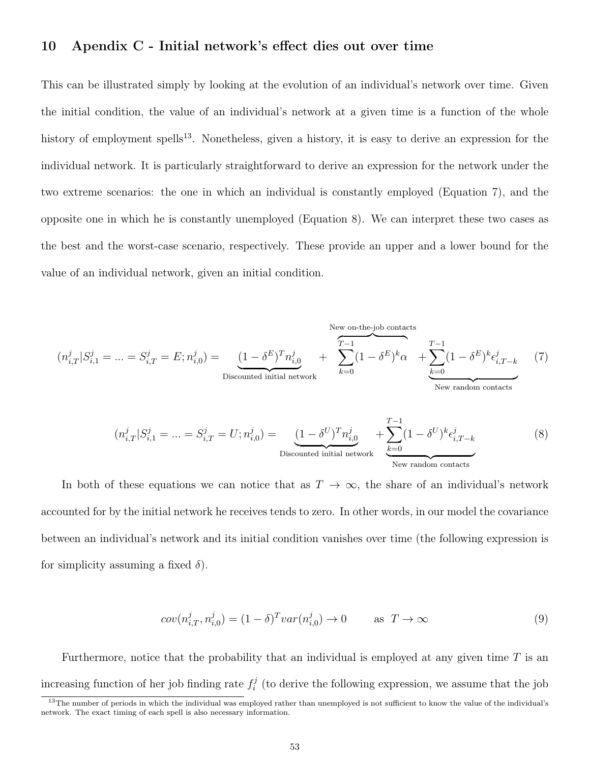# 10 Appendix C - Initial network's effect dies out over time

This can be illustrated simply by looking at the evolution of an individual's network over time. Given the initial condition, the value of an individual's network at a given time is a function of the whole history of employment spells[13]. Nonetheless, given a history, it is easy to derive an expression for the individual network. It is particularly straightforward to derive an expression for the network under the two extreme scenarios: the one in which an individual is constantly employed (Equation 7), and the opposite one in which he is constantly unemployed (Equation 8). We can interpret these two cases as the best and the worst-case scenario, respectively. These provide an upper and a lower bound for the value of an individual network, given an initial condition.

$$(n^j_{i,T}|S^j_{i,1} = ... = S^j_{i,T} = E; n^j_{i,0}) = \underbrace{(1-\delta^E)^T n^j_{i,0}}_{\text{Discounted initial network}} + \overbrace{\sum_{k=0}^{T-1}(1-\delta^E)^k \alpha}^{\text{New on-the-job contacts}} + \underbrace{\sum_{k=0}^{T-1}(1-\delta^E)^k \epsilon^j_{i,T-k}}_{\text{New random contacts}} \tag{7}$$

$$(n^j_{i,T}|S^j_{i,1} = ... = S^j_{i,T} = U; n^j_{i,0}) = \underbrace{(1-\delta^U)^T n^j_{i,0}}_{\text{Discounted initial network}} + \underbrace{\sum_{k=0}^{T-1}(1-\delta^U)^k \epsilon^j_{i,T-k}}_{\text{New random contacts}} \tag{8}$$

In both of these equations we can notice that as $T \to \infty$, the share of an individual's network accounted for by the initial network he receives tends to zero. In other words, in our model the covariance between an individual's network and its initial condition vanishes over time (the following expression is for simplicity assuming a fixed $\delta$).

$$cov(n^j_{i,T}, n^j_{i,0}) = (1-\delta)^T var(n^j_{i,0}) \to 0 \qquad \text{as } \; T \to \infty \tag{9}$$

Furthermore, notice that the probability that an individual is employed at any given time $T$ is an increasing function of her job finding rate $f^j_i$ (to derive the following expression, we assume that the job

[13] The number of periods in which the individual was employed rather than unemployed is not sufficient to know the value of the individual's network. The exact timing of each spell is also necessary information.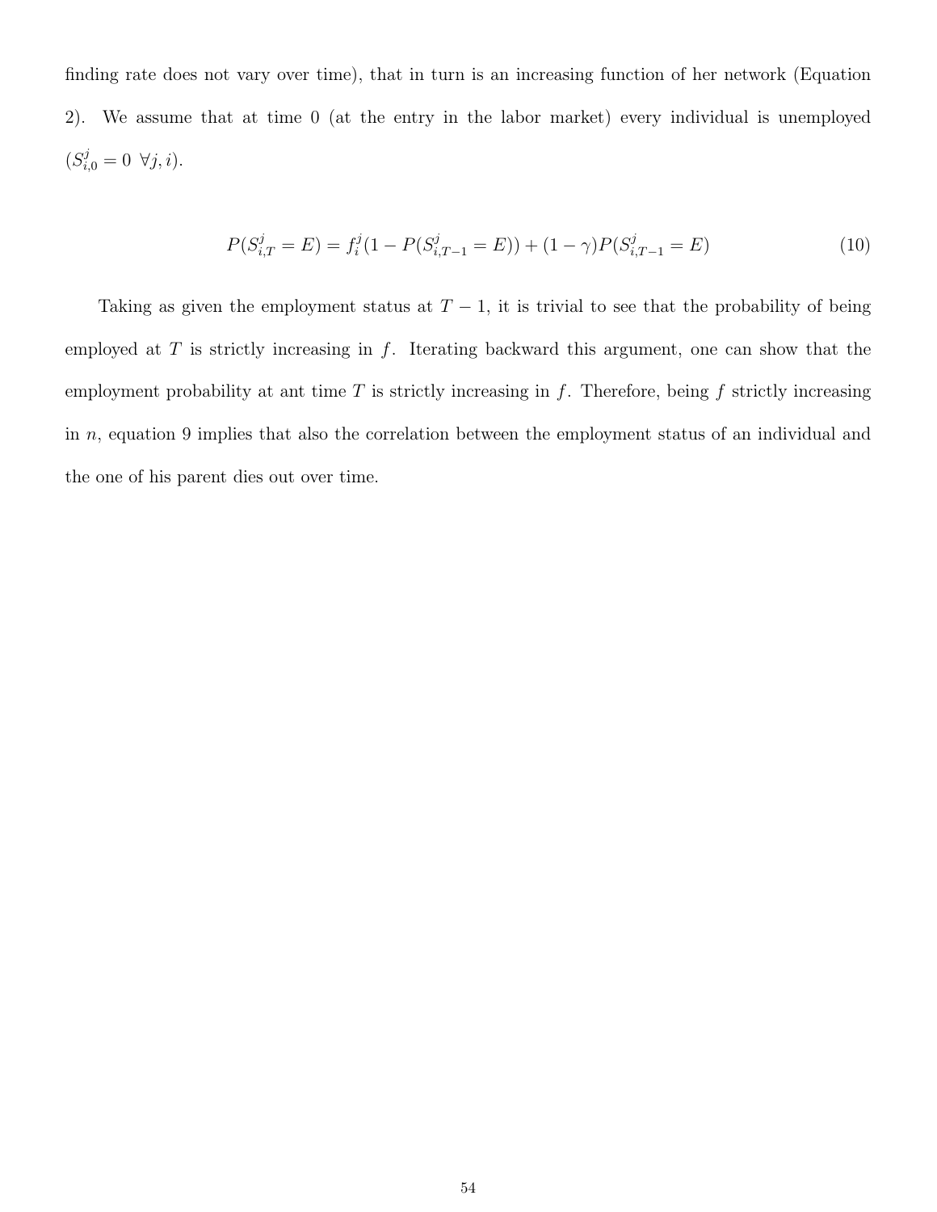finding rate does not vary over time), that in turn is an increasing function of her network (Equation 2). We assume that at time 0 (at the entry in the labor market) every individual is unemployed ($S^j_{i,0} = 0 \ \forall j, i$).

$$P(S^j_{i,T} = E) = f^j_i(1 - P(S^j_{i,T-1} = E)) + (1 - \gamma)P(S^j_{i,T-1} = E) \tag{10}$$

Taking as given the employment status at $T - 1$, it is trivial to see that the probability of being employed at $T$ is strictly increasing in $f$. Iterating backward this argument, one can show that the employment probability at ant time $T$ is strictly increasing in $f$. Therefore, being $f$ strictly increasing in $n$, equation 9 implies that also the correlation between the employment status of an individual and the one of his parent dies out over time.